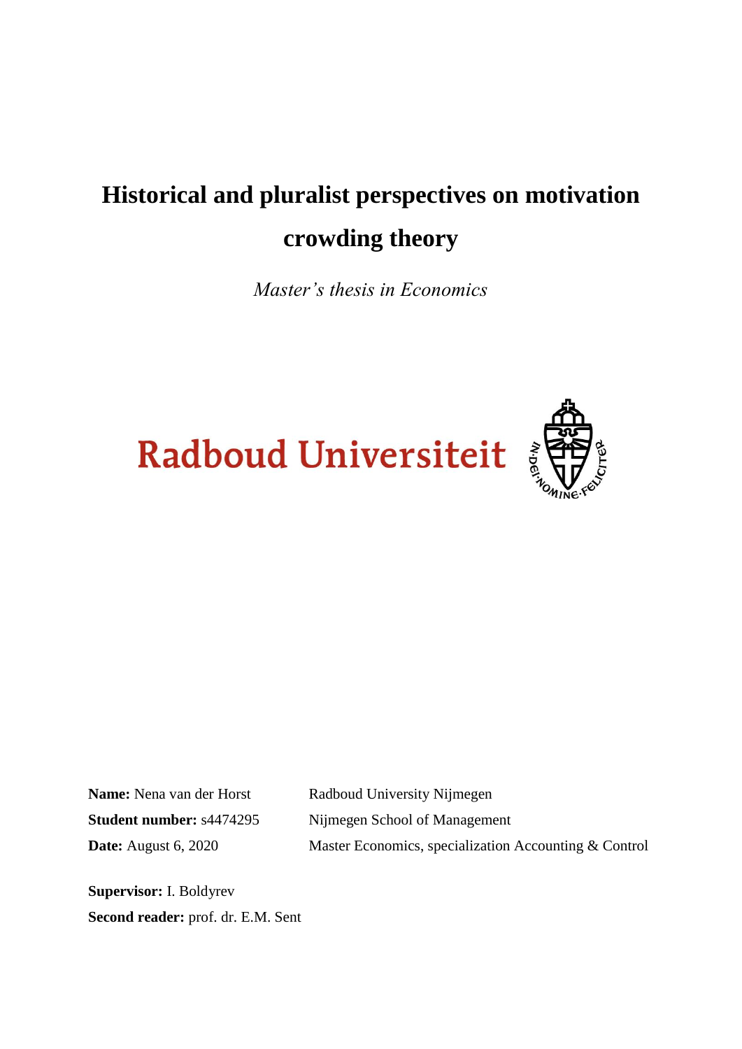# Historical and pluralist perspectives on motivation crowding theory

*Master's thesis in Economics*

Radboud Universiteit

**Name:** Nena van der Horst
**Student number:** s4474295
**Date:** August 6, 2020

Radboud University Nijmegen
Nijmegen School of Management
Master Economics, specialization Accounting & Control

**Supervisor:** I. Boldyrev
**Second reader:** prof. dr. E.M. Sent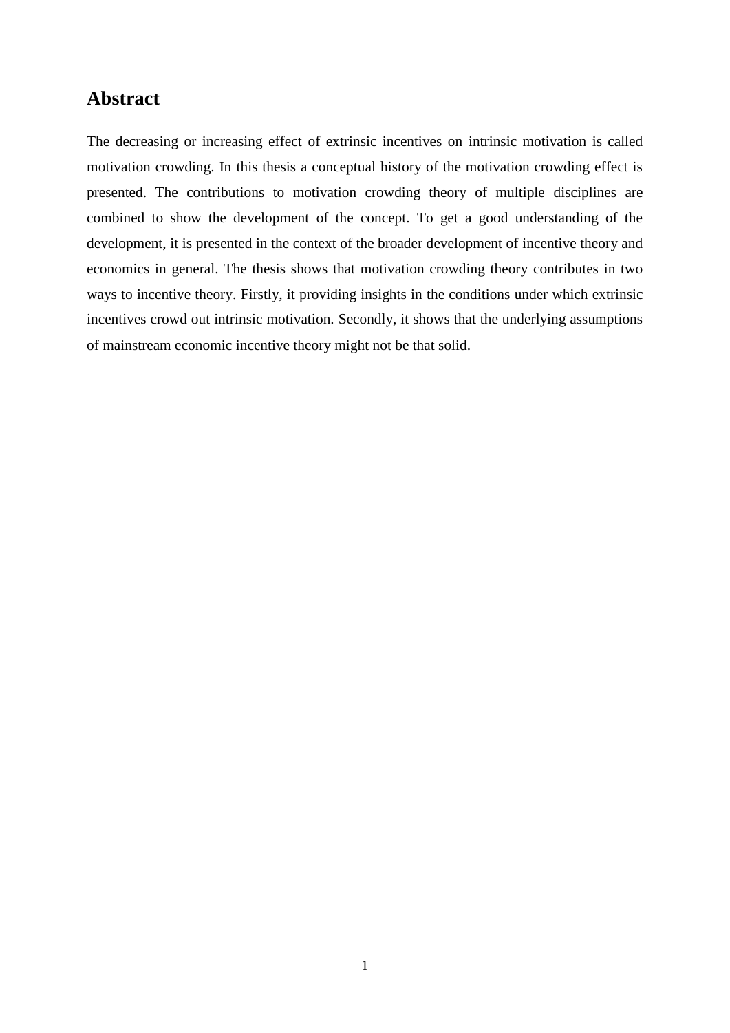## Abstract

The decreasing or increasing effect of extrinsic incentives on intrinsic motivation is called motivation crowding. In this thesis a conceptual history of the motivation crowding effect is presented. The contributions to motivation crowding theory of multiple disciplines are combined to show the development of the concept. To get a good understanding of the development, it is presented in the context of the broader development of incentive theory and economics in general. The thesis shows that motivation crowding theory contributes in two ways to incentive theory. Firstly, it providing insights in the conditions under which extrinsic incentives crowd out intrinsic motivation. Secondly, it shows that the underlying assumptions of mainstream economic incentive theory might not be that solid.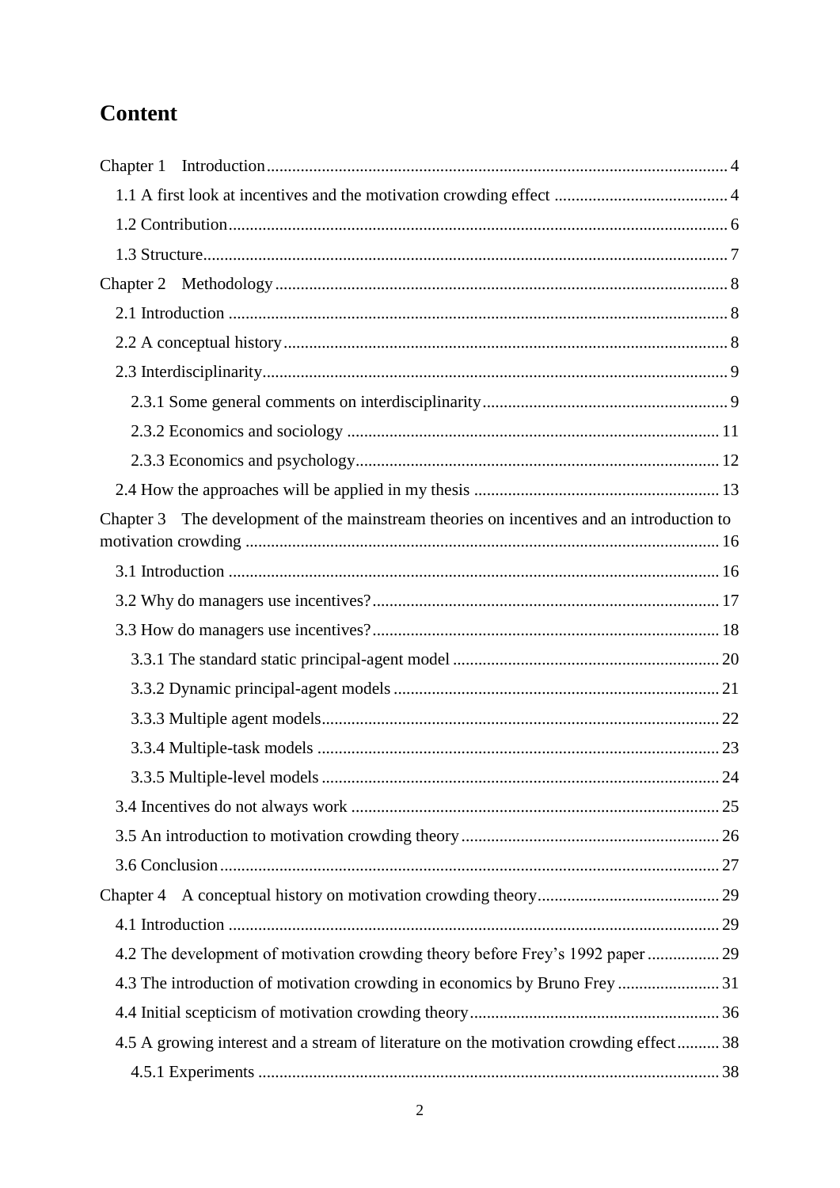# Content

Chapter 1 Introduction ........................................................................................................ 4

1.1 A first look at incentives and the motivation crowding effect ......................................... 4

1.2 Contribution ................................................................................................................. 6

1.3 Structure ...................................................................................................................... 7

Chapter 2 Methodology ....................................................................................................... 8

2.1 Introduction .................................................................................................................. 8

2.2 A conceptual history ..................................................................................................... 8

2.3 Interdisciplinarity ......................................................................................................... 9

2.3.1 Some general comments on interdisciplinarity ......................................................... 9

2.3.2 Economics and sociology ....................................................................................... 11

2.3.3 Economics and psychology ..................................................................................... 12

2.4 How the approaches will be applied in my thesis .......................................................... 13

Chapter 3 The development of the mainstream theories on incentives and an introduction to motivation crowding ............................................................................................................ 16

3.1 Introduction ................................................................................................................ 16

3.2 Why do managers use incentives? ................................................................................ 17

3.3 How do managers use incentives? ................................................................................ 18

3.3.1 The standard static principal-agent model .............................................................. 20

3.3.2 Dynamic principal-agent models ............................................................................ 21

3.3.3 Multiple agent models ............................................................................................ 22

3.3.4 Multiple-task models .............................................................................................. 23

3.3.5 Multiple-level models ............................................................................................. 24

3.4 Incentives do not always work ...................................................................................... 25

3.5 An introduction to motivation crowding theory ............................................................. 26

3.6 Conclusion .................................................................................................................. 27

Chapter 4 A conceptual history on motivation crowding theory ........................................... 29

4.1 Introduction ................................................................................................................ 29

4.2 The development of motivation crowding theory before Frey's 1992 paper ................. 29

4.3 The introduction of motivation crowding in economics by Bruno Frey ......................... 31

4.4 Initial scepticism of motivation crowding theory ........................................................... 36

4.5 A growing interest and a stream of literature on the motivation crowding effect .......... 38

4.5.1 Experiments ............................................................................................................ 38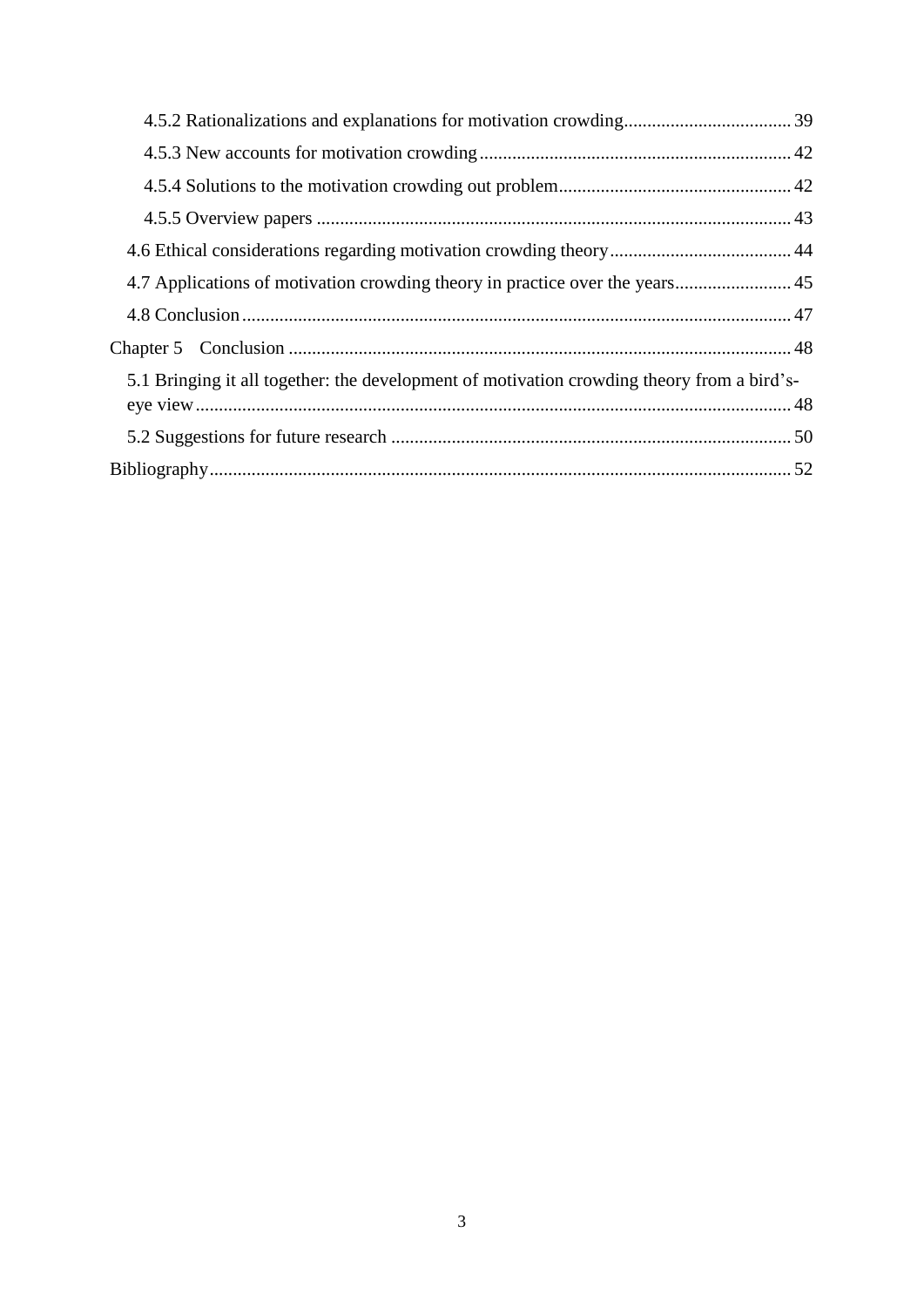4.5.2 Rationalizations and explanations for motivation crowding .................................... 39

4.5.3 New accounts for motivation crowding ................................................................... 42

4.5.4 Solutions to the motivation crowding out problem .................................................. 42

4.5.5 Overview papers ...................................................................................................... 43

4.6 Ethical considerations regarding motivation crowding theory ....................................... 44

4.7 Applications of motivation crowding theory in practice over the years ......................... 45

4.8 Conclusion ...................................................................................................................... 47

Chapter 5 Conclusion ............................................................................................................ 48

5.1 Bringing it all together: the development of motivation crowding theory from a bird's-eye view ................................................................................................................................ 48

5.2 Suggestions for future research ...................................................................................... 50

Bibliography ............................................................................................................................. 52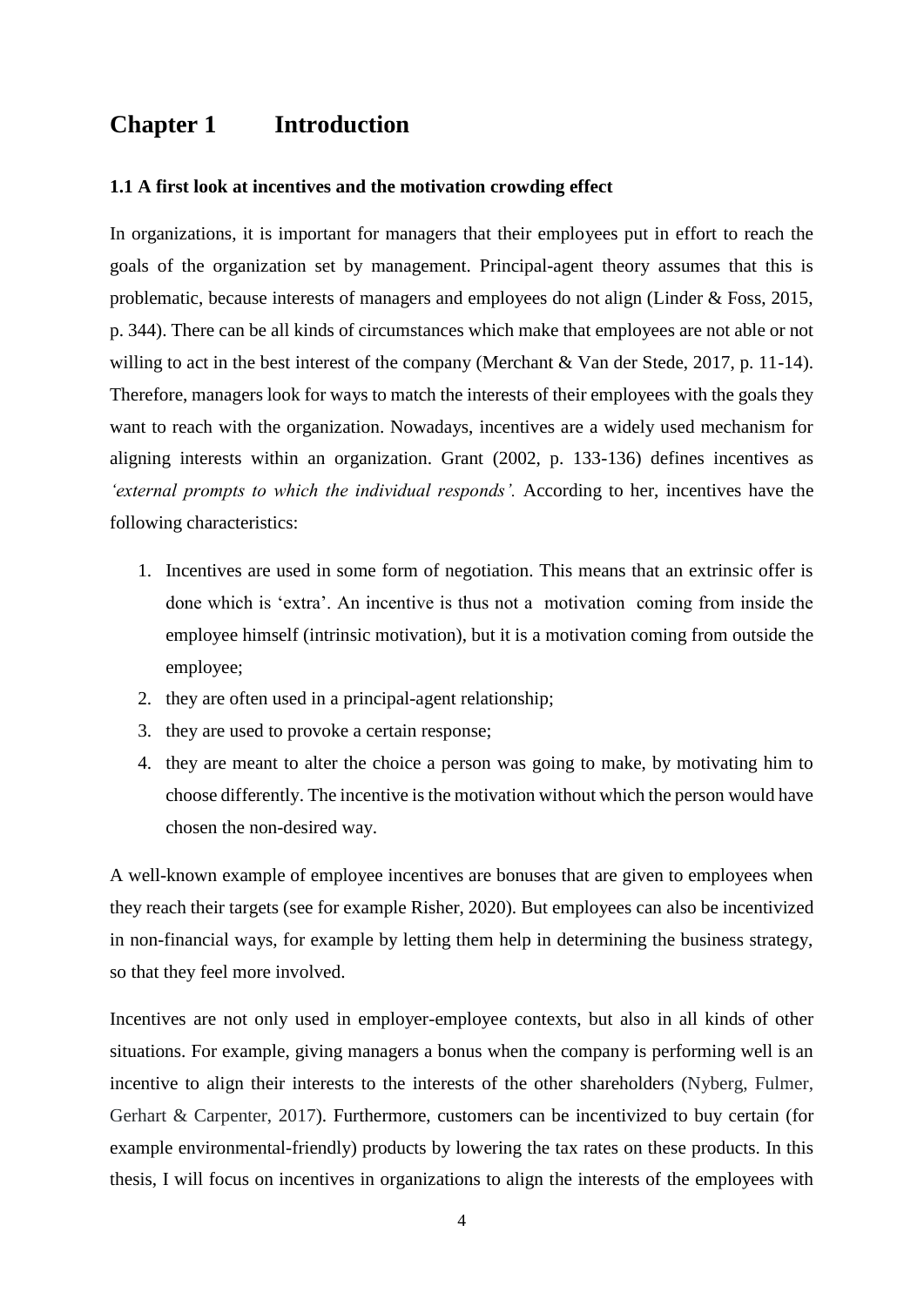# Chapter 1 Introduction

### 1.1 A first look at incentives and the motivation crowding effect

In organizations, it is important for managers that their employees put in effort to reach the goals of the organization set by management. Principal-agent theory assumes that this is problematic, because interests of managers and employees do not align (Linder & Foss, 2015, p. 344). There can be all kinds of circumstances which make that employees are not able or not willing to act in the best interest of the company (Merchant & Van der Stede, 2017, p. 11-14). Therefore, managers look for ways to match the interests of their employees with the goals they want to reach with the organization. Nowadays, incentives are a widely used mechanism for aligning interests within an organization. Grant (2002, p. 133-136) defines incentives as *'external prompts to which the individual responds'.* According to her, incentives have the following characteristics:

1. Incentives are used in some form of negotiation. This means that an extrinsic offer is done which is 'extra'. An incentive is thus not a motivation coming from inside the employee himself (intrinsic motivation), but it is a motivation coming from outside the employee;
2. they are often used in a principal-agent relationship;
3. they are used to provoke a certain response;
4. they are meant to alter the choice a person was going to make, by motivating him to choose differently. The incentive is the motivation without which the person would have chosen the non-desired way.

A well-known example of employee incentives are bonuses that are given to employees when they reach their targets (see for example Risher, 2020). But employees can also be incentivized in non-financial ways, for example by letting them help in determining the business strategy, so that they feel more involved.

Incentives are not only used in employer-employee contexts, but also in all kinds of other situations. For example, giving managers a bonus when the company is performing well is an incentive to align their interests to the interests of the other shareholders (Nyberg, Fulmer, Gerhart & Carpenter, 2017). Furthermore, customers can be incentivized to buy certain (for example environmental-friendly) products by lowering the tax rates on these products. In this thesis, I will focus on incentives in organizations to align the interests of the employees with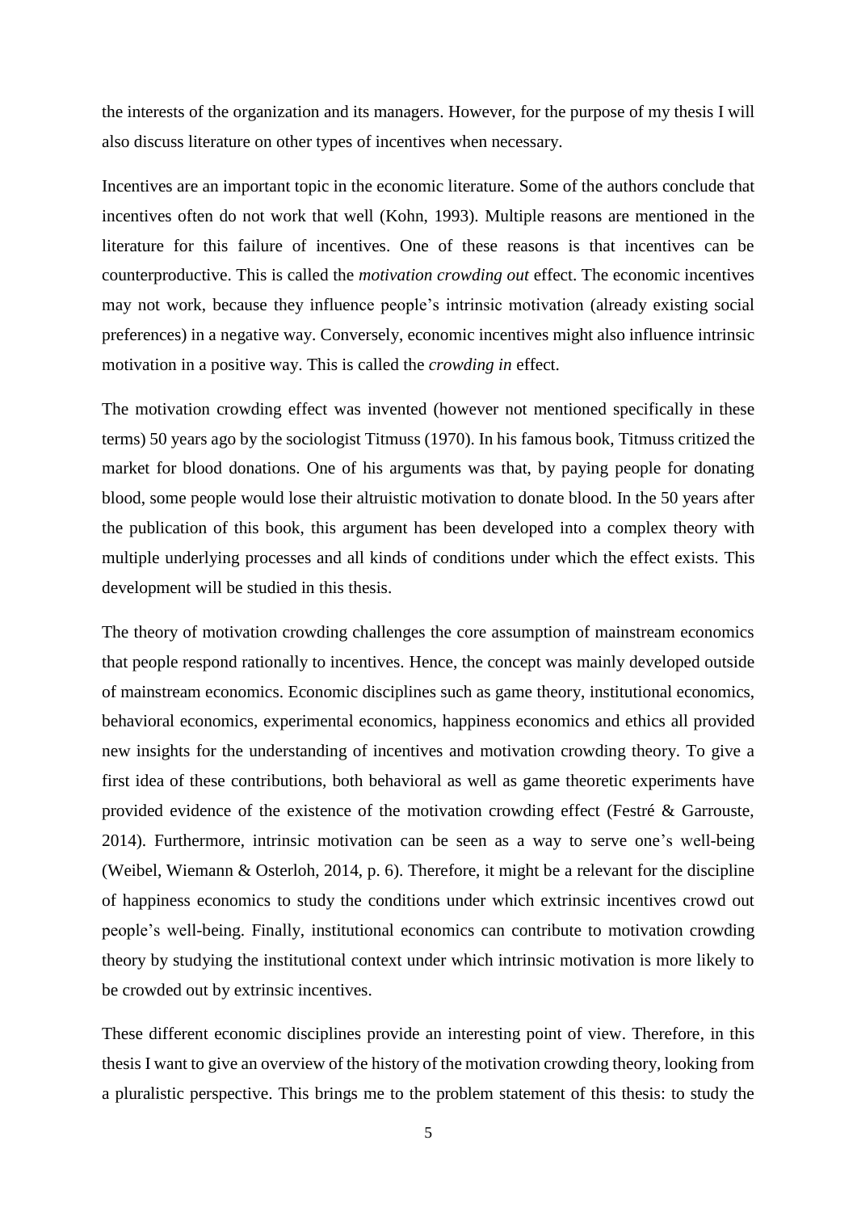the interests of the organization and its managers. However, for the purpose of my thesis I will also discuss literature on other types of incentives when necessary.

Incentives are an important topic in the economic literature. Some of the authors conclude that incentives often do not work that well (Kohn, 1993). Multiple reasons are mentioned in the literature for this failure of incentives. One of these reasons is that incentives can be counterproductive. This is called the *motivation crowding out* effect. The economic incentives may not work, because they influence people's intrinsic motivation (already existing social preferences) in a negative way. Conversely, economic incentives might also influence intrinsic motivation in a positive way. This is called the *crowding in* effect.

The motivation crowding effect was invented (however not mentioned specifically in these terms) 50 years ago by the sociologist Titmuss (1970). In his famous book, Titmuss critized the market for blood donations. One of his arguments was that, by paying people for donating blood, some people would lose their altruistic motivation to donate blood. In the 50 years after the publication of this book, this argument has been developed into a complex theory with multiple underlying processes and all kinds of conditions under which the effect exists. This development will be studied in this thesis.

The theory of motivation crowding challenges the core assumption of mainstream economics that people respond rationally to incentives. Hence, the concept was mainly developed outside of mainstream economics. Economic disciplines such as game theory, institutional economics, behavioral economics, experimental economics, happiness economics and ethics all provided new insights for the understanding of incentives and motivation crowding theory. To give a first idea of these contributions, both behavioral as well as game theoretic experiments have provided evidence of the existence of the motivation crowding effect (Festré & Garrouste, 2014). Furthermore, intrinsic motivation can be seen as a way to serve one's well-being (Weibel, Wiemann & Osterloh, 2014, p. 6). Therefore, it might be a relevant for the discipline of happiness economics to study the conditions under which extrinsic incentives crowd out people's well-being. Finally, institutional economics can contribute to motivation crowding theory by studying the institutional context under which intrinsic motivation is more likely to be crowded out by extrinsic incentives.

These different economic disciplines provide an interesting point of view. Therefore, in this thesis I want to give an overview of the history of the motivation crowding theory, looking from a pluralistic perspective. This brings me to the problem statement of this thesis: to study the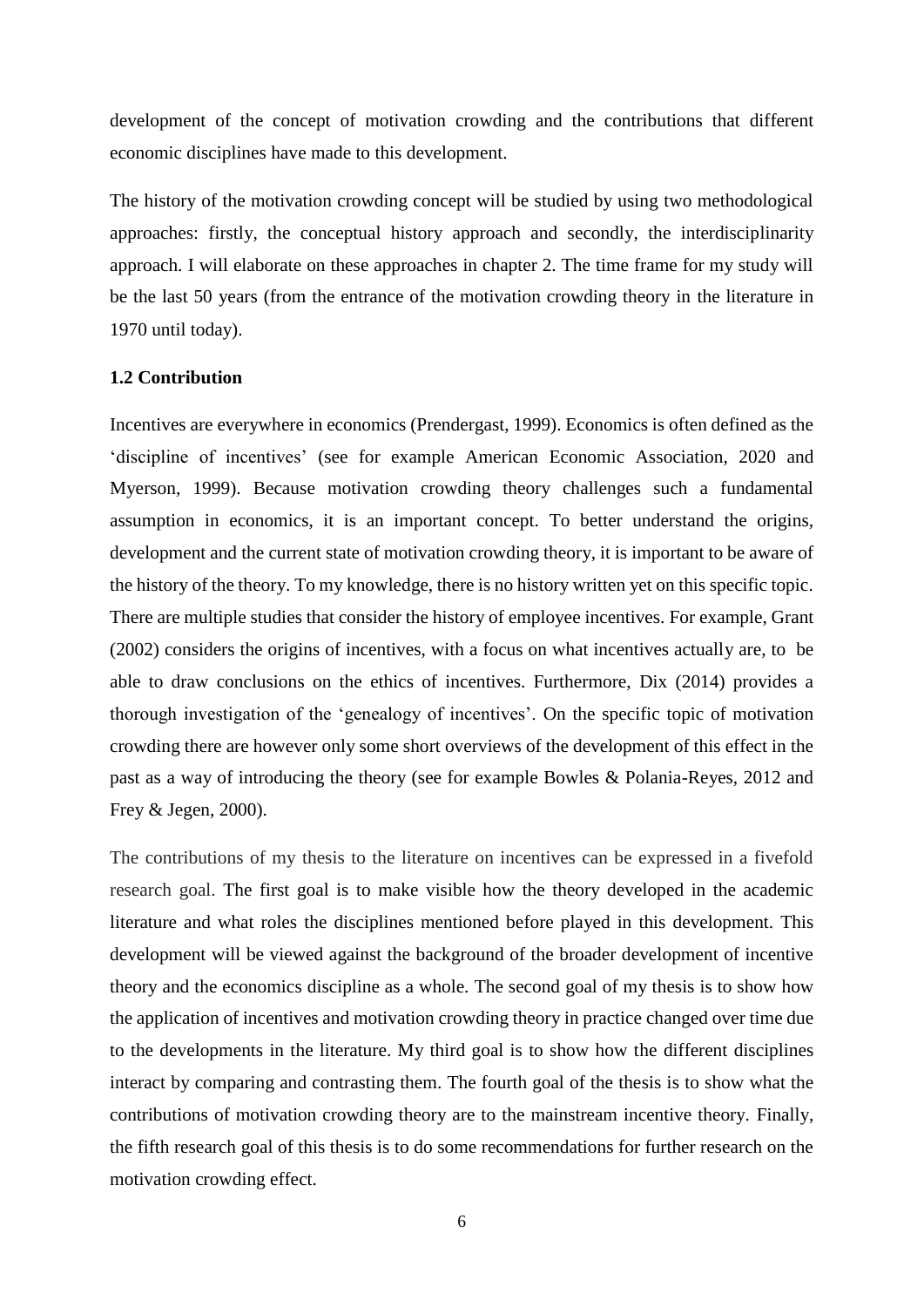development of the concept of motivation crowding and the contributions that different economic disciplines have made to this development.

The history of the motivation crowding concept will be studied by using two methodological approaches: firstly, the conceptual history approach and secondly, the interdisciplinarity approach. I will elaborate on these approaches in chapter 2. The time frame for my study will be the last 50 years (from the entrance of the motivation crowding theory in the literature in 1970 until today).

### 1.2 Contribution

Incentives are everywhere in economics (Prendergast, 1999). Economics is often defined as the 'discipline of incentives' (see for example American Economic Association, 2020 and Myerson, 1999). Because motivation crowding theory challenges such a fundamental assumption in economics, it is an important concept. To better understand the origins, development and the current state of motivation crowding theory, it is important to be aware of the history of the theory. To my knowledge, there is no history written yet on this specific topic. There are multiple studies that consider the history of employee incentives. For example, Grant (2002) considers the origins of incentives, with a focus on what incentives actually are, to be able to draw conclusions on the ethics of incentives. Furthermore, Dix (2014) provides a thorough investigation of the 'genealogy of incentives'. On the specific topic of motivation crowding there are however only some short overviews of the development of this effect in the past as a way of introducing the theory (see for example Bowles & Polania-Reyes, 2012 and Frey & Jegen, 2000).

The contributions of my thesis to the literature on incentives can be expressed in a fivefold research goal. The first goal is to make visible how the theory developed in the academic literature and what roles the disciplines mentioned before played in this development. This development will be viewed against the background of the broader development of incentive theory and the economics discipline as a whole. The second goal of my thesis is to show how the application of incentives and motivation crowding theory in practice changed over time due to the developments in the literature. My third goal is to show how the different disciplines interact by comparing and contrasting them. The fourth goal of the thesis is to show what the contributions of motivation crowding theory are to the mainstream incentive theory. Finally, the fifth research goal of this thesis is to do some recommendations for further research on the motivation crowding effect.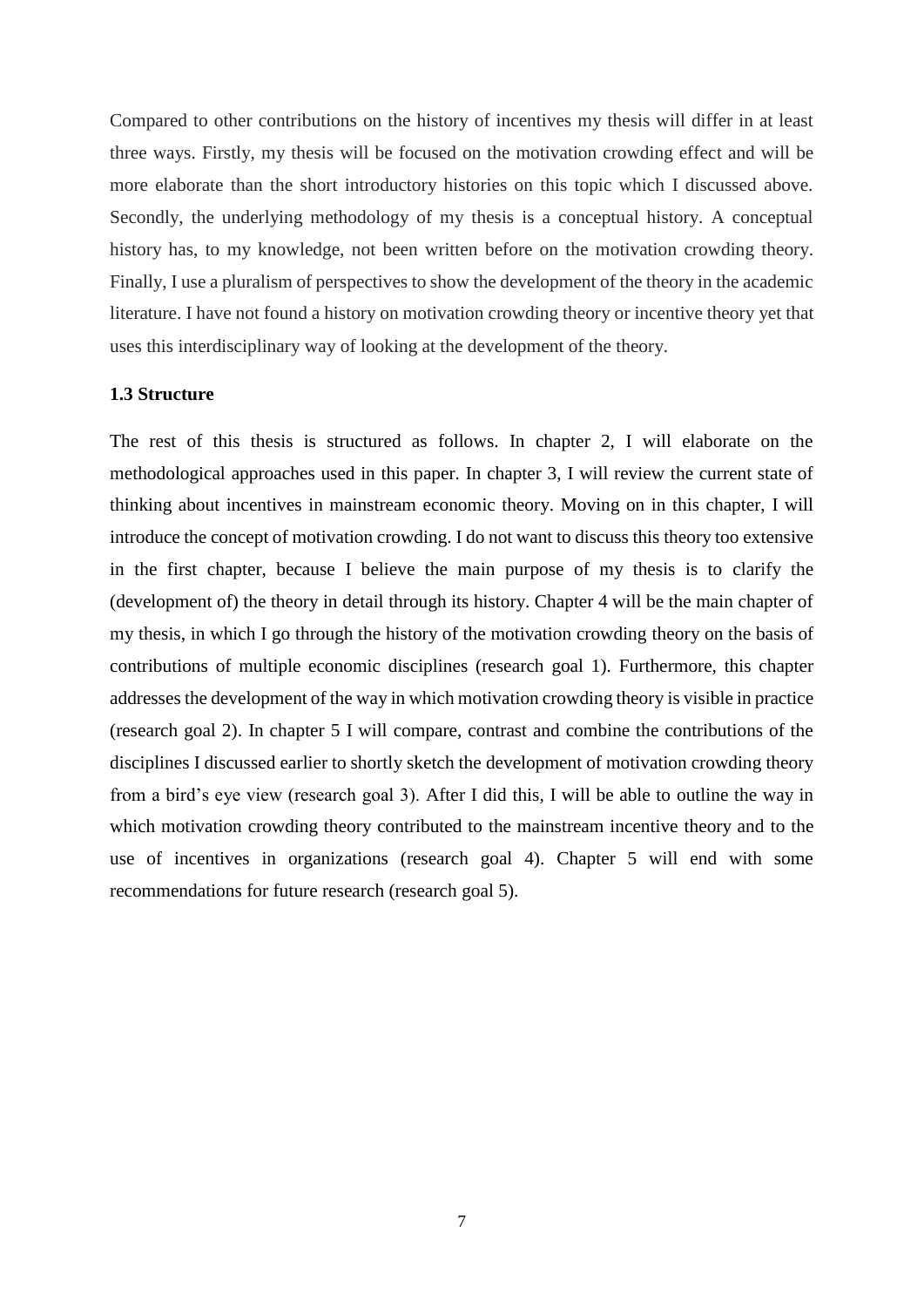Compared to other contributions on the history of incentives my thesis will differ in at least three ways. Firstly, my thesis will be focused on the motivation crowding effect and will be more elaborate than the short introductory histories on this topic which I discussed above. Secondly, the underlying methodology of my thesis is a conceptual history. A conceptual history has, to my knowledge, not been written before on the motivation crowding theory. Finally, I use a pluralism of perspectives to show the development of the theory in the academic literature. I have not found a history on motivation crowding theory or incentive theory yet that uses this interdisciplinary way of looking at the development of the theory.

### 1.3 Structure

The rest of this thesis is structured as follows. In chapter 2, I will elaborate on the methodological approaches used in this paper. In chapter 3, I will review the current state of thinking about incentives in mainstream economic theory. Moving on in this chapter, I will introduce the concept of motivation crowding. I do not want to discuss this theory too extensive in the first chapter, because I believe the main purpose of my thesis is to clarify the (development of) the theory in detail through its history. Chapter 4 will be the main chapter of my thesis, in which I go through the history of the motivation crowding theory on the basis of contributions of multiple economic disciplines (research goal 1). Furthermore, this chapter addresses the development of the way in which motivation crowding theory is visible in practice (research goal 2). In chapter 5 I will compare, contrast and combine the contributions of the disciplines I discussed earlier to shortly sketch the development of motivation crowding theory from a bird's eye view (research goal 3). After I did this, I will be able to outline the way in which motivation crowding theory contributed to the mainstream incentive theory and to the use of incentives in organizations (research goal 4). Chapter 5 will end with some recommendations for future research (research goal 5).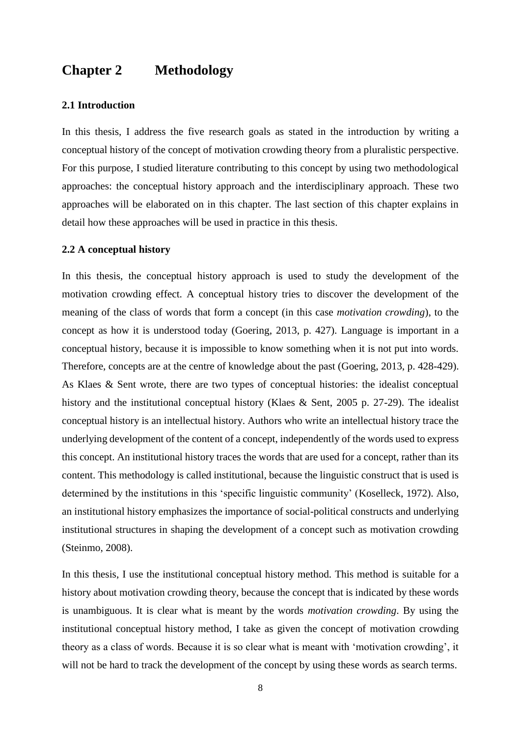# Chapter 2 Methodology

### 2.1 Introduction

In this thesis, I address the five research goals as stated in the introduction by writing a conceptual history of the concept of motivation crowding theory from a pluralistic perspective. For this purpose, I studied literature contributing to this concept by using two methodological approaches: the conceptual history approach and the interdisciplinary approach. These two approaches will be elaborated on in this chapter. The last section of this chapter explains in detail how these approaches will be used in practice in this thesis.

### 2.2 A conceptual history

In this thesis, the conceptual history approach is used to study the development of the motivation crowding effect. A conceptual history tries to discover the development of the meaning of the class of words that form a concept (in this case *motivation crowding*), to the concept as how it is understood today (Goering, 2013, p. 427). Language is important in a conceptual history, because it is impossible to know something when it is not put into words. Therefore, concepts are at the centre of knowledge about the past (Goering, 2013, p. 428-429). As Klaes & Sent wrote, there are two types of conceptual histories: the idealist conceptual history and the institutional conceptual history (Klaes & Sent, 2005 p. 27-29). The idealist conceptual history is an intellectual history. Authors who write an intellectual history trace the underlying development of the content of a concept, independently of the words used to express this concept. An institutional history traces the words that are used for a concept, rather than its content. This methodology is called institutional, because the linguistic construct that is used is determined by the institutions in this 'specific linguistic community' (Koselleck, 1972). Also, an institutional history emphasizes the importance of social-political constructs and underlying institutional structures in shaping the development of a concept such as motivation crowding (Steinmo, 2008).

In this thesis, I use the institutional conceptual history method. This method is suitable for a history about motivation crowding theory, because the concept that is indicated by these words is unambiguous. It is clear what is meant by the words *motivation crowding*. By using the institutional conceptual history method, I take as given the concept of motivation crowding theory as a class of words. Because it is so clear what is meant with 'motivation crowding', it will not be hard to track the development of the concept by using these words as search terms.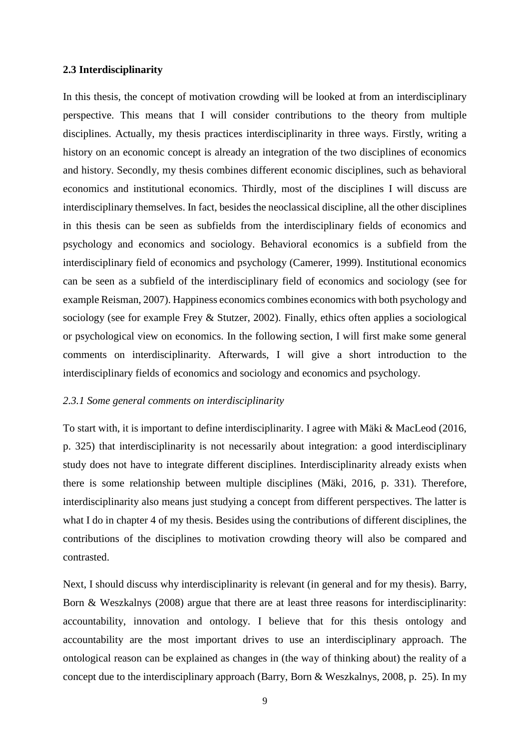### 2.3 Interdisciplinarity

In this thesis, the concept of motivation crowding will be looked at from an interdisciplinary perspective. This means that I will consider contributions to the theory from multiple disciplines. Actually, my thesis practices interdisciplinarity in three ways. Firstly, writing a history on an economic concept is already an integration of the two disciplines of economics and history. Secondly, my thesis combines different economic disciplines, such as behavioral economics and institutional economics. Thirdly, most of the disciplines I will discuss are interdisciplinary themselves. In fact, besides the neoclassical discipline, all the other disciplines in this thesis can be seen as subfields from the interdisciplinary fields of economics and psychology and economics and sociology. Behavioral economics is a subfield from the interdisciplinary field of economics and psychology (Camerer, 1999). Institutional economics can be seen as a subfield of the interdisciplinary field of economics and sociology (see for example Reisman, 2007). Happiness economics combines economics with both psychology and sociology (see for example Frey & Stutzer, 2002). Finally, ethics often applies a sociological or psychological view on economics. In the following section, I will first make some general comments on interdisciplinarity. Afterwards, I will give a short introduction to the interdisciplinary fields of economics and sociology and economics and psychology.

#### *2.3.1 Some general comments on interdisciplinarity*

To start with, it is important to define interdisciplinarity. I agree with Mäki & MacLeod (2016, p. 325) that interdisciplinarity is not necessarily about integration: a good interdisciplinary study does not have to integrate different disciplines. Interdisciplinarity already exists when there is some relationship between multiple disciplines (Mäki, 2016, p. 331). Therefore, interdisciplinarity also means just studying a concept from different perspectives. The latter is what I do in chapter 4 of my thesis. Besides using the contributions of different disciplines, the contributions of the disciplines to motivation crowding theory will also be compared and contrasted.

Next, I should discuss why interdisciplinarity is relevant (in general and for my thesis). Barry, Born & Weszkalnys (2008) argue that there are at least three reasons for interdisciplinarity: accountability, innovation and ontology. I believe that for this thesis ontology and accountability are the most important drives to use an interdisciplinary approach. The ontological reason can be explained as changes in (the way of thinking about) the reality of a concept due to the interdisciplinary approach (Barry, Born & Weszkalnys, 2008, p. 25). In my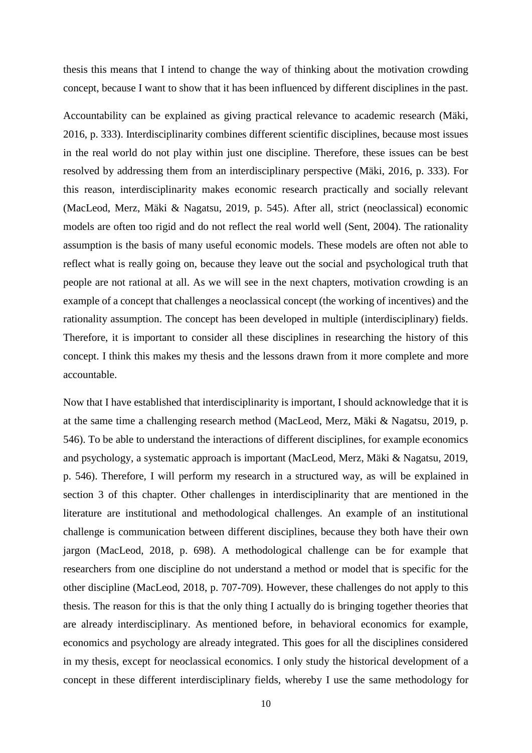thesis this means that I intend to change the way of thinking about the motivation crowding concept, because I want to show that it has been influenced by different disciplines in the past.

Accountability can be explained as giving practical relevance to academic research (Mäki, 2016, p. 333). Interdisciplinarity combines different scientific disciplines, because most issues in the real world do not play within just one discipline. Therefore, these issues can be best resolved by addressing them from an interdisciplinary perspective (Mäki, 2016, p. 333). For this reason, interdisciplinarity makes economic research practically and socially relevant (MacLeod, Merz, Mäki & Nagatsu, 2019, p. 545). After all, strict (neoclassical) economic models are often too rigid and do not reflect the real world well (Sent, 2004). The rationality assumption is the basis of many useful economic models. These models are often not able to reflect what is really going on, because they leave out the social and psychological truth that people are not rational at all. As we will see in the next chapters, motivation crowding is an example of a concept that challenges a neoclassical concept (the working of incentives) and the rationality assumption. The concept has been developed in multiple (interdisciplinary) fields. Therefore, it is important to consider all these disciplines in researching the history of this concept. I think this makes my thesis and the lessons drawn from it more complete and more accountable.

Now that I have established that interdisciplinarity is important, I should acknowledge that it is at the same time a challenging research method (MacLeod, Merz, Mäki & Nagatsu, 2019, p. 546). To be able to understand the interactions of different disciplines, for example economics and psychology, a systematic approach is important (MacLeod, Merz, Mäki & Nagatsu, 2019, p. 546). Therefore, I will perform my research in a structured way, as will be explained in section 3 of this chapter. Other challenges in interdisciplinarity that are mentioned in the literature are institutional and methodological challenges. An example of an institutional challenge is communication between different disciplines, because they both have their own jargon (MacLeod, 2018, p. 698). A methodological challenge can be for example that researchers from one discipline do not understand a method or model that is specific for the other discipline (MacLeod, 2018, p. 707-709). However, these challenges do not apply to this thesis. The reason for this is that the only thing I actually do is bringing together theories that are already interdisciplinary. As mentioned before, in behavioral economics for example, economics and psychology are already integrated. This goes for all the disciplines considered in my thesis, except for neoclassical economics. I only study the historical development of a concept in these different interdisciplinary fields, whereby I use the same methodology for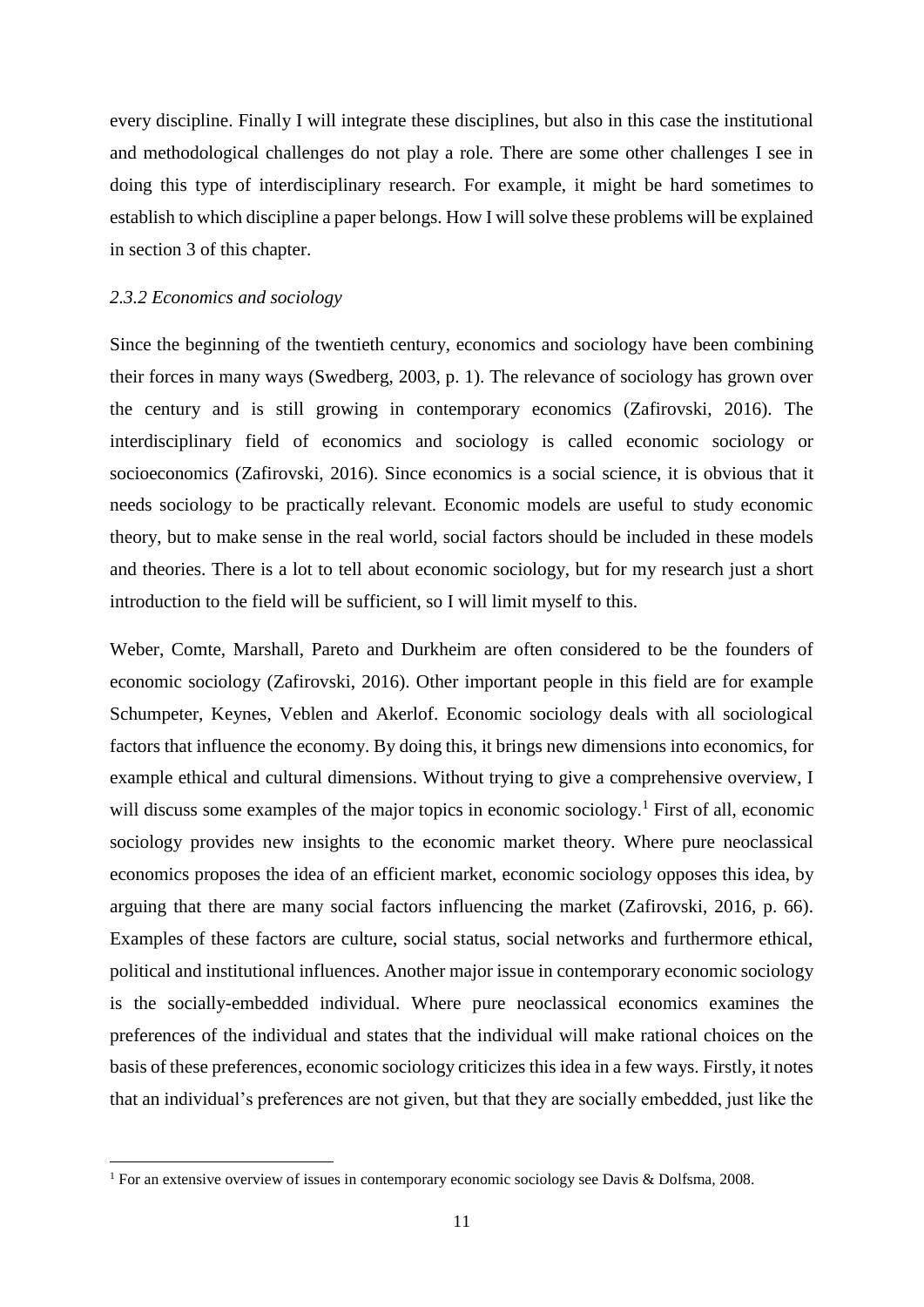every discipline. Finally I will integrate these disciplines, but also in this case the institutional and methodological challenges do not play a role. There are some other challenges I see in doing this type of interdisciplinary research. For example, it might be hard sometimes to establish to which discipline a paper belongs. How I will solve these problems will be explained in section 3 of this chapter.

### *2.3.2 Economics and sociology*

Since the beginning of the twentieth century, economics and sociology have been combining their forces in many ways (Swedberg, 2003, p. 1). The relevance of sociology has grown over the century and is still growing in contemporary economics (Zafirovski, 2016). The interdisciplinary field of economics and sociology is called economic sociology or socioeconomics (Zafirovski, 2016). Since economics is a social science, it is obvious that it needs sociology to be practically relevant. Economic models are useful to study economic theory, but to make sense in the real world, social factors should be included in these models and theories. There is a lot to tell about economic sociology, but for my research just a short introduction to the field will be sufficient, so I will limit myself to this.

Weber, Comte, Marshall, Pareto and Durkheim are often considered to be the founders of economic sociology (Zafirovski, 2016). Other important people in this field are for example Schumpeter, Keynes, Veblen and Akerlof. Economic sociology deals with all sociological factors that influence the economy. By doing this, it brings new dimensions into economics, for example ethical and cultural dimensions. Without trying to give a comprehensive overview, I will discuss some examples of the major topics in economic sociology.[1] First of all, economic sociology provides new insights to the economic market theory. Where pure neoclassical economics proposes the idea of an efficient market, economic sociology opposes this idea, by arguing that there are many social factors influencing the market (Zafirovski, 2016, p. 66). Examples of these factors are culture, social status, social networks and furthermore ethical, political and institutional influences. Another major issue in contemporary economic sociology is the socially-embedded individual. Where pure neoclassical economics examines the preferences of the individual and states that the individual will make rational choices on the basis of these preferences, economic sociology criticizes this idea in a few ways. Firstly, it notes that an individual's preferences are not given, but that they are socially embedded, just like the

---

[1] For an extensive overview of issues in contemporary economic sociology see Davis & Dolfsma, 2008.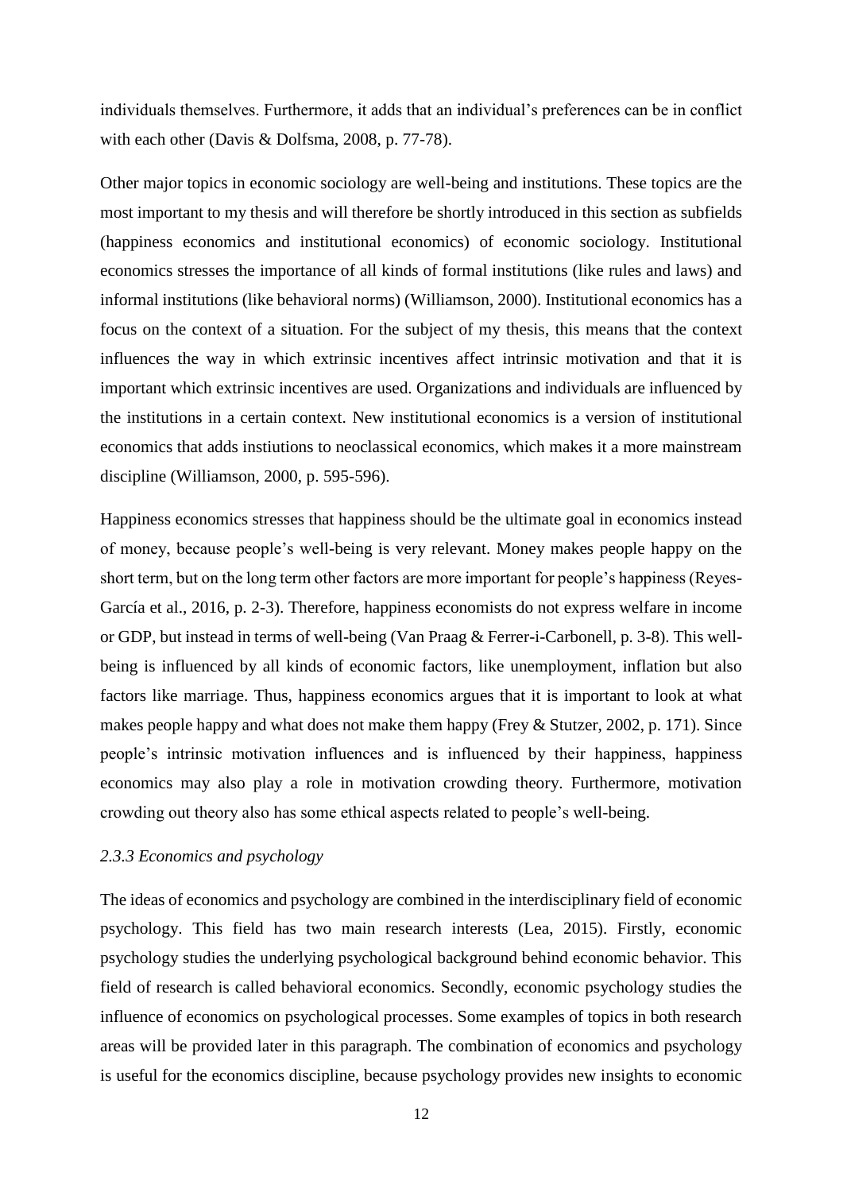individuals themselves. Furthermore, it adds that an individual's preferences can be in conflict with each other (Davis & Dolfsma, 2008, p. 77-78).

Other major topics in economic sociology are well-being and institutions. These topics are the most important to my thesis and will therefore be shortly introduced in this section as subfields (happiness economics and institutional economics) of economic sociology. Institutional economics stresses the importance of all kinds of formal institutions (like rules and laws) and informal institutions (like behavioral norms) (Williamson, 2000). Institutional economics has a focus on the context of a situation. For the subject of my thesis, this means that the context influences the way in which extrinsic incentives affect intrinsic motivation and that it is important which extrinsic incentives are used. Organizations and individuals are influenced by the institutions in a certain context. New institutional economics is a version of institutional economics that adds instiutions to neoclassical economics, which makes it a more mainstream discipline (Williamson, 2000, p. 595-596).

Happiness economics stresses that happiness should be the ultimate goal in economics instead of money, because people's well-being is very relevant. Money makes people happy on the short term, but on the long term other factors are more important for people's happiness (Reyes-García et al., 2016, p. 2-3). Therefore, happiness economists do not express welfare in income or GDP, but instead in terms of well-being (Van Praag & Ferrer-i-Carbonell, p. 3-8). This well-being is influenced by all kinds of economic factors, like unemployment, inflation but also factors like marriage. Thus, happiness economics argues that it is important to look at what makes people happy and what does not make them happy (Frey & Stutzer, 2002, p. 171). Since people's intrinsic motivation influences and is influenced by their happiness, happiness economics may also play a role in motivation crowding theory. Furthermore, motivation crowding out theory also has some ethical aspects related to people's well-being.

### *2.3.3 Economics and psychology*

The ideas of economics and psychology are combined in the interdisciplinary field of economic psychology. This field has two main research interests (Lea, 2015). Firstly, economic psychology studies the underlying psychological background behind economic behavior. This field of research is called behavioral economics. Secondly, economic psychology studies the influence of economics on psychological processes. Some examples of topics in both research areas will be provided later in this paragraph. The combination of economics and psychology is useful for the economics discipline, because psychology provides new insights to economic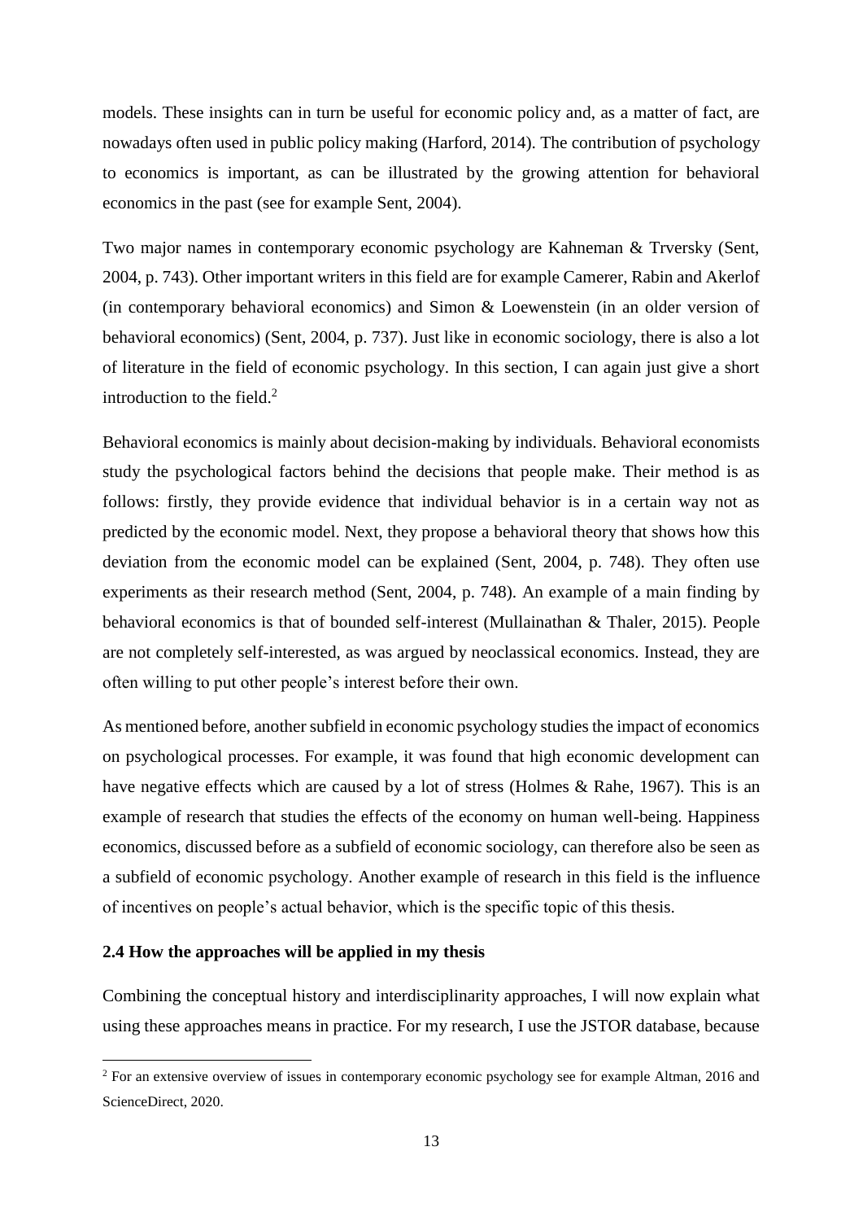models. These insights can in turn be useful for economic policy and, as a matter of fact, are nowadays often used in public policy making (Harford, 2014). The contribution of psychology to economics is important, as can be illustrated by the growing attention for behavioral economics in the past (see for example Sent, 2004).

Two major names in contemporary economic psychology are Kahneman & Trversky (Sent, 2004, p. 743). Other important writers in this field are for example Camerer, Rabin and Akerlof (in contemporary behavioral economics) and Simon & Loewenstein (in an older version of behavioral economics) (Sent, 2004, p. 737). Just like in economic sociology, there is also a lot of literature in the field of economic psychology. In this section, I can again just give a short introduction to the field.[2]

Behavioral economics is mainly about decision-making by individuals. Behavioral economists study the psychological factors behind the decisions that people make. Their method is as follows: firstly, they provide evidence that individual behavior is in a certain way not as predicted by the economic model. Next, they propose a behavioral theory that shows how this deviation from the economic model can be explained (Sent, 2004, p. 748). They often use experiments as their research method (Sent, 2004, p. 748). An example of a main finding by behavioral economics is that of bounded self-interest (Mullainathan & Thaler, 2015). People are not completely self-interested, as was argued by neoclassical economics. Instead, they are often willing to put other people's interest before their own.

As mentioned before, another subfield in economic psychology studies the impact of economics on psychological processes. For example, it was found that high economic development can have negative effects which are caused by a lot of stress (Holmes & Rahe, 1967). This is an example of research that studies the effects of the economy on human well-being. Happiness economics, discussed before as a subfield of economic sociology, can therefore also be seen as a subfield of economic psychology. Another example of research in this field is the influence of incentives on people's actual behavior, which is the specific topic of this thesis.

### 2.4 How the approaches will be applied in my thesis

Combining the conceptual history and interdisciplinarity approaches, I will now explain what using these approaches means in practice. For my research, I use the JSTOR database, because

[2] For an extensive overview of issues in contemporary economic psychology see for example Altman, 2016 and ScienceDirect, 2020.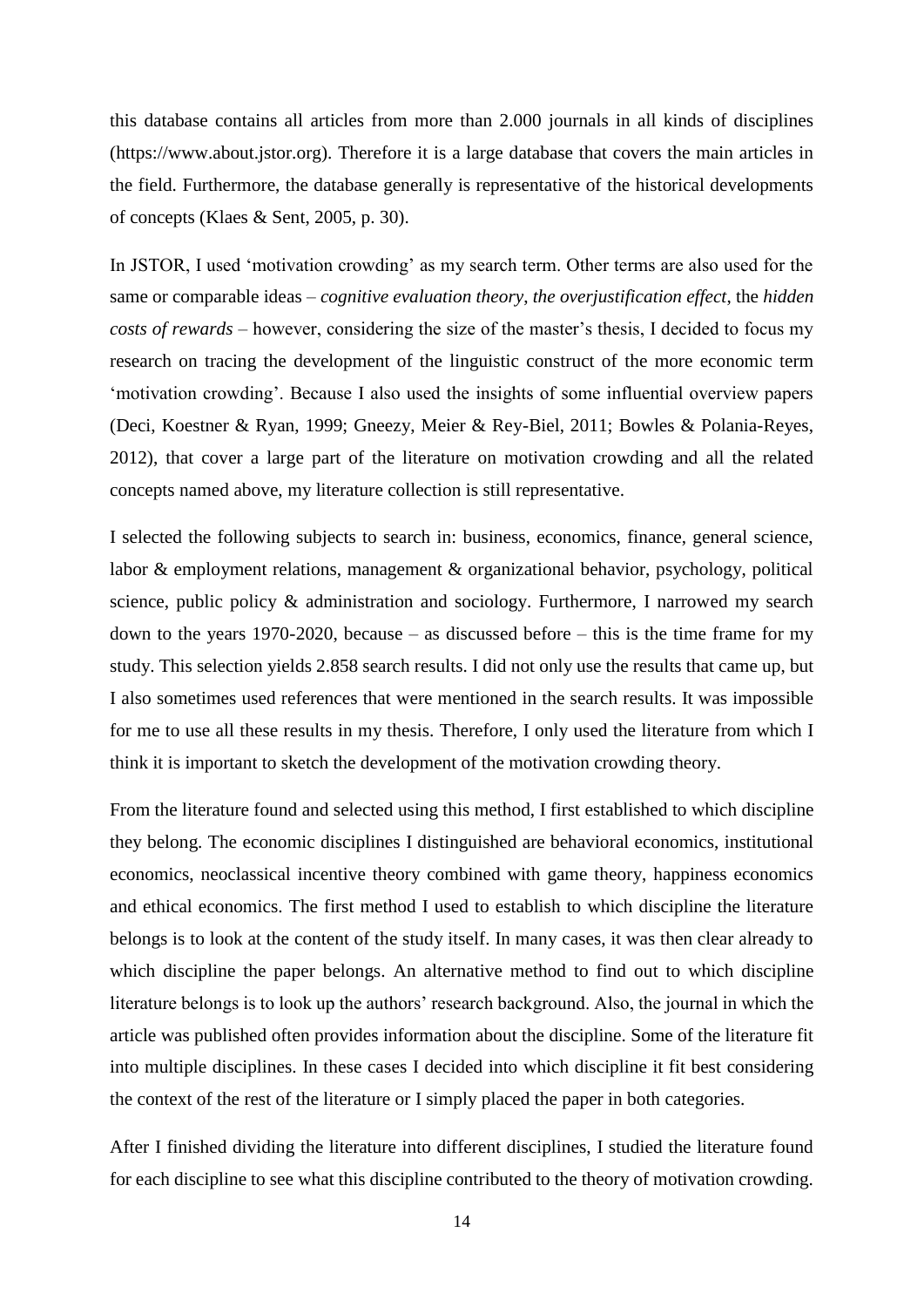this database contains all articles from more than 2.000 journals in all kinds of disciplines (https://www.about.jstor.org). Therefore it is a large database that covers the main articles in the field. Furthermore, the database generally is representative of the historical developments of concepts (Klaes & Sent, 2005, p. 30).

In JSTOR, I used 'motivation crowding' as my search term. Other terms are also used for the same or comparable ideas – *cognitive evaluation theory*, *the overjustification effect*, the *hidden costs of rewards* – however, considering the size of the master's thesis, I decided to focus my research on tracing the development of the linguistic construct of the more economic term 'motivation crowding'. Because I also used the insights of some influential overview papers (Deci, Koestner & Ryan, 1999; Gneezy, Meier & Rey-Biel, 2011; Bowles & Polania-Reyes, 2012), that cover a large part of the literature on motivation crowding and all the related concepts named above, my literature collection is still representative.

I selected the following subjects to search in: business, economics, finance, general science, labor & employment relations, management & organizational behavior, psychology, political science, public policy & administration and sociology. Furthermore, I narrowed my search down to the years 1970-2020, because – as discussed before – this is the time frame for my study. This selection yields 2.858 search results. I did not only use the results that came up, but I also sometimes used references that were mentioned in the search results. It was impossible for me to use all these results in my thesis. Therefore, I only used the literature from which I think it is important to sketch the development of the motivation crowding theory.

From the literature found and selected using this method, I first established to which discipline they belong. The economic disciplines I distinguished are behavioral economics, institutional economics, neoclassical incentive theory combined with game theory, happiness economics and ethical economics. The first method I used to establish to which discipline the literature belongs is to look at the content of the study itself. In many cases, it was then clear already to which discipline the paper belongs. An alternative method to find out to which discipline literature belongs is to look up the authors' research background. Also, the journal in which the article was published often provides information about the discipline. Some of the literature fit into multiple disciplines. In these cases I decided into which discipline it fit best considering the context of the rest of the literature or I simply placed the paper in both categories.

After I finished dividing the literature into different disciplines, I studied the literature found for each discipline to see what this discipline contributed to the theory of motivation crowding.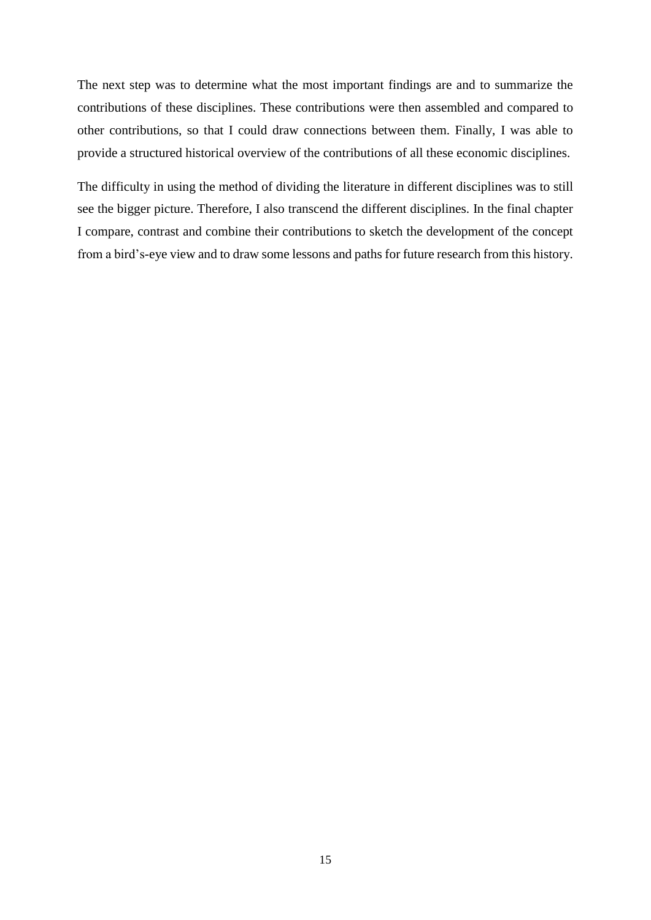The next step was to determine what the most important findings are and to summarize the contributions of these disciplines. These contributions were then assembled and compared to other contributions, so that I could draw connections between them. Finally, I was able to provide a structured historical overview of the contributions of all these economic disciplines.

The difficulty in using the method of dividing the literature in different disciplines was to still see the bigger picture. Therefore, I also transcend the different disciplines. In the final chapter I compare, contrast and combine their contributions to sketch the development of the concept from a bird's-eye view and to draw some lessons and paths for future research from this history.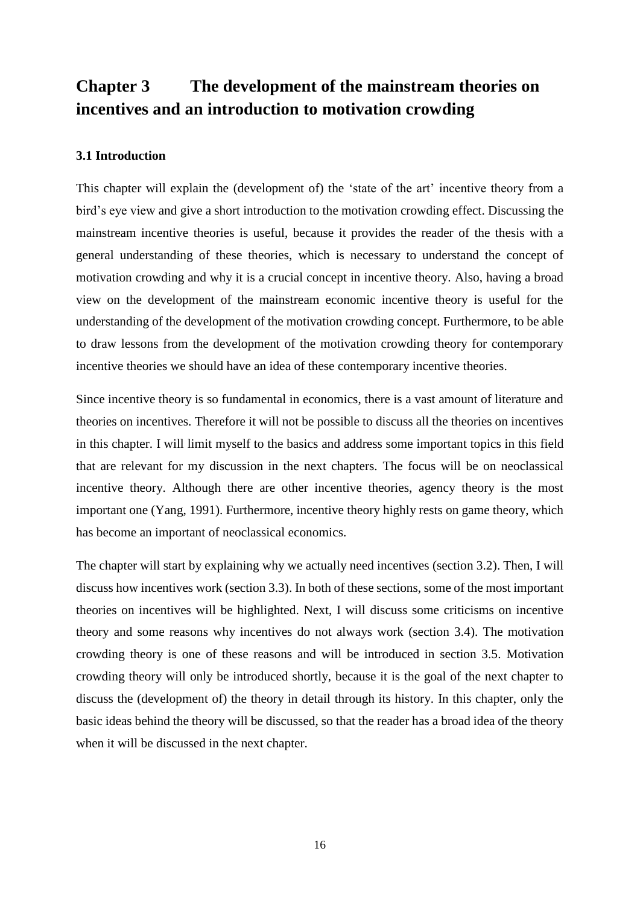# Chapter 3 The development of the mainstream theories on incentives and an introduction to motivation crowding

## 3.1 Introduction

This chapter will explain the (development of) the 'state of the art' incentive theory from a bird's eye view and give a short introduction to the motivation crowding effect. Discussing the mainstream incentive theories is useful, because it provides the reader of the thesis with a general understanding of these theories, which is necessary to understand the concept of motivation crowding and why it is a crucial concept in incentive theory. Also, having a broad view on the development of the mainstream economic incentive theory is useful for the understanding of the development of the motivation crowding concept. Furthermore, to be able to draw lessons from the development of the motivation crowding theory for contemporary incentive theories we should have an idea of these contemporary incentive theories.

Since incentive theory is so fundamental in economics, there is a vast amount of literature and theories on incentives. Therefore it will not be possible to discuss all the theories on incentives in this chapter. I will limit myself to the basics and address some important topics in this field that are relevant for my discussion in the next chapters. The focus will be on neoclassical incentive theory. Although there are other incentive theories, agency theory is the most important one (Yang, 1991). Furthermore, incentive theory highly rests on game theory, which has become an important of neoclassical economics.

The chapter will start by explaining why we actually need incentives (section 3.2). Then, I will discuss how incentives work (section 3.3). In both of these sections, some of the most important theories on incentives will be highlighted. Next, I will discuss some criticisms on incentive theory and some reasons why incentives do not always work (section 3.4). The motivation crowding theory is one of these reasons and will be introduced in section 3.5. Motivation crowding theory will only be introduced shortly, because it is the goal of the next chapter to discuss the (development of) the theory in detail through its history. In this chapter, only the basic ideas behind the theory will be discussed, so that the reader has a broad idea of the theory when it will be discussed in the next chapter.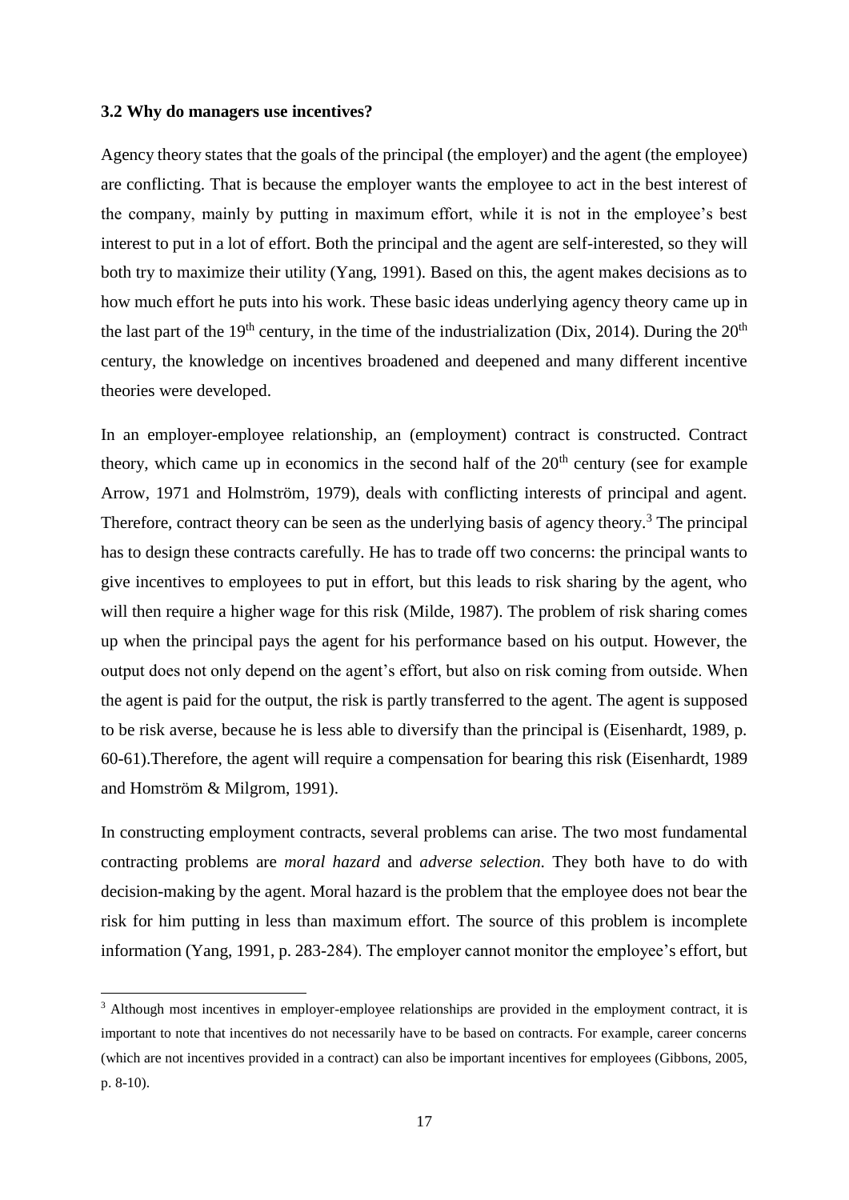### 3.2 Why do managers use incentives?

Agency theory states that the goals of the principal (the employer) and the agent (the employee) are conflicting. That is because the employer wants the employee to act in the best interest of the company, mainly by putting in maximum effort, while it is not in the employee's best interest to put in a lot of effort. Both the principal and the agent are self-interested, so they will both try to maximize their utility (Yang, 1991). Based on this, the agent makes decisions as to how much effort he puts into his work. These basic ideas underlying agency theory came up in the last part of the 19th century, in the time of the industrialization (Dix, 2014). During the 20th century, the knowledge on incentives broadened and deepened and many different incentive theories were developed.

In an employer-employee relationship, an (employment) contract is constructed. Contract theory, which came up in economics in the second half of the 20th century (see for example Arrow, 1971 and Holmström, 1979), deals with conflicting interests of principal and agent. Therefore, contract theory can be seen as the underlying basis of agency theory.[3] The principal has to design these contracts carefully. He has to trade off two concerns: the principal wants to give incentives to employees to put in effort, but this leads to risk sharing by the agent, who will then require a higher wage for this risk (Milde, 1987). The problem of risk sharing comes up when the principal pays the agent for his performance based on his output. However, the output does not only depend on the agent's effort, but also on risk coming from outside. When the agent is paid for the output, the risk is partly transferred to the agent. The agent is supposed to be risk averse, because he is less able to diversify than the principal is (Eisenhardt, 1989, p. 60-61).Therefore, the agent will require a compensation for bearing this risk (Eisenhardt, 1989 and Homström & Milgrom, 1991).

In constructing employment contracts, several problems can arise. The two most fundamental contracting problems are *moral hazard* and *adverse selection*. They both have to do with decision-making by the agent. Moral hazard is the problem that the employee does not bear the risk for him putting in less than maximum effort. The source of this problem is incomplete information (Yang, 1991, p. 283-284). The employer cannot monitor the employee's effort, but

[3] Although most incentives in employer-employee relationships are provided in the employment contract, it is important to note that incentives do not necessarily have to be based on contracts. For example, career concerns (which are not incentives provided in a contract) can also be important incentives for employees (Gibbons, 2005, p. 8-10).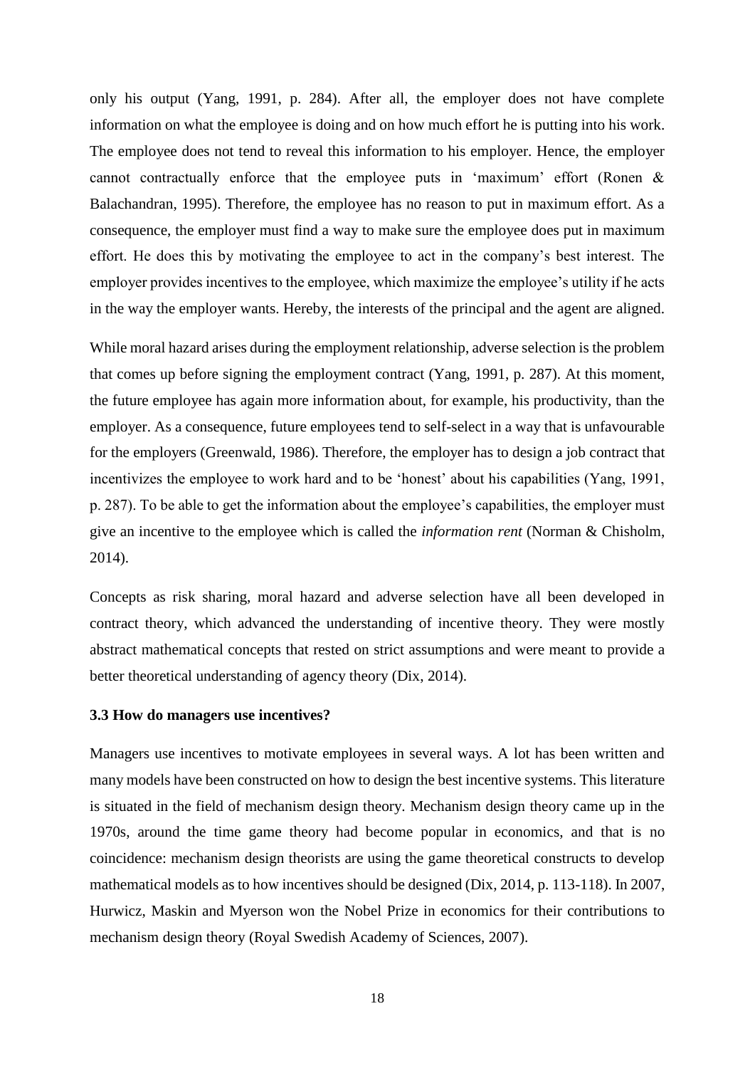only his output (Yang, 1991, p. 284). After all, the employer does not have complete information on what the employee is doing and on how much effort he is putting into his work. The employee does not tend to reveal this information to his employer. Hence, the employer cannot contractually enforce that the employee puts in 'maximum' effort (Ronen & Balachandran, 1995). Therefore, the employee has no reason to put in maximum effort. As a consequence, the employer must find a way to make sure the employee does put in maximum effort. He does this by motivating the employee to act in the company's best interest. The employer provides incentives to the employee, which maximize the employee's utility if he acts in the way the employer wants. Hereby, the interests of the principal and the agent are aligned.

While moral hazard arises during the employment relationship, adverse selection is the problem that comes up before signing the employment contract (Yang, 1991, p. 287). At this moment, the future employee has again more information about, for example, his productivity, than the employer. As a consequence, future employees tend to self-select in a way that is unfavourable for the employers (Greenwald, 1986). Therefore, the employer has to design a job contract that incentivizes the employee to work hard and to be 'honest' about his capabilities (Yang, 1991, p. 287). To be able to get the information about the employee's capabilities, the employer must give an incentive to the employee which is called the *information rent* (Norman & Chisholm, 2014).

Concepts as risk sharing, moral hazard and adverse selection have all been developed in contract theory, which advanced the understanding of incentive theory. They were mostly abstract mathematical concepts that rested on strict assumptions and were meant to provide a better theoretical understanding of agency theory (Dix, 2014).

### 3.3 How do managers use incentives?

Managers use incentives to motivate employees in several ways. A lot has been written and many models have been constructed on how to design the best incentive systems. This literature is situated in the field of mechanism design theory. Mechanism design theory came up in the 1970s, around the time game theory had become popular in economics, and that is no coincidence: mechanism design theorists are using the game theoretical constructs to develop mathematical models as to how incentives should be designed (Dix, 2014, p. 113-118). In 2007, Hurwicz, Maskin and Myerson won the Nobel Prize in economics for their contributions to mechanism design theory (Royal Swedish Academy of Sciences, 2007).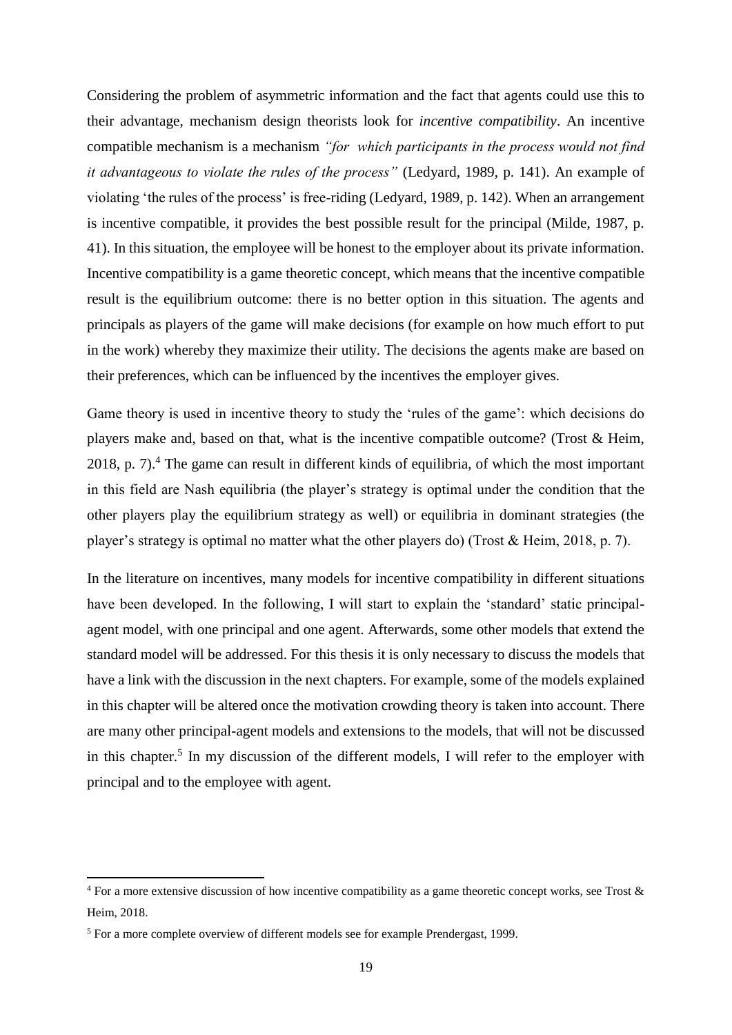Considering the problem of asymmetric information and the fact that agents could use this to their advantage, mechanism design theorists look for *incentive compatibility*. An incentive compatible mechanism is a mechanism *"for which participants in the process would not find it advantageous to violate the rules of the process"* (Ledyard, 1989, p. 141). An example of violating 'the rules of the process' is free-riding (Ledyard, 1989, p. 142). When an arrangement is incentive compatible, it provides the best possible result for the principal (Milde, 1987, p. 41). In this situation, the employee will be honest to the employer about its private information. Incentive compatibility is a game theoretic concept, which means that the incentive compatible result is the equilibrium outcome: there is no better option in this situation. The agents and principals as players of the game will make decisions (for example on how much effort to put in the work) whereby they maximize their utility. The decisions the agents make are based on their preferences, which can be influenced by the incentives the employer gives.

Game theory is used in incentive theory to study the 'rules of the game': which decisions do players make and, based on that, what is the incentive compatible outcome? (Trost & Heim, 2018, p. 7).[4] The game can result in different kinds of equilibria, of which the most important in this field are Nash equilibria (the player's strategy is optimal under the condition that the other players play the equilibrium strategy as well) or equilibria in dominant strategies (the player's strategy is optimal no matter what the other players do) (Trost & Heim, 2018, p. 7).

In the literature on incentives, many models for incentive compatibility in different situations have been developed. In the following, I will start to explain the 'standard' static principal-agent model, with one principal and one agent. Afterwards, some other models that extend the standard model will be addressed. For this thesis it is only necessary to discuss the models that have a link with the discussion in the next chapters. For example, some of the models explained in this chapter will be altered once the motivation crowding theory is taken into account. There are many other principal-agent models and extensions to the models, that will not be discussed in this chapter.[5] In my discussion of the different models, I will refer to the employer with principal and to the employee with agent.

---

[4] For a more extensive discussion of how incentive compatibility as a game theoretic concept works, see Trost & Heim, 2018.

[5] For a more complete overview of different models see for example Prendergast, 1999.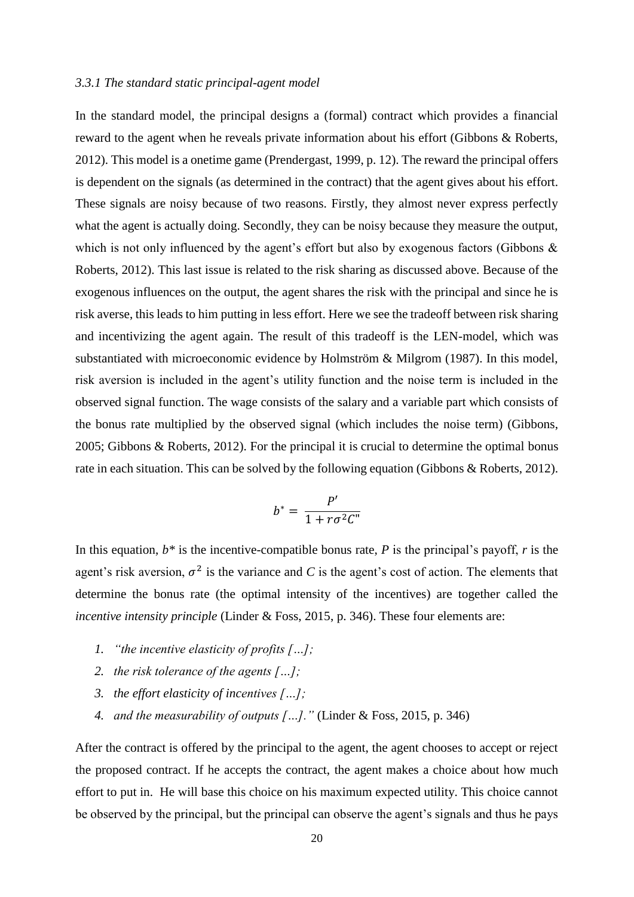### *3.3.1 The standard static principal-agent model*

In the standard model, the principal designs a (formal) contract which provides a financial reward to the agent when he reveals private information about his effort (Gibbons & Roberts, 2012). This model is a onetime game (Prendergast, 1999, p. 12). The reward the principal offers is dependent on the signals (as determined in the contract) that the agent gives about his effort. These signals are noisy because of two reasons. Firstly, they almost never express perfectly what the agent is actually doing. Secondly, they can be noisy because they measure the output, which is not only influenced by the agent's effort but also by exogenous factors (Gibbons & Roberts, 2012). This last issue is related to the risk sharing as discussed above. Because of the exogenous influences on the output, the agent shares the risk with the principal and since he is risk averse, this leads to him putting in less effort. Here we see the tradeoff between risk sharing and incentivizing the agent again. The result of this tradeoff is the LEN-model, which was substantiated with microeconomic evidence by Holmström & Milgrom (1987). In this model, risk aversion is included in the agent's utility function and the noise term is included in the observed signal function. The wage consists of the salary and a variable part which consists of the bonus rate multiplied by the observed signal (which includes the noise term) (Gibbons, 2005; Gibbons & Roberts, 2012). For the principal it is crucial to determine the optimal bonus rate in each situation. This can be solved by the following equation (Gibbons & Roberts, 2012).

$$b^* = \frac{P'}{1 + r\sigma^2 C''}$$

In this equation, $b^*$ is the incentive-compatible bonus rate, $P$ is the principal's payoff, $r$ is the agent's risk aversion, $\sigma^2$ is the variance and $C$ is the agent's cost of action. The elements that determine the bonus rate (the optimal intensity of the incentives) are together called the *incentive intensity principle* (Linder & Foss, 2015, p. 346). These four elements are:

1. *"the incentive elasticity of profits […];*
2. *the risk tolerance of the agents […];*
3. *the effort elasticity of incentives […];*
4. *and the measurability of outputs […]."* (Linder & Foss, 2015, p. 346)

After the contract is offered by the principal to the agent, the agent chooses to accept or reject the proposed contract. If he accepts the contract, the agent makes a choice about how much effort to put in. He will base this choice on his maximum expected utility. This choice cannot be observed by the principal, but the principal can observe the agent's signals and thus he pays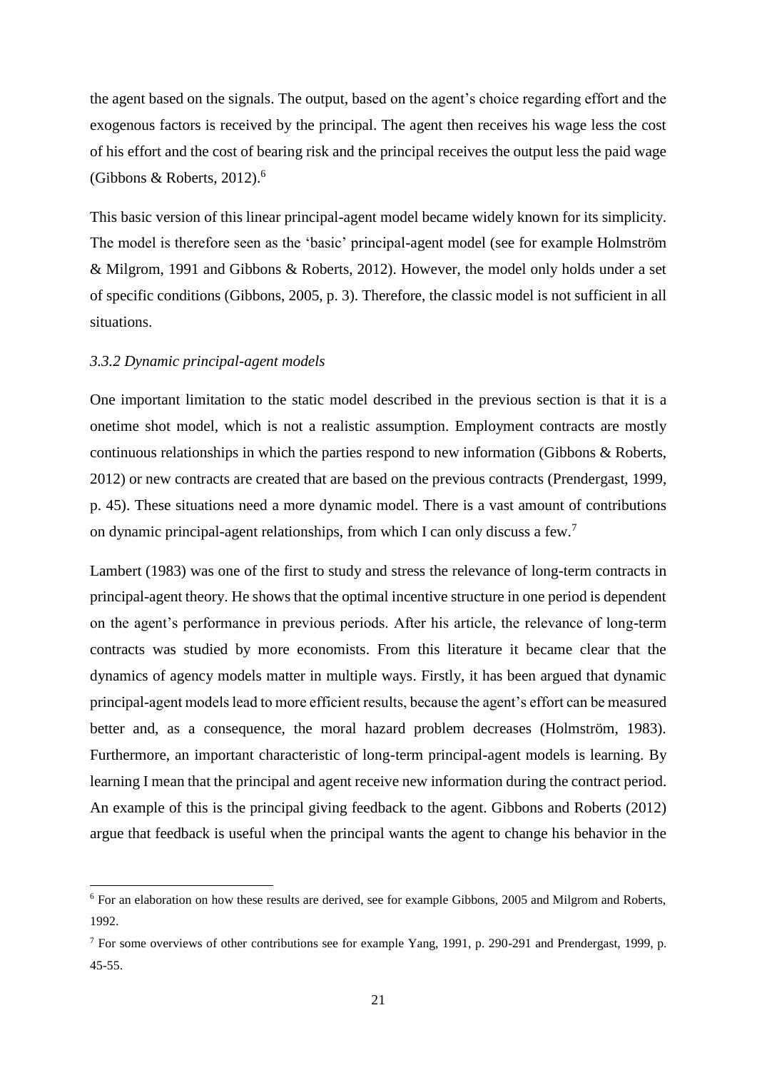the agent based on the signals. The output, based on the agent's choice regarding effort and the exogenous factors is received by the principal. The agent then receives his wage less the cost of his effort and the cost of bearing risk and the principal receives the output less the paid wage (Gibbons & Roberts, 2012).[6]

This basic version of this linear principal-agent model became widely known for its simplicity. The model is therefore seen as the 'basic' principal-agent model (see for example Holmström & Milgrom, 1991 and Gibbons & Roberts, 2012). However, the model only holds under a set of specific conditions (Gibbons, 2005, p. 3). Therefore, the classic model is not sufficient in all situations.

### *3.3.2 Dynamic principal-agent models*

One important limitation to the static model described in the previous section is that it is a onetime shot model, which is not a realistic assumption. Employment contracts are mostly continuous relationships in which the parties respond to new information (Gibbons & Roberts, 2012) or new contracts are created that are based on the previous contracts (Prendergast, 1999, p. 45). These situations need a more dynamic model. There is a vast amount of contributions on dynamic principal-agent relationships, from which I can only discuss a few.[7]

Lambert (1983) was one of the first to study and stress the relevance of long-term contracts in principal-agent theory. He shows that the optimal incentive structure in one period is dependent on the agent's performance in previous periods. After his article, the relevance of long-term contracts was studied by more economists. From this literature it became clear that the dynamics of agency models matter in multiple ways. Firstly, it has been argued that dynamic principal-agent models lead to more efficient results, because the agent's effort can be measured better and, as a consequence, the moral hazard problem decreases (Holmström, 1983). Furthermore, an important characteristic of long-term principal-agent models is learning. By learning I mean that the principal and agent receive new information during the contract period. An example of this is the principal giving feedback to the agent. Gibbons and Roberts (2012) argue that feedback is useful when the principal wants the agent to change his behavior in the

[6] For an elaboration on how these results are derived, see for example Gibbons, 2005 and Milgrom and Roberts, 1992.

[7] For some overviews of other contributions see for example Yang, 1991, p. 290-291 and Prendergast, 1999, p. 45-55.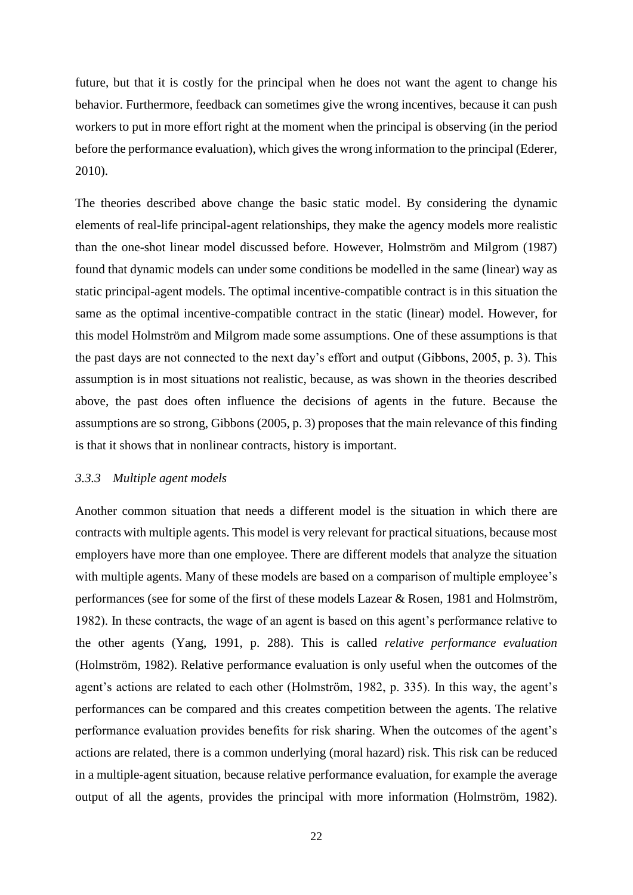future, but that it is costly for the principal when he does not want the agent to change his behavior. Furthermore, feedback can sometimes give the wrong incentives, because it can push workers to put in more effort right at the moment when the principal is observing (in the period before the performance evaluation), which gives the wrong information to the principal (Ederer, 2010).

The theories described above change the basic static model. By considering the dynamic elements of real-life principal-agent relationships, they make the agency models more realistic than the one-shot linear model discussed before. However, Holmström and Milgrom (1987) found that dynamic models can under some conditions be modelled in the same (linear) way as static principal-agent models. The optimal incentive-compatible contract is in this situation the same as the optimal incentive-compatible contract in the static (linear) model. However, for this model Holmström and Milgrom made some assumptions. One of these assumptions is that the past days are not connected to the next day's effort and output (Gibbons, 2005, p. 3). This assumption is in most situations not realistic, because, as was shown in the theories described above, the past does often influence the decisions of agents in the future. Because the assumptions are so strong, Gibbons (2005, p. 3) proposes that the main relevance of this finding is that it shows that in nonlinear contracts, history is important.

### *3.3.3 Multiple agent models*

Another common situation that needs a different model is the situation in which there are contracts with multiple agents. This model is very relevant for practical situations, because most employers have more than one employee. There are different models that analyze the situation with multiple agents. Many of these models are based on a comparison of multiple employee's performances (see for some of the first of these models Lazear & Rosen, 1981 and Holmström, 1982). In these contracts, the wage of an agent is based on this agent's performance relative to the other agents (Yang, 1991, p. 288). This is called *relative performance evaluation* (Holmström, 1982). Relative performance evaluation is only useful when the outcomes of the agent's actions are related to each other (Holmström, 1982, p. 335). In this way, the agent's performances can be compared and this creates competition between the agents. The relative performance evaluation provides benefits for risk sharing. When the outcomes of the agent's actions are related, there is a common underlying (moral hazard) risk. This risk can be reduced in a multiple-agent situation, because relative performance evaluation, for example the average output of all the agents, provides the principal with more information (Holmström, 1982).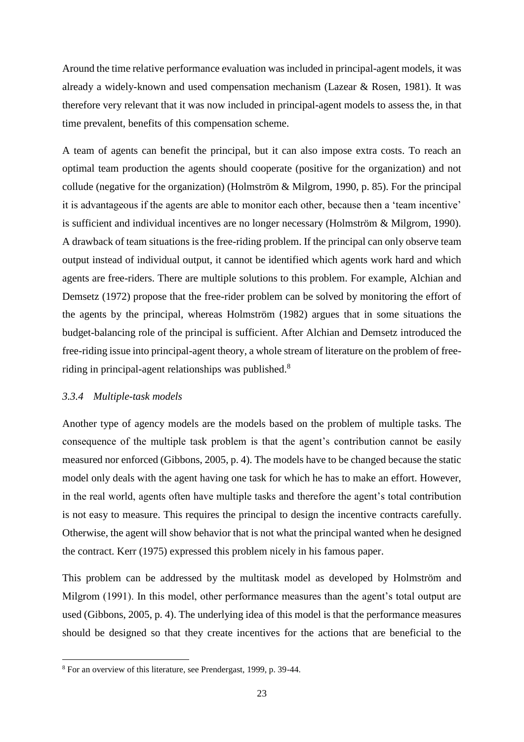Around the time relative performance evaluation was included in principal-agent models, it was already a widely-known and used compensation mechanism (Lazear & Rosen, 1981). It was therefore very relevant that it was now included in principal-agent models to assess the, in that time prevalent, benefits of this compensation scheme.

A team of agents can benefit the principal, but it can also impose extra costs. To reach an optimal team production the agents should cooperate (positive for the organization) and not collude (negative for the organization) (Holmström & Milgrom, 1990, p. 85). For the principal it is advantageous if the agents are able to monitor each other, because then a 'team incentive' is sufficient and individual incentives are no longer necessary (Holmström & Milgrom, 1990). A drawback of team situations is the free-riding problem. If the principal can only observe team output instead of individual output, it cannot be identified which agents work hard and which agents are free-riders. There are multiple solutions to this problem. For example, Alchian and Demsetz (1972) propose that the free-rider problem can be solved by monitoring the effort of the agents by the principal, whereas Holmström (1982) argues that in some situations the budget-balancing role of the principal is sufficient. After Alchian and Demsetz introduced the free-riding issue into principal-agent theory, a whole stream of literature on the problem of free-riding in principal-agent relationships was published.[8]

### *3.3.4 Multiple-task models*

Another type of agency models are the models based on the problem of multiple tasks. The consequence of the multiple task problem is that the agent's contribution cannot be easily measured nor enforced (Gibbons, 2005, p. 4). The models have to be changed because the static model only deals with the agent having one task for which he has to make an effort. However, in the real world, agents often have multiple tasks and therefore the agent's total contribution is not easy to measure. This requires the principal to design the incentive contracts carefully. Otherwise, the agent will show behavior that is not what the principal wanted when he designed the contract. Kerr (1975) expressed this problem nicely in his famous paper.

This problem can be addressed by the multitask model as developed by Holmström and Milgrom (1991). In this model, other performance measures than the agent's total output are used (Gibbons, 2005, p. 4). The underlying idea of this model is that the performance measures should be designed so that they create incentives for the actions that are beneficial to the

[8] For an overview of this literature, see Prendergast, 1999, p. 39-44.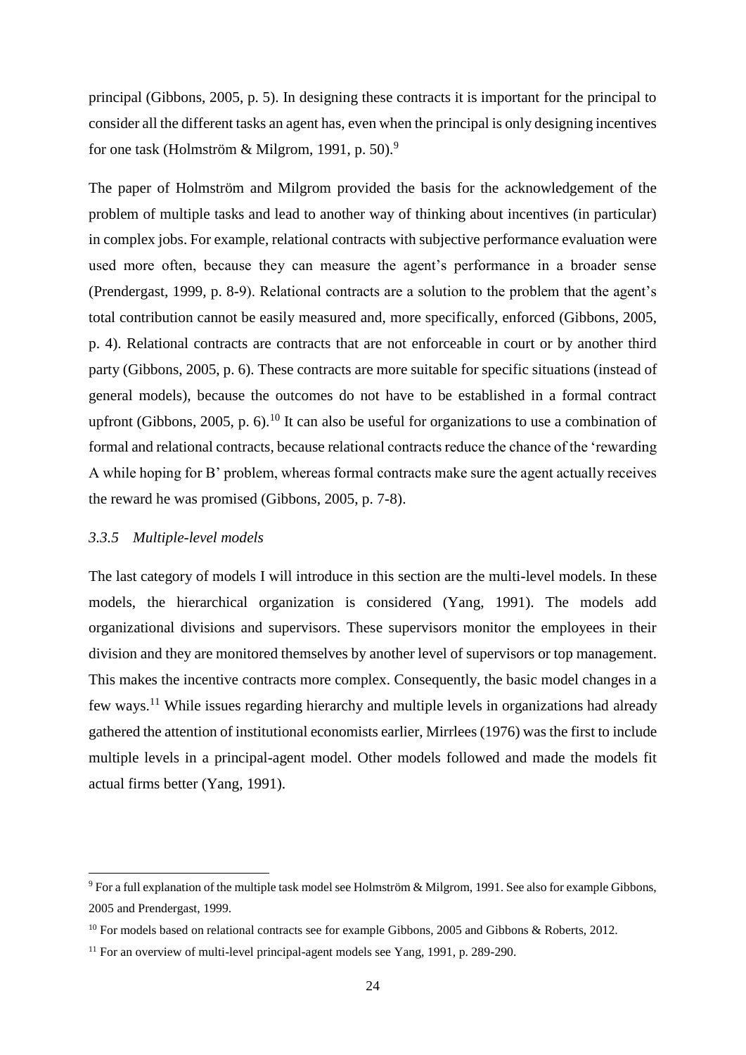principal (Gibbons, 2005, p. 5). In designing these contracts it is important for the principal to consider all the different tasks an agent has, even when the principal is only designing incentives for one task (Holmström & Milgrom, 1991, p. 50).[9]

The paper of Holmström and Milgrom provided the basis for the acknowledgement of the problem of multiple tasks and lead to another way of thinking about incentives (in particular) in complex jobs. For example, relational contracts with subjective performance evaluation were used more often, because they can measure the agent's performance in a broader sense (Prendergast, 1999, p. 8-9). Relational contracts are a solution to the problem that the agent's total contribution cannot be easily measured and, more specifically, enforced (Gibbons, 2005, p. 4). Relational contracts are contracts that are not enforceable in court or by another third party (Gibbons, 2005, p. 6). These contracts are more suitable for specific situations (instead of general models), because the outcomes do not have to be established in a formal contract upfront (Gibbons, 2005, p. 6).[10] It can also be useful for organizations to use a combination of formal and relational contracts, because relational contracts reduce the chance of the 'rewarding A while hoping for B' problem, whereas formal contracts make sure the agent actually receives the reward he was promised (Gibbons, 2005, p. 7-8).

### *3.3.5 Multiple-level models*

The last category of models I will introduce in this section are the multi-level models. In these models, the hierarchical organization is considered (Yang, 1991). The models add organizational divisions and supervisors. These supervisors monitor the employees in their division and they are monitored themselves by another level of supervisors or top management. This makes the incentive contracts more complex. Consequently, the basic model changes in a few ways.[11] While issues regarding hierarchy and multiple levels in organizations had already gathered the attention of institutional economists earlier, Mirrlees (1976) was the first to include multiple levels in a principal-agent model. Other models followed and made the models fit actual firms better (Yang, 1991).

---

[9] For a full explanation of the multiple task model see Holmström & Milgrom, 1991. See also for example Gibbons, 2005 and Prendergast, 1999.

[10] For models based on relational contracts see for example Gibbons, 2005 and Gibbons & Roberts, 2012.

[11] For an overview of multi-level principal-agent models see Yang, 1991, p. 289-290.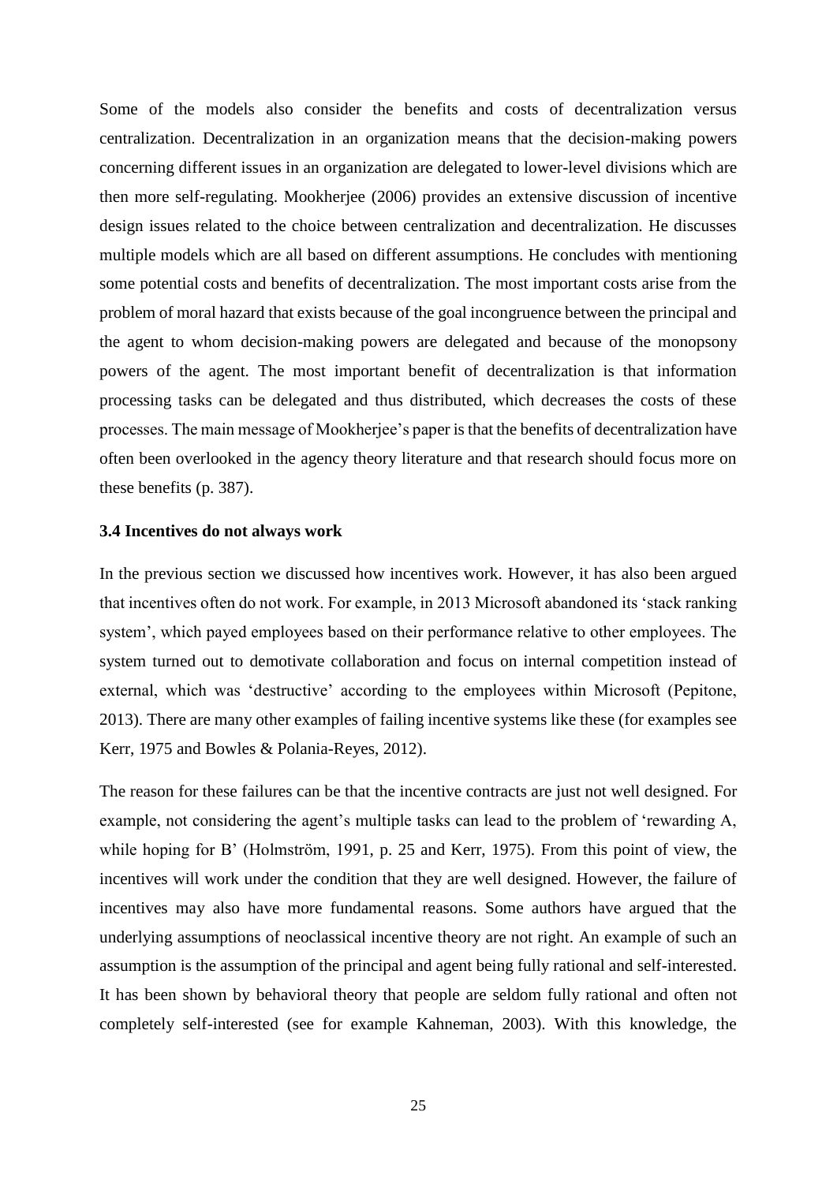Some of the models also consider the benefits and costs of decentralization versus centralization. Decentralization in an organization means that the decision-making powers concerning different issues in an organization are delegated to lower-level divisions which are then more self-regulating. Mookherjee (2006) provides an extensive discussion of incentive design issues related to the choice between centralization and decentralization. He discusses multiple models which are all based on different assumptions. He concludes with mentioning some potential costs and benefits of decentralization. The most important costs arise from the problem of moral hazard that exists because of the goal incongruence between the principal and the agent to whom decision-making powers are delegated and because of the monopsony powers of the agent. The most important benefit of decentralization is that information processing tasks can be delegated and thus distributed, which decreases the costs of these processes. The main message of Mookherjee's paper is that the benefits of decentralization have often been overlooked in the agency theory literature and that research should focus more on these benefits (p. 387).

### 3.4 Incentives do not always work

In the previous section we discussed how incentives work. However, it has also been argued that incentives often do not work. For example, in 2013 Microsoft abandoned its 'stack ranking system', which payed employees based on their performance relative to other employees. The system turned out to demotivate collaboration and focus on internal competition instead of external, which was 'destructive' according to the employees within Microsoft (Pepitone, 2013). There are many other examples of failing incentive systems like these (for examples see Kerr, 1975 and Bowles & Polania-Reyes, 2012).

The reason for these failures can be that the incentive contracts are just not well designed. For example, not considering the agent's multiple tasks can lead to the problem of 'rewarding A, while hoping for B' (Holmström, 1991, p. 25 and Kerr, 1975). From this point of view, the incentives will work under the condition that they are well designed. However, the failure of incentives may also have more fundamental reasons. Some authors have argued that the underlying assumptions of neoclassical incentive theory are not right. An example of such an assumption is the assumption of the principal and agent being fully rational and self-interested. It has been shown by behavioral theory that people are seldom fully rational and often not completely self-interested (see for example Kahneman, 2003). With this knowledge, the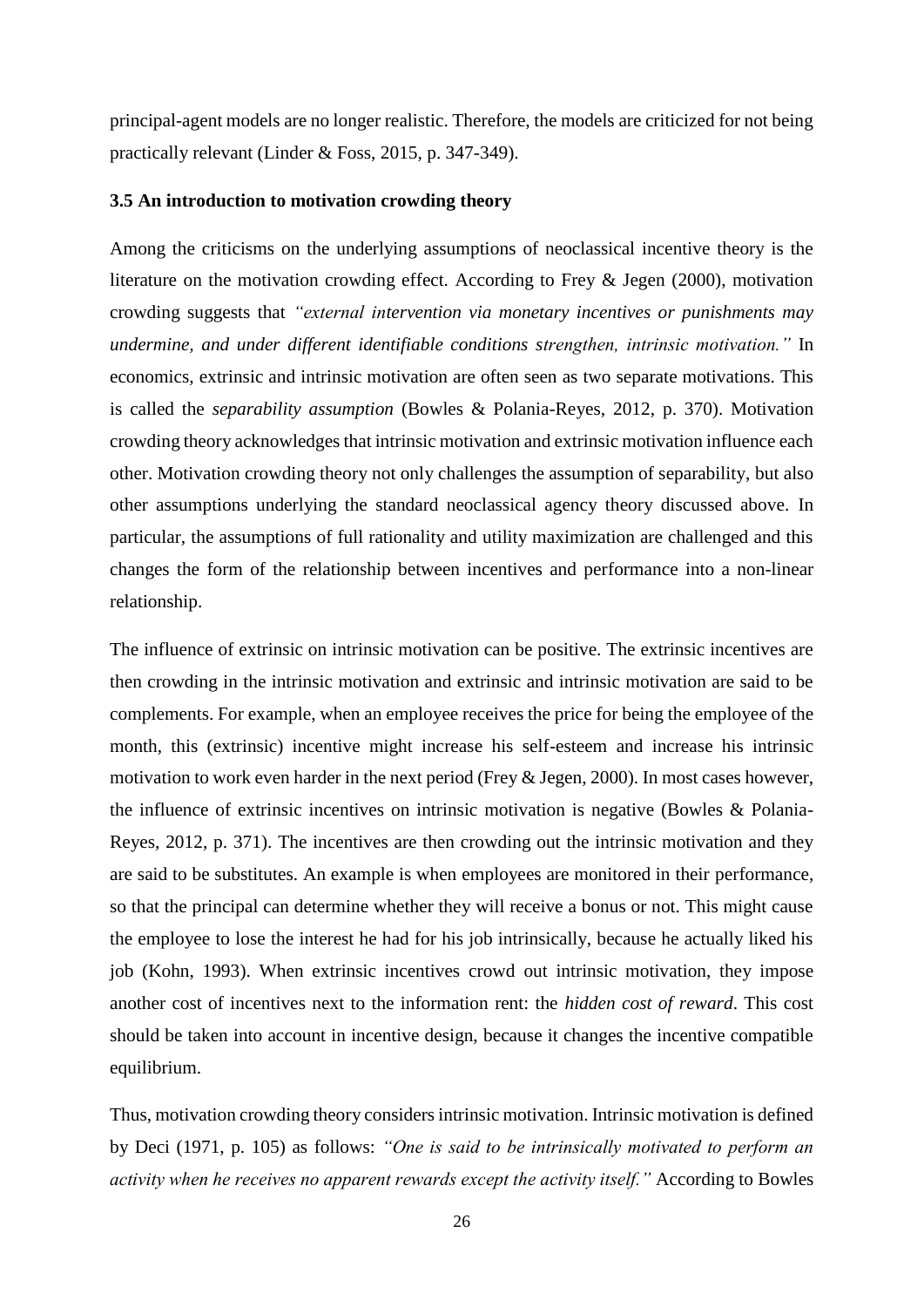principal-agent models are no longer realistic. Therefore, the models are criticized for not being practically relevant (Linder & Foss, 2015, p. 347-349).

### 3.5 An introduction to motivation crowding theory

Among the criticisms on the underlying assumptions of neoclassical incentive theory is the literature on the motivation crowding effect. According to Frey & Jegen (2000), motivation crowding suggests that *"external intervention via monetary incentives or punishments may undermine, and under different identifiable conditions strengthen, intrinsic motivation."* In economics, extrinsic and intrinsic motivation are often seen as two separate motivations. This is called the *separability assumption* (Bowles & Polania-Reyes, 2012, p. 370). Motivation crowding theory acknowledges that intrinsic motivation and extrinsic motivation influence each other. Motivation crowding theory not only challenges the assumption of separability, but also other assumptions underlying the standard neoclassical agency theory discussed above. In particular, the assumptions of full rationality and utility maximization are challenged and this changes the form of the relationship between incentives and performance into a non-linear relationship.

The influence of extrinsic on intrinsic motivation can be positive. The extrinsic incentives are then crowding in the intrinsic motivation and extrinsic and intrinsic motivation are said to be complements. For example, when an employee receives the price for being the employee of the month, this (extrinsic) incentive might increase his self-esteem and increase his intrinsic motivation to work even harder in the next period (Frey & Jegen, 2000). In most cases however, the influence of extrinsic incentives on intrinsic motivation is negative (Bowles & Polania-Reyes, 2012, p. 371). The incentives are then crowding out the intrinsic motivation and they are said to be substitutes. An example is when employees are monitored in their performance, so that the principal can determine whether they will receive a bonus or not. This might cause the employee to lose the interest he had for his job intrinsically, because he actually liked his job (Kohn, 1993). When extrinsic incentives crowd out intrinsic motivation, they impose another cost of incentives next to the information rent: the *hidden cost of reward*. This cost should be taken into account in incentive design, because it changes the incentive compatible equilibrium.

Thus, motivation crowding theory considers intrinsic motivation. Intrinsic motivation is defined by Deci (1971, p. 105) as follows: *"One is said to be intrinsically motivated to perform an activity when he receives no apparent rewards except the activity itself."* According to Bowles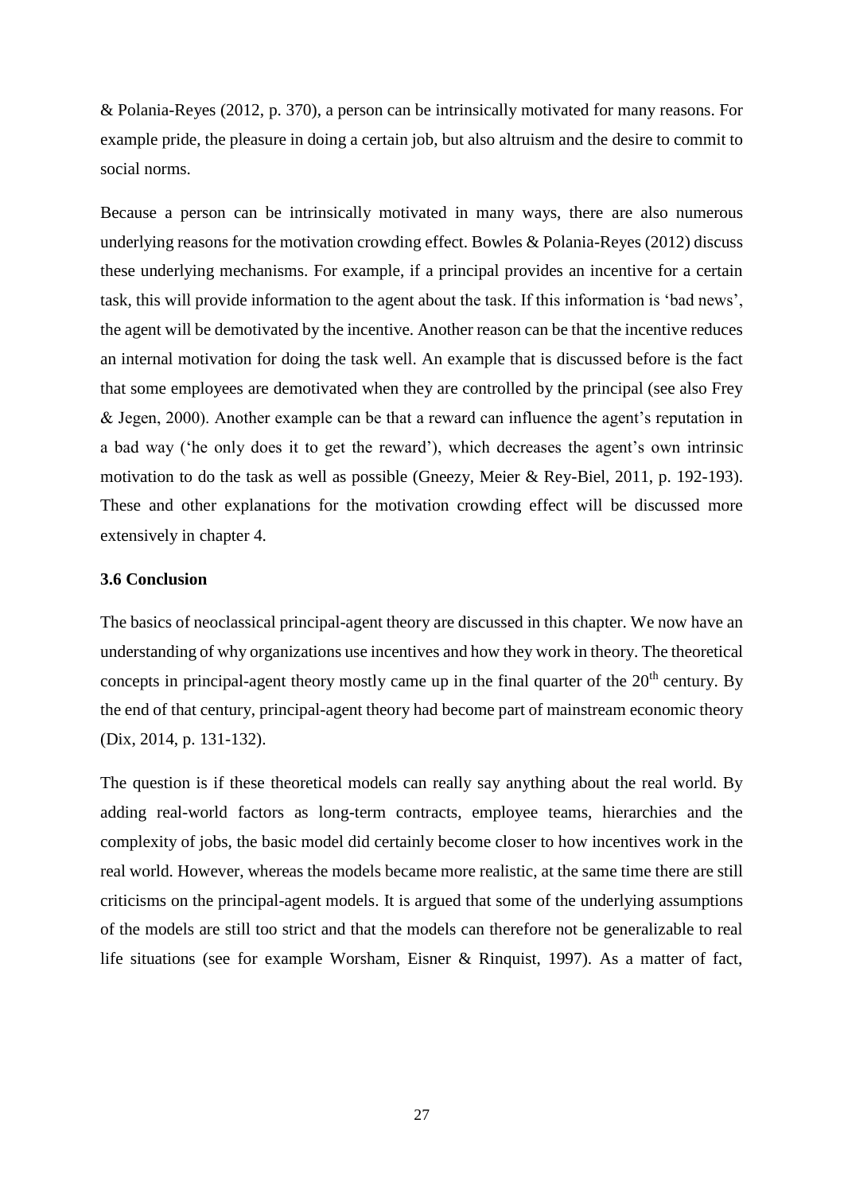& Polania-Reyes (2012, p. 370), a person can be intrinsically motivated for many reasons. For example pride, the pleasure in doing a certain job, but also altruism and the desire to commit to social norms.

Because a person can be intrinsically motivated in many ways, there are also numerous underlying reasons for the motivation crowding effect. Bowles & Polania-Reyes (2012) discuss these underlying mechanisms. For example, if a principal provides an incentive for a certain task, this will provide information to the agent about the task. If this information is 'bad news', the agent will be demotivated by the incentive. Another reason can be that the incentive reduces an internal motivation for doing the task well. An example that is discussed before is the fact that some employees are demotivated when they are controlled by the principal (see also Frey & Jegen, 2000). Another example can be that a reward can influence the agent's reputation in a bad way ('he only does it to get the reward'), which decreases the agent's own intrinsic motivation to do the task as well as possible (Gneezy, Meier & Rey-Biel, 2011, p. 192-193). These and other explanations for the motivation crowding effect will be discussed more extensively in chapter 4.

### 3.6 Conclusion

The basics of neoclassical principal-agent theory are discussed in this chapter. We now have an understanding of why organizations use incentives and how they work in theory. The theoretical concepts in principal-agent theory mostly came up in the final quarter of the 20th century. By the end of that century, principal-agent theory had become part of mainstream economic theory (Dix, 2014, p. 131-132).

The question is if these theoretical models can really say anything about the real world. By adding real-world factors as long-term contracts, employee teams, hierarchies and the complexity of jobs, the basic model did certainly become closer to how incentives work in the real world. However, whereas the models became more realistic, at the same time there are still criticisms on the principal-agent models. It is argued that some of the underlying assumptions of the models are still too strict and that the models can therefore not be generalizable to real life situations (see for example Worsham, Eisner & Rinquist, 1997). As a matter of fact,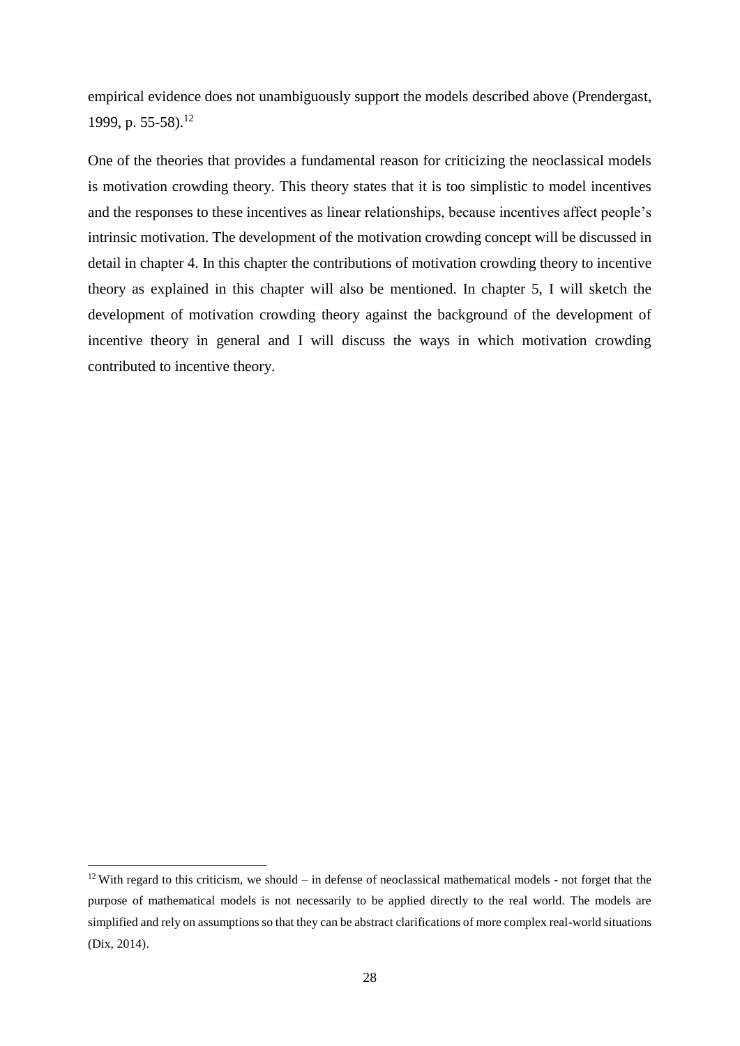empirical evidence does not unambiguously support the models described above (Prendergast, 1999, p. 55-58).[12]

One of the theories that provides a fundamental reason for criticizing the neoclassical models is motivation crowding theory. This theory states that it is too simplistic to model incentives and the responses to these incentives as linear relationships, because incentives affect people's intrinsic motivation. The development of the motivation crowding concept will be discussed in detail in chapter 4. In this chapter the contributions of motivation crowding theory to incentive theory as explained in this chapter will also be mentioned. In chapter 5, I will sketch the development of motivation crowding theory against the background of the development of incentive theory in general and I will discuss the ways in which motivation crowding contributed to incentive theory.

[12] With regard to this criticism, we should – in defense of neoclassical mathematical models - not forget that the purpose of mathematical models is not necessarily to be applied directly to the real world. The models are simplified and rely on assumptions so that they can be abstract clarifications of more complex real-world situations (Dix, 2014).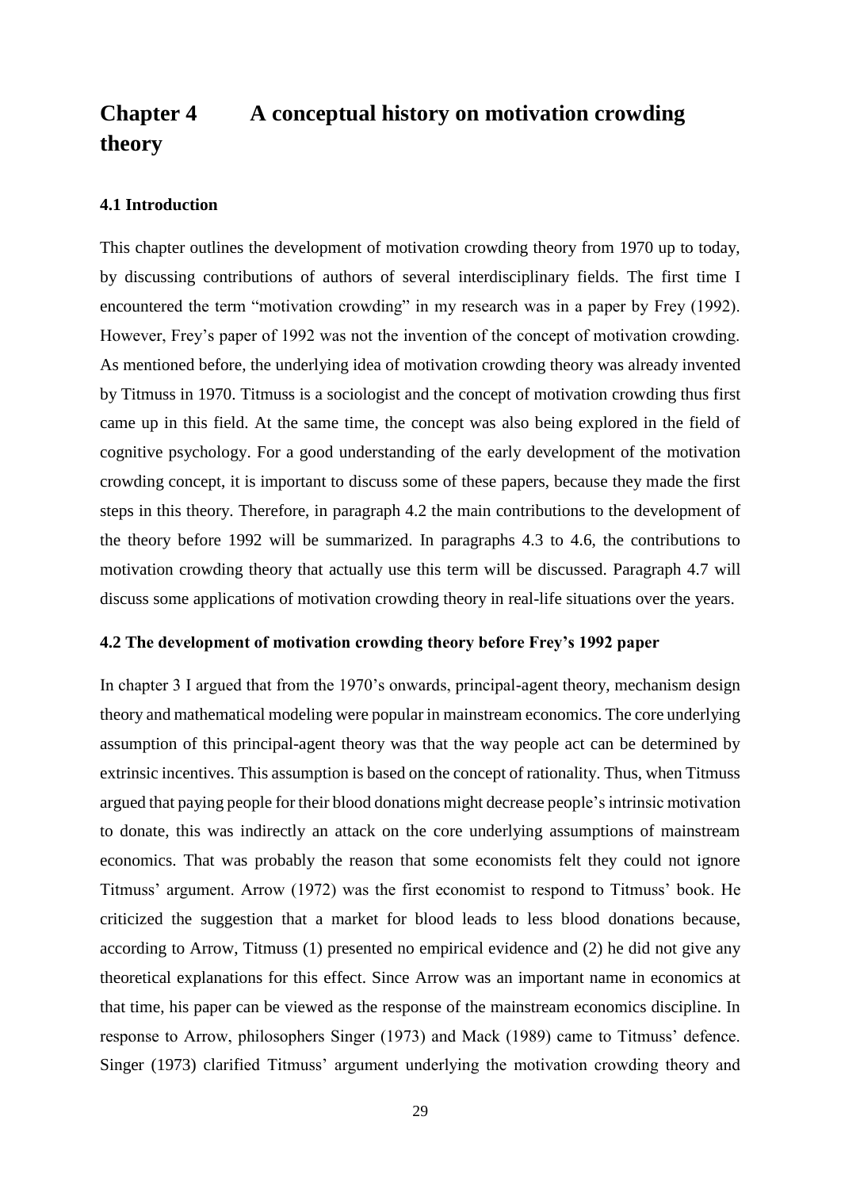# Chapter 4 A conceptual history on motivation crowding theory

## 4.1 Introduction

This chapter outlines the development of motivation crowding theory from 1970 up to today, by discussing contributions of authors of several interdisciplinary fields. The first time I encountered the term "motivation crowding" in my research was in a paper by Frey (1992). However, Frey's paper of 1992 was not the invention of the concept of motivation crowding. As mentioned before, the underlying idea of motivation crowding theory was already invented by Titmuss in 1970. Titmuss is a sociologist and the concept of motivation crowding thus first came up in this field. At the same time, the concept was also being explored in the field of cognitive psychology. For a good understanding of the early development of the motivation crowding concept, it is important to discuss some of these papers, because they made the first steps in this theory. Therefore, in paragraph 4.2 the main contributions to the development of the theory before 1992 will be summarized. In paragraphs 4.3 to 4.6, the contributions to motivation crowding theory that actually use this term will be discussed. Paragraph 4.7 will discuss some applications of motivation crowding theory in real-life situations over the years.

## 4.2 The development of motivation crowding theory before Frey's 1992 paper

In chapter 3 I argued that from the 1970's onwards, principal-agent theory, mechanism design theory and mathematical modeling were popular in mainstream economics. The core underlying assumption of this principal-agent theory was that the way people act can be determined by extrinsic incentives. This assumption is based on the concept of rationality. Thus, when Titmuss argued that paying people for their blood donations might decrease people's intrinsic motivation to donate, this was indirectly an attack on the core underlying assumptions of mainstream economics. That was probably the reason that some economists felt they could not ignore Titmuss' argument. Arrow (1972) was the first economist to respond to Titmuss' book. He criticized the suggestion that a market for blood leads to less blood donations because, according to Arrow, Titmuss (1) presented no empirical evidence and (2) he did not give any theoretical explanations for this effect. Since Arrow was an important name in economics at that time, his paper can be viewed as the response of the mainstream economics discipline. In response to Arrow, philosophers Singer (1973) and Mack (1989) came to Titmuss' defence. Singer (1973) clarified Titmuss' argument underlying the motivation crowding theory and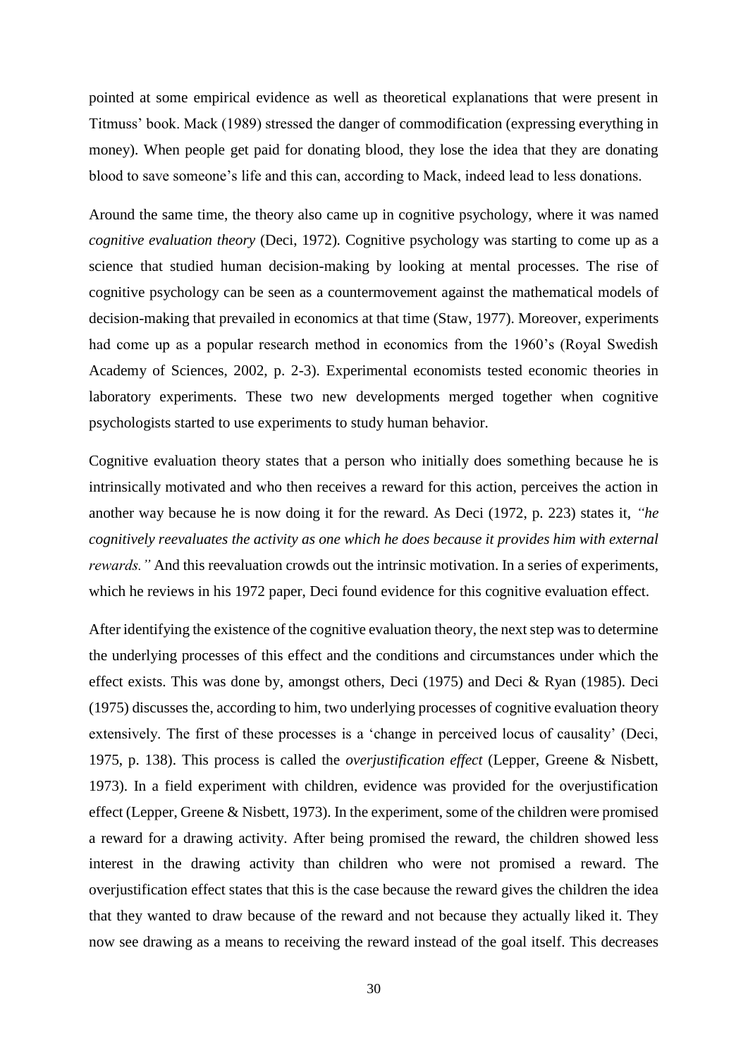pointed at some empirical evidence as well as theoretical explanations that were present in Titmuss' book. Mack (1989) stressed the danger of commodification (expressing everything in money). When people get paid for donating blood, they lose the idea that they are donating blood to save someone's life and this can, according to Mack, indeed lead to less donations.

Around the same time, the theory also came up in cognitive psychology, where it was named *cognitive evaluation theory* (Deci, 1972). Cognitive psychology was starting to come up as a science that studied human decision-making by looking at mental processes. The rise of cognitive psychology can be seen as a countermovement against the mathematical models of decision-making that prevailed in economics at that time (Staw, 1977). Moreover, experiments had come up as a popular research method in economics from the 1960's (Royal Swedish Academy of Sciences, 2002, p. 2-3). Experimental economists tested economic theories in laboratory experiments. These two new developments merged together when cognitive psychologists started to use experiments to study human behavior.

Cognitive evaluation theory states that a person who initially does something because he is intrinsically motivated and who then receives a reward for this action, perceives the action in another way because he is now doing it for the reward. As Deci (1972, p. 223) states it, *"he cognitively reevaluates the activity as one which he does because it provides him with external rewards."* And this reevaluation crowds out the intrinsic motivation. In a series of experiments, which he reviews in his 1972 paper, Deci found evidence for this cognitive evaluation effect.

After identifying the existence of the cognitive evaluation theory, the next step was to determine the underlying processes of this effect and the conditions and circumstances under which the effect exists. This was done by, amongst others, Deci (1975) and Deci & Ryan (1985). Deci (1975) discusses the, according to him, two underlying processes of cognitive evaluation theory extensively. The first of these processes is a 'change in perceived locus of causality' (Deci, 1975, p. 138). This process is called the *overjustification effect* (Lepper, Greene & Nisbett, 1973). In a field experiment with children, evidence was provided for the overjustification effect (Lepper, Greene & Nisbett, 1973). In the experiment, some of the children were promised a reward for a drawing activity. After being promised the reward, the children showed less interest in the drawing activity than children who were not promised a reward. The overjustification effect states that this is the case because the reward gives the children the idea that they wanted to draw because of the reward and not because they actually liked it. They now see drawing as a means to receiving the reward instead of the goal itself. This decreases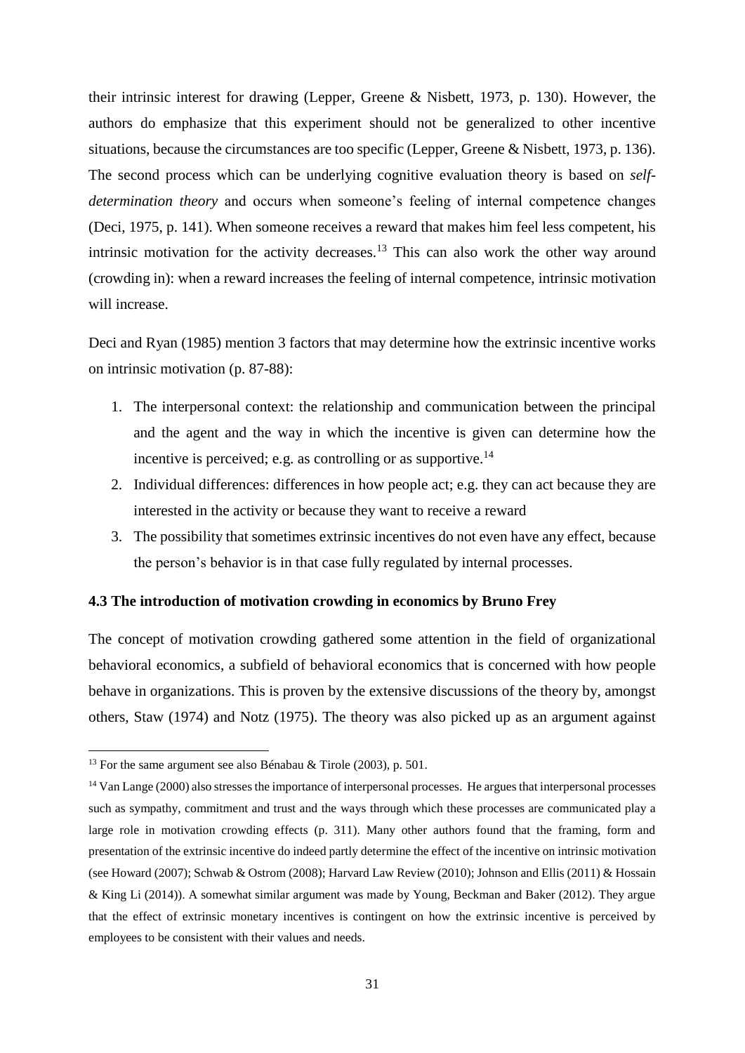their intrinsic interest for drawing (Lepper, Greene & Nisbett, 1973, p. 130). However, the authors do emphasize that this experiment should not be generalized to other incentive situations, because the circumstances are too specific (Lepper, Greene & Nisbett, 1973, p. 136). The second process which can be underlying cognitive evaluation theory is based on *self-determination theory* and occurs when someone's feeling of internal competence changes (Deci, 1975, p. 141). When someone receives a reward that makes him feel less competent, his intrinsic motivation for the activity decreases.[13] This can also work the other way around (crowding in): when a reward increases the feeling of internal competence, intrinsic motivation will increase.

Deci and Ryan (1985) mention 3 factors that may determine how the extrinsic incentive works on intrinsic motivation (p. 87-88):

1. The interpersonal context: the relationship and communication between the principal and the agent and the way in which the incentive is given can determine how the incentive is perceived; e.g. as controlling or as supportive.[14]
2. Individual differences: differences in how people act; e.g. they can act because they are interested in the activity or because they want to receive a reward
3. The possibility that sometimes extrinsic incentives do not even have any effect, because the person's behavior is in that case fully regulated by internal processes.

### 4.3 The introduction of motivation crowding in economics by Bruno Frey

The concept of motivation crowding gathered some attention in the field of organizational behavioral economics, a subfield of behavioral economics that is concerned with how people behave in organizations. This is proven by the extensive discussions of the theory by, amongst others, Staw (1974) and Notz (1975). The theory was also picked up as an argument against

---

[13] For the same argument see also Bénabau & Tirole (2003), p. 501.

[14] Van Lange (2000) also stresses the importance of interpersonal processes. He argues that interpersonal processes such as sympathy, commitment and trust and the ways through which these processes are communicated play a large role in motivation crowding effects (p. 311). Many other authors found that the framing, form and presentation of the extrinsic incentive do indeed partly determine the effect of the incentive on intrinsic motivation (see Howard (2007); Schwab & Ostrom (2008); Harvard Law Review (2010); Johnson and Ellis (2011) & Hossain & King Li (2014)). A somewhat similar argument was made by Young, Beckman and Baker (2012). They argue that the effect of extrinsic monetary incentives is contingent on how the extrinsic incentive is perceived by employees to be consistent with their values and needs.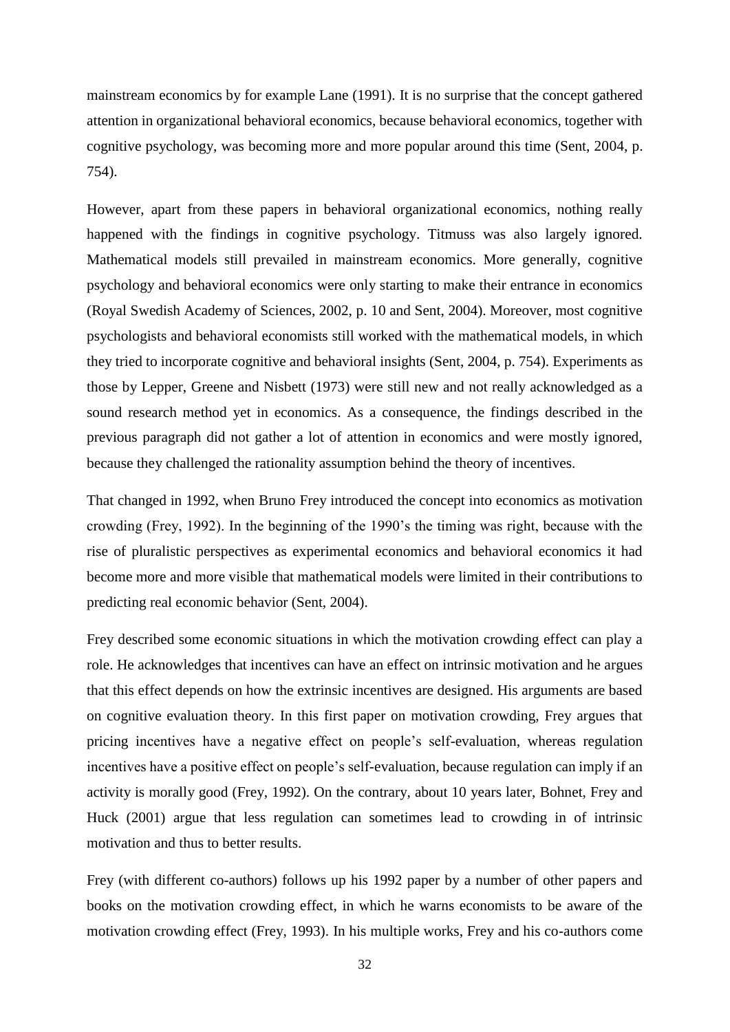mainstream economics by for example Lane (1991). It is no surprise that the concept gathered attention in organizational behavioral economics, because behavioral economics, together with cognitive psychology, was becoming more and more popular around this time (Sent, 2004, p. 754).

However, apart from these papers in behavioral organizational economics, nothing really happened with the findings in cognitive psychology. Titmuss was also largely ignored. Mathematical models still prevailed in mainstream economics. More generally, cognitive psychology and behavioral economics were only starting to make their entrance in economics (Royal Swedish Academy of Sciences, 2002, p. 10 and Sent, 2004). Moreover, most cognitive psychologists and behavioral economists still worked with the mathematical models, in which they tried to incorporate cognitive and behavioral insights (Sent, 2004, p. 754). Experiments as those by Lepper, Greene and Nisbett (1973) were still new and not really acknowledged as a sound research method yet in economics. As a consequence, the findings described in the previous paragraph did not gather a lot of attention in economics and were mostly ignored, because they challenged the rationality assumption behind the theory of incentives.

That changed in 1992, when Bruno Frey introduced the concept into economics as motivation crowding (Frey, 1992). In the beginning of the 1990's the timing was right, because with the rise of pluralistic perspectives as experimental economics and behavioral economics it had become more and more visible that mathematical models were limited in their contributions to predicting real economic behavior (Sent, 2004).

Frey described some economic situations in which the motivation crowding effect can play a role. He acknowledges that incentives can have an effect on intrinsic motivation and he argues that this effect depends on how the extrinsic incentives are designed. His arguments are based on cognitive evaluation theory. In this first paper on motivation crowding, Frey argues that pricing incentives have a negative effect on people's self-evaluation, whereas regulation incentives have a positive effect on people's self-evaluation, because regulation can imply if an activity is morally good (Frey, 1992). On the contrary, about 10 years later, Bohnet, Frey and Huck (2001) argue that less regulation can sometimes lead to crowding in of intrinsic motivation and thus to better results.

Frey (with different co-authors) follows up his 1992 paper by a number of other papers and books on the motivation crowding effect, in which he warns economists to be aware of the motivation crowding effect (Frey, 1993). In his multiple works, Frey and his co-authors come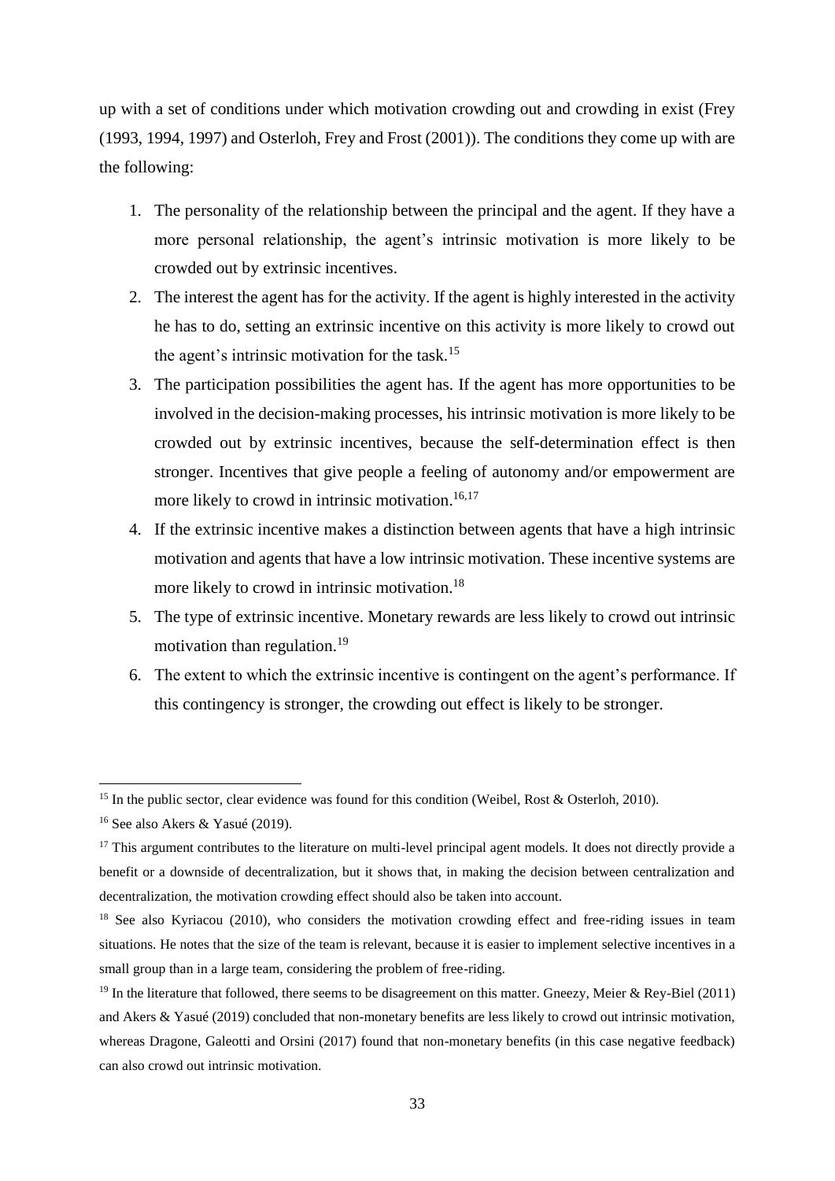up with a set of conditions under which motivation crowding out and crowding in exist (Frey (1993, 1994, 1997) and Osterloh, Frey and Frost (2001)). The conditions they come up with are the following:

1. The personality of the relationship between the principal and the agent. If they have a more personal relationship, the agent's intrinsic motivation is more likely to be crowded out by extrinsic incentives.
2. The interest the agent has for the activity. If the agent is highly interested in the activity he has to do, setting an extrinsic incentive on this activity is more likely to crowd out the agent's intrinsic motivation for the task.[15]
3. The participation possibilities the agent has. If the agent has more opportunities to be involved in the decision-making processes, his intrinsic motivation is more likely to be crowded out by extrinsic incentives, because the self-determination effect is then stronger. Incentives that give people a feeling of autonomy and/or empowerment are more likely to crowd in intrinsic motivation.[16,17]
4. If the extrinsic incentive makes a distinction between agents that have a high intrinsic motivation and agents that have a low intrinsic motivation. These incentive systems are more likely to crowd in intrinsic motivation.[18]
5. The type of extrinsic incentive. Monetary rewards are less likely to crowd out intrinsic motivation than regulation.[19]
6. The extent to which the extrinsic incentive is contingent on the agent's performance. If this contingency is stronger, the crowding out effect is likely to be stronger.

---

[15] In the public sector, clear evidence was found for this condition (Weibel, Rost & Osterloh, 2010).

[16] See also Akers & Yasué (2019).

[17] This argument contributes to the literature on multi-level principal agent models. It does not directly provide a benefit or a downside of decentralization, but it shows that, in making the decision between centralization and decentralization, the motivation crowding effect should also be taken into account.

[18] See also Kyriacou (2010), who considers the motivation crowding effect and free-riding issues in team situations. He notes that the size of the team is relevant, because it is easier to implement selective incentives in a small group than in a large team, considering the problem of free-riding.

[19] In the literature that followed, there seems to be disagreement on this matter. Gneezy, Meier & Rey-Biel (2011) and Akers & Yasué (2019) concluded that non-monetary benefits are less likely to crowd out intrinsic motivation, whereas Dragone, Galeotti and Orsini (2017) found that non-monetary benefits (in this case negative feedback) can also crowd out intrinsic motivation.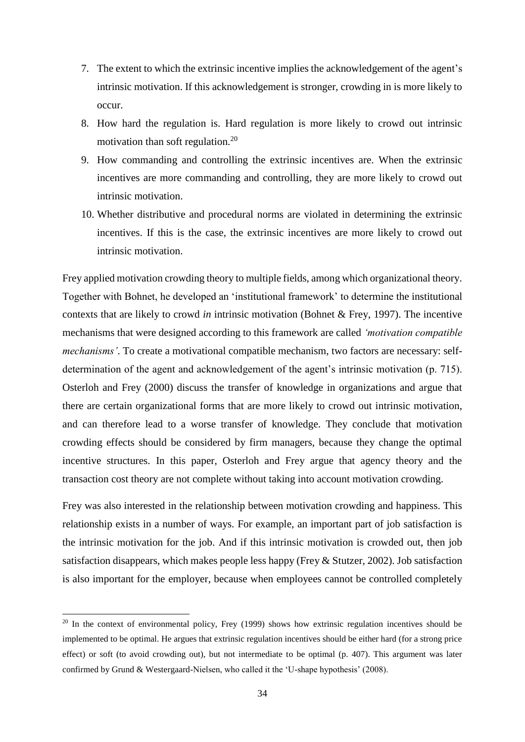7. The extent to which the extrinsic incentive implies the acknowledgement of the agent's intrinsic motivation. If this acknowledgement is stronger, crowding in is more likely to occur.
8. How hard the regulation is. Hard regulation is more likely to crowd out intrinsic motivation than soft regulation.[20]
9. How commanding and controlling the extrinsic incentives are. When the extrinsic incentives are more commanding and controlling, they are more likely to crowd out intrinsic motivation.
10. Whether distributive and procedural norms are violated in determining the extrinsic incentives. If this is the case, the extrinsic incentives are more likely to crowd out intrinsic motivation.

Frey applied motivation crowding theory to multiple fields, among which organizational theory. Together with Bohnet, he developed an 'institutional framework' to determine the institutional contexts that are likely to crowd *in* intrinsic motivation (Bohnet & Frey, 1997). The incentive mechanisms that were designed according to this framework are called *'motivation compatible mechanisms'*. To create a motivational compatible mechanism, two factors are necessary: self-determination of the agent and acknowledgement of the agent's intrinsic motivation (p. 715). Osterloh and Frey (2000) discuss the transfer of knowledge in organizations and argue that there are certain organizational forms that are more likely to crowd out intrinsic motivation, and can therefore lead to a worse transfer of knowledge. They conclude that motivation crowding effects should be considered by firm managers, because they change the optimal incentive structures. In this paper, Osterloh and Frey argue that agency theory and the transaction cost theory are not complete without taking into account motivation crowding.

Frey was also interested in the relationship between motivation crowding and happiness. This relationship exists in a number of ways. For example, an important part of job satisfaction is the intrinsic motivation for the job. And if this intrinsic motivation is crowded out, then job satisfaction disappears, which makes people less happy (Frey & Stutzer, 2002). Job satisfaction is also important for the employer, because when employees cannot be controlled completely

[20] In the context of environmental policy, Frey (1999) shows how extrinsic regulation incentives should be implemented to be optimal. He argues that extrinsic regulation incentives should be either hard (for a strong price effect) or soft (to avoid crowding out), but not intermediate to be optimal (p. 407). This argument was later confirmed by Grund & Westergaard-Nielsen, who called it the 'U-shape hypothesis' (2008).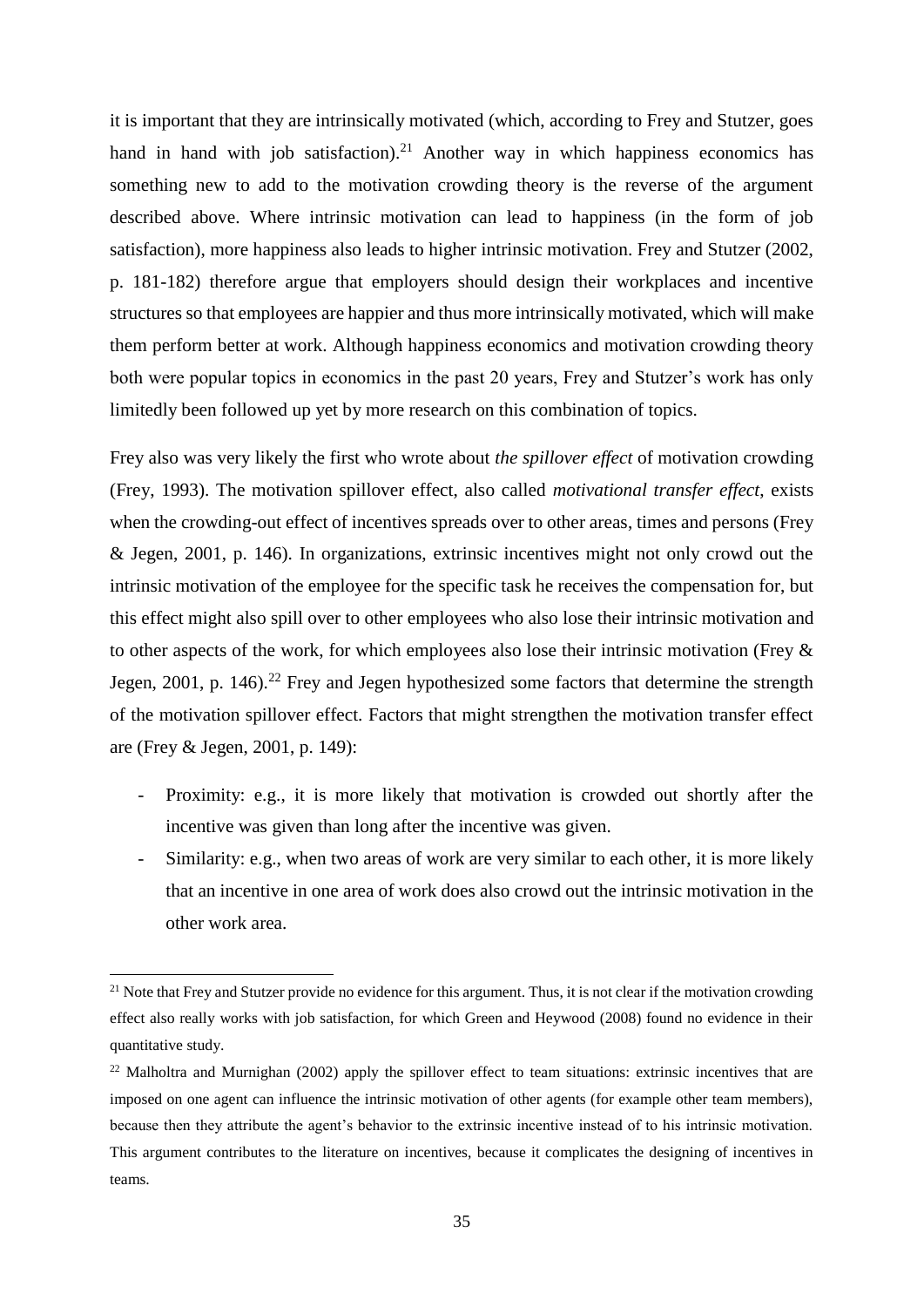it is important that they are intrinsically motivated (which, according to Frey and Stutzer, goes hand in hand with job satisfaction).[21] Another way in which happiness economics has something new to add to the motivation crowding theory is the reverse of the argument described above. Where intrinsic motivation can lead to happiness (in the form of job satisfaction), more happiness also leads to higher intrinsic motivation. Frey and Stutzer (2002, p. 181-182) therefore argue that employers should design their workplaces and incentive structures so that employees are happier and thus more intrinsically motivated, which will make them perform better at work. Although happiness economics and motivation crowding theory both were popular topics in economics in the past 20 years, Frey and Stutzer's work has only limitedly been followed up yet by more research on this combination of topics.

Frey also was very likely the first who wrote about *the spillover effect* of motivation crowding (Frey, 1993). The motivation spillover effect, also called *motivational transfer effect*, exists when the crowding-out effect of incentives spreads over to other areas, times and persons (Frey & Jegen, 2001, p. 146). In organizations, extrinsic incentives might not only crowd out the intrinsic motivation of the employee for the specific task he receives the compensation for, but this effect might also spill over to other employees who also lose their intrinsic motivation and to other aspects of the work, for which employees also lose their intrinsic motivation (Frey & Jegen, 2001, p. 146).[22] Frey and Jegen hypothesized some factors that determine the strength of the motivation spillover effect. Factors that might strengthen the motivation transfer effect are (Frey & Jegen, 2001, p. 149):

- Proximity: e.g., it is more likely that motivation is crowded out shortly after the incentive was given than long after the incentive was given.
- Similarity: e.g., when two areas of work are very similar to each other, it is more likely that an incentive in one area of work does also crowd out the intrinsic motivation in the other work area.

[21] Note that Frey and Stutzer provide no evidence for this argument. Thus, it is not clear if the motivation crowding effect also really works with job satisfaction, for which Green and Heywood (2008) found no evidence in their quantitative study.

[22] Malholtra and Murnighan (2002) apply the spillover effect to team situations: extrinsic incentives that are imposed on one agent can influence the intrinsic motivation of other agents (for example other team members), because then they attribute the agent's behavior to the extrinsic incentive instead of to his intrinsic motivation. This argument contributes to the literature on incentives, because it complicates the designing of incentives in teams.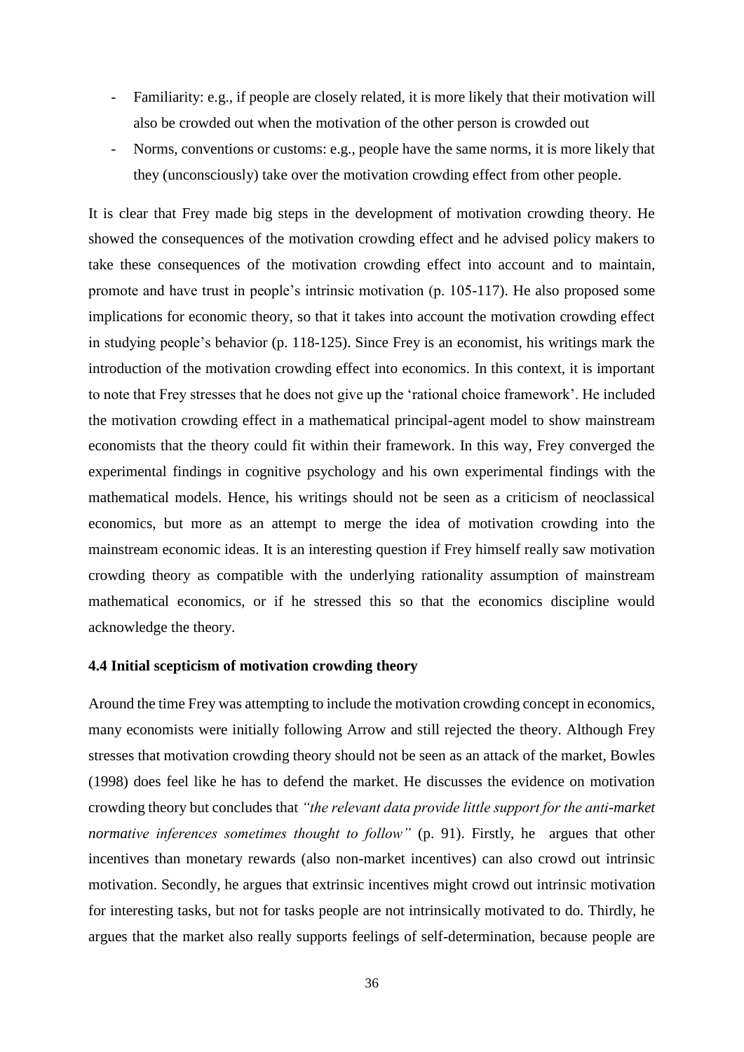- Familiarity: e.g., if people are closely related, it is more likely that their motivation will also be crowded out when the motivation of the other person is crowded out
- Norms, conventions or customs: e.g., people have the same norms, it is more likely that they (unconsciously) take over the motivation crowding effect from other people.

It is clear that Frey made big steps in the development of motivation crowding theory. He showed the consequences of the motivation crowding effect and he advised policy makers to take these consequences of the motivation crowding effect into account and to maintain, promote and have trust in people's intrinsic motivation (p. 105-117). He also proposed some implications for economic theory, so that it takes into account the motivation crowding effect in studying people's behavior (p. 118-125). Since Frey is an economist, his writings mark the introduction of the motivation crowding effect into economics. In this context, it is important to note that Frey stresses that he does not give up the 'rational choice framework'. He included the motivation crowding effect in a mathematical principal-agent model to show mainstream economists that the theory could fit within their framework. In this way, Frey converged the experimental findings in cognitive psychology and his own experimental findings with the mathematical models. Hence, his writings should not be seen as a criticism of neoclassical economics, but more as an attempt to merge the idea of motivation crowding into the mainstream economic ideas. It is an interesting question if Frey himself really saw motivation crowding theory as compatible with the underlying rationality assumption of mainstream mathematical economics, or if he stressed this so that the economics discipline would acknowledge the theory.

### 4.4 Initial scepticism of motivation crowding theory

Around the time Frey was attempting to include the motivation crowding concept in economics, many economists were initially following Arrow and still rejected the theory. Although Frey stresses that motivation crowding theory should not be seen as an attack of the market, Bowles (1998) does feel like he has to defend the market. He discusses the evidence on motivation crowding theory but concludes that *"the relevant data provide little support for the anti-market normative inferences sometimes thought to follow"* (p. 91). Firstly, he argues that other incentives than monetary rewards (also non-market incentives) can also crowd out intrinsic motivation. Secondly, he argues that extrinsic incentives might crowd out intrinsic motivation for interesting tasks, but not for tasks people are not intrinsically motivated to do. Thirdly, he argues that the market also really supports feelings of self-determination, because people are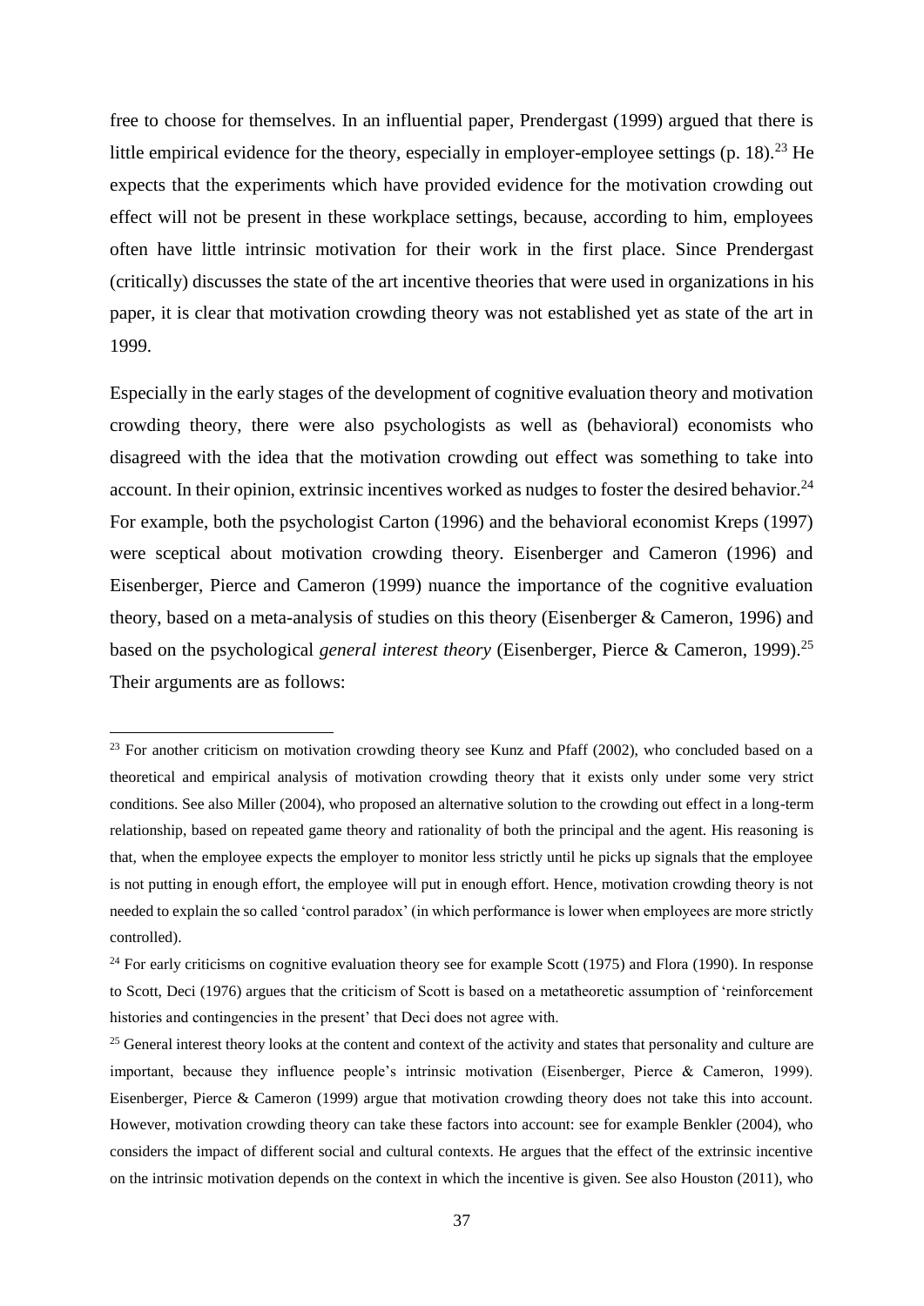free to choose for themselves. In an influential paper, Prendergast (1999) argued that there is little empirical evidence for the theory, especially in employer-employee settings (p. 18).[23] He expects that the experiments which have provided evidence for the motivation crowding out effect will not be present in these workplace settings, because, according to him, employees often have little intrinsic motivation for their work in the first place. Since Prendergast (critically) discusses the state of the art incentive theories that were used in organizations in his paper, it is clear that motivation crowding theory was not established yet as state of the art in 1999.

Especially in the early stages of the development of cognitive evaluation theory and motivation crowding theory, there were also psychologists as well as (behavioral) economists who disagreed with the idea that the motivation crowding out effect was something to take into account. In their opinion, extrinsic incentives worked as nudges to foster the desired behavior.[24] For example, both the psychologist Carton (1996) and the behavioral economist Kreps (1997) were sceptical about motivation crowding theory. Eisenberger and Cameron (1996) and Eisenberger, Pierce and Cameron (1999) nuance the importance of the cognitive evaluation theory, based on a meta-analysis of studies on this theory (Eisenberger & Cameron, 1996) and based on the psychological *general interest theory* (Eisenberger, Pierce & Cameron, 1999).[25] Their arguments are as follows:

---

[23] For another criticism on motivation crowding theory see Kunz and Pfaff (2002), who concluded based on a theoretical and empirical analysis of motivation crowding theory that it exists only under some very strict conditions. See also Miller (2004), who proposed an alternative solution to the crowding out effect in a long-term relationship, based on repeated game theory and rationality of both the principal and the agent. His reasoning is that, when the employee expects the employer to monitor less strictly until he picks up signals that the employee is not putting in enough effort, the employee will put in enough effort. Hence, motivation crowding theory is not needed to explain the so called 'control paradox' (in which performance is lower when employees are more strictly controlled).

[24] For early criticisms on cognitive evaluation theory see for example Scott (1975) and Flora (1990). In response to Scott, Deci (1976) argues that the criticism of Scott is based on a metatheoretic assumption of 'reinforcement histories and contingencies in the present' that Deci does not agree with.

[25] General interest theory looks at the content and context of the activity and states that personality and culture are important, because they influence people's intrinsic motivation (Eisenberger, Pierce & Cameron, 1999). Eisenberger, Pierce & Cameron (1999) argue that motivation crowding theory does not take this into account. However, motivation crowding theory can take these factors into account: see for example Benkler (2004), who considers the impact of different social and cultural contexts. He argues that the effect of the extrinsic incentive on the intrinsic motivation depends on the context in which the incentive is given. See also Houston (2011), who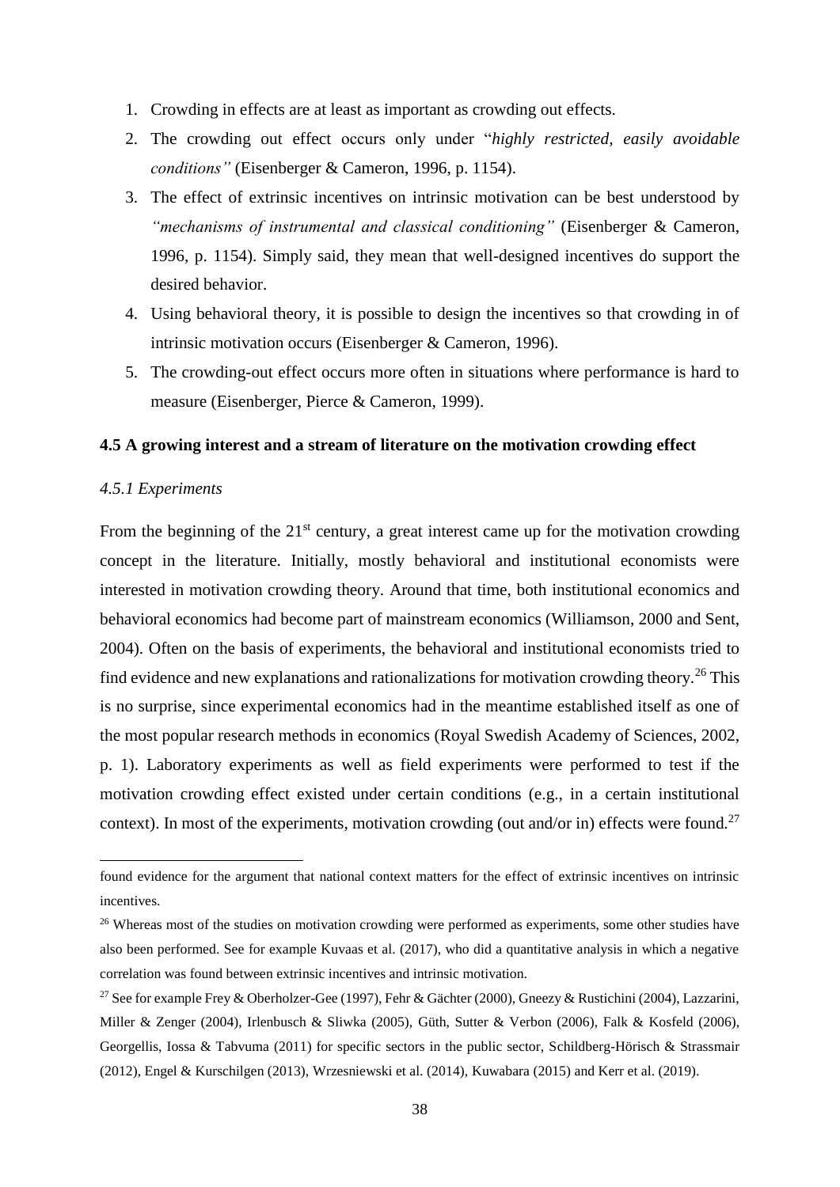1. Crowding in effects are at least as important as crowding out effects.
2. The crowding out effect occurs only under "*highly restricted, easily avoidable conditions"* (Eisenberger & Cameron, 1996, p. 1154).
3. The effect of extrinsic incentives on intrinsic motivation can be best understood by *"mechanisms of instrumental and classical conditioning"* (Eisenberger & Cameron, 1996, p. 1154). Simply said, they mean that well-designed incentives do support the desired behavior.
4. Using behavioral theory, it is possible to design the incentives so that crowding in of intrinsic motivation occurs (Eisenberger & Cameron, 1996).
5. The crowding-out effect occurs more often in situations where performance is hard to measure (Eisenberger, Pierce & Cameron, 1999).

### 4.5 A growing interest and a stream of literature on the motivation crowding effect

#### *4.5.1 Experiments*

From the beginning of the 21st century, a great interest came up for the motivation crowding concept in the literature. Initially, mostly behavioral and institutional economists were interested in motivation crowding theory. Around that time, both institutional economics and behavioral economics had become part of mainstream economics (Williamson, 2000 and Sent, 2004). Often on the basis of experiments, the behavioral and institutional economists tried to find evidence and new explanations and rationalizations for motivation crowding theory.[26] This is no surprise, since experimental economics had in the meantime established itself as one of the most popular research methods in economics (Royal Swedish Academy of Sciences, 2002, p. 1). Laboratory experiments as well as field experiments were performed to test if the motivation crowding effect existed under certain conditions (e.g., in a certain institutional context). In most of the experiments, motivation crowding (out and/or in) effects were found.[27]

---

found evidence for the argument that national context matters for the effect of extrinsic incentives on intrinsic incentives.

[26] Whereas most of the studies on motivation crowding were performed as experiments, some other studies have also been performed. See for example Kuvaas et al. (2017), who did a quantitative analysis in which a negative correlation was found between extrinsic incentives and intrinsic motivation.

[27] See for example Frey & Oberholzer-Gee (1997), Fehr & Gächter (2000), Gneezy & Rustichini (2004), Lazzarini, Miller & Zenger (2004), Irlenbusch & Sliwka (2005), Güth, Sutter & Verbon (2006), Falk & Kosfeld (2006), Georgellis, Iossa & Tabvuma (2011) for specific sectors in the public sector, Schildberg-Hörisch & Strassmair (2012), Engel & Kurschilgen (2013), Wrzesniewski et al. (2014), Kuwabara (2015) and Kerr et al. (2019).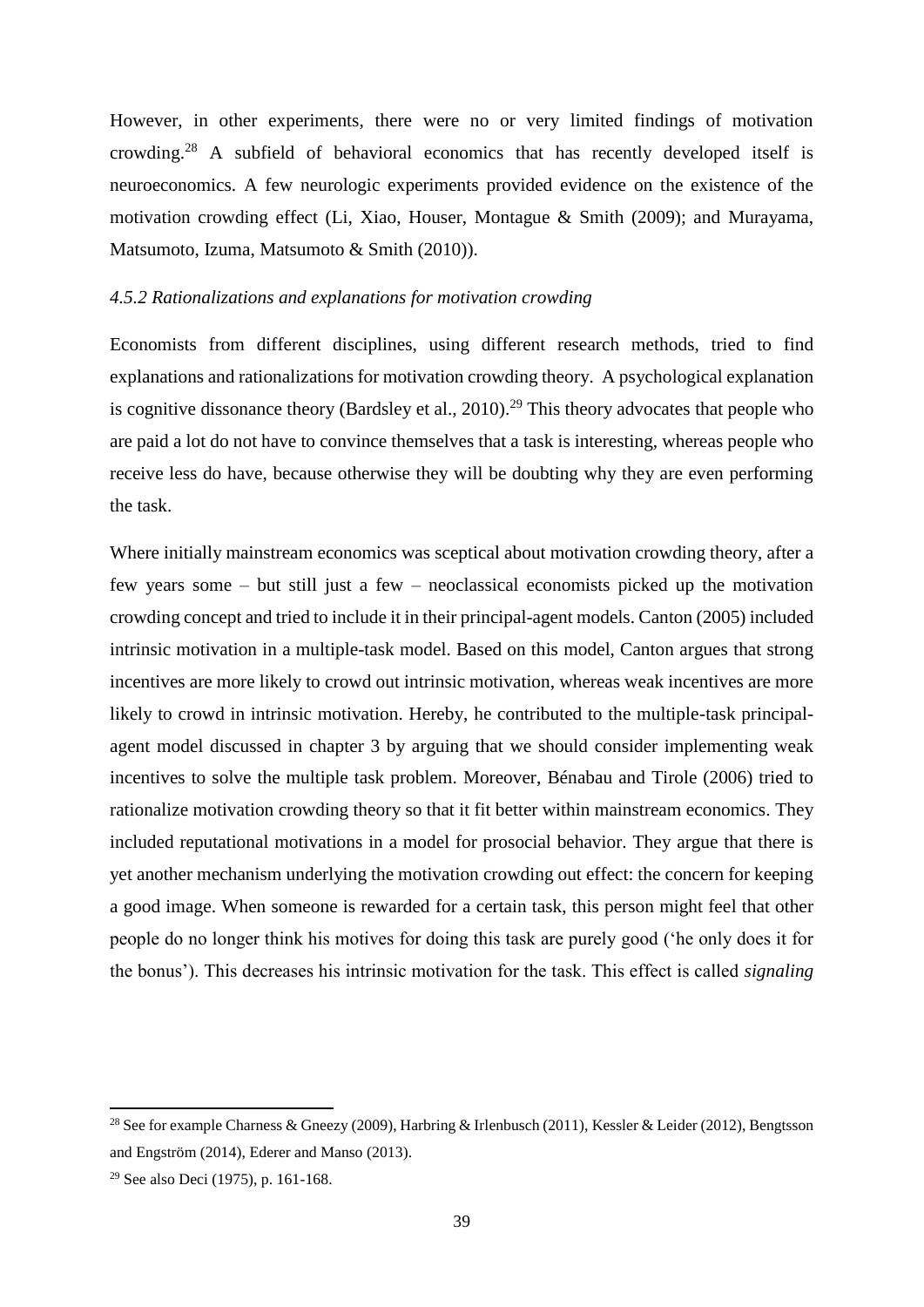However, in other experiments, there were no or very limited findings of motivation crowding.[28] A subfield of behavioral economics that has recently developed itself is neuroeconomics. A few neurologic experiments provided evidence on the existence of the motivation crowding effect (Li, Xiao, Houser, Montague & Smith (2009); and Murayama, Matsumoto, Izuma, Matsumoto & Smith (2010)).

### *4.5.2 Rationalizations and explanations for motivation crowding*

Economists from different disciplines, using different research methods, tried to find explanations and rationalizations for motivation crowding theory. A psychological explanation is cognitive dissonance theory (Bardsley et al., 2010).[29] This theory advocates that people who are paid a lot do not have to convince themselves that a task is interesting, whereas people who receive less do have, because otherwise they will be doubting why they are even performing the task.

Where initially mainstream economics was sceptical about motivation crowding theory, after a few years some – but still just a few – neoclassical economists picked up the motivation crowding concept and tried to include it in their principal-agent models. Canton (2005) included intrinsic motivation in a multiple-task model. Based on this model, Canton argues that strong incentives are more likely to crowd out intrinsic motivation, whereas weak incentives are more likely to crowd in intrinsic motivation. Hereby, he contributed to the multiple-task principal-agent model discussed in chapter 3 by arguing that we should consider implementing weak incentives to solve the multiple task problem. Moreover, Bénabau and Tirole (2006) tried to rationalize motivation crowding theory so that it fit better within mainstream economics. They included reputational motivations in a model for prosocial behavior. They argue that there is yet another mechanism underlying the motivation crowding out effect: the concern for keeping a good image. When someone is rewarded for a certain task, this person might feel that other people do no longer think his motives for doing this task are purely good ('he only does it for the bonus'). This decreases his intrinsic motivation for the task. This effect is called *signaling*

---

[28] See for example Charness & Gneezy (2009), Harbring & Irlenbusch (2011), Kessler & Leider (2012), Bengtsson and Engström (2014), Ederer and Manso (2013).

[29] See also Deci (1975), p. 161-168.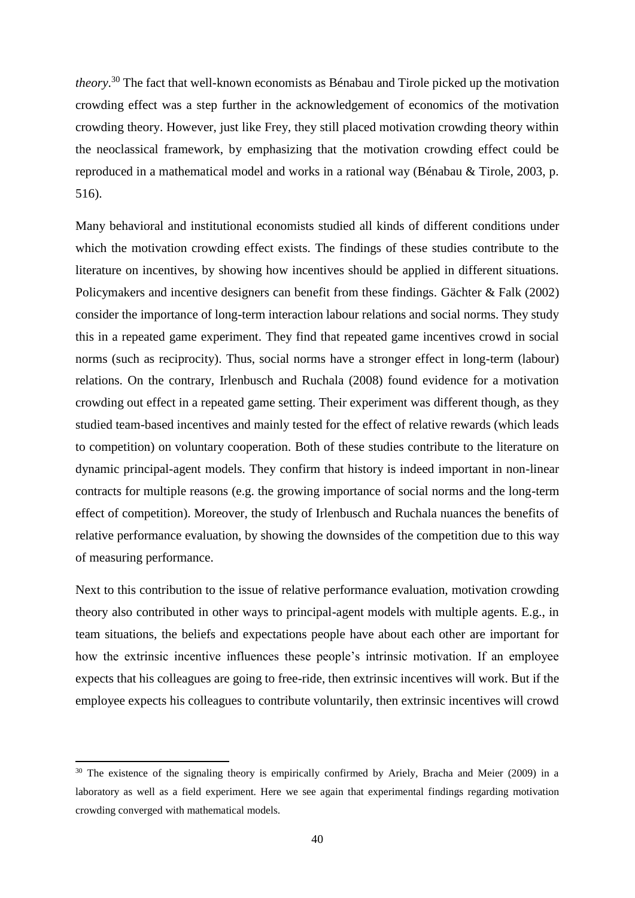*theory*.[30] The fact that well-known economists as Bénabau and Tirole picked up the motivation crowding effect was a step further in the acknowledgement of economics of the motivation crowding theory. However, just like Frey, they still placed motivation crowding theory within the neoclassical framework, by emphasizing that the motivation crowding effect could be reproduced in a mathematical model and works in a rational way (Bénabau & Tirole, 2003, p. 516).

Many behavioral and institutional economists studied all kinds of different conditions under which the motivation crowding effect exists. The findings of these studies contribute to the literature on incentives, by showing how incentives should be applied in different situations. Policymakers and incentive designers can benefit from these findings. Gächter & Falk (2002) consider the importance of long-term interaction labour relations and social norms. They study this in a repeated game experiment. They find that repeated game incentives crowd in social norms (such as reciprocity). Thus, social norms have a stronger effect in long-term (labour) relations. On the contrary, Irlenbusch and Ruchala (2008) found evidence for a motivation crowding out effect in a repeated game setting. Their experiment was different though, as they studied team-based incentives and mainly tested for the effect of relative rewards (which leads to competition) on voluntary cooperation. Both of these studies contribute to the literature on dynamic principal-agent models. They confirm that history is indeed important in non-linear contracts for multiple reasons (e.g. the growing importance of social norms and the long-term effect of competition). Moreover, the study of Irlenbusch and Ruchala nuances the benefits of relative performance evaluation, by showing the downsides of the competition due to this way of measuring performance.

Next to this contribution to the issue of relative performance evaluation, motivation crowding theory also contributed in other ways to principal-agent models with multiple agents. E.g., in team situations, the beliefs and expectations people have about each other are important for how the extrinsic incentive influences these people's intrinsic motivation. If an employee expects that his colleagues are going to free-ride, then extrinsic incentives will work. But if the employee expects his colleagues to contribute voluntarily, then extrinsic incentives will crowd

[30] The existence of the signaling theory is empirically confirmed by Ariely, Bracha and Meier (2009) in a laboratory as well as a field experiment. Here we see again that experimental findings regarding motivation crowding converged with mathematical models.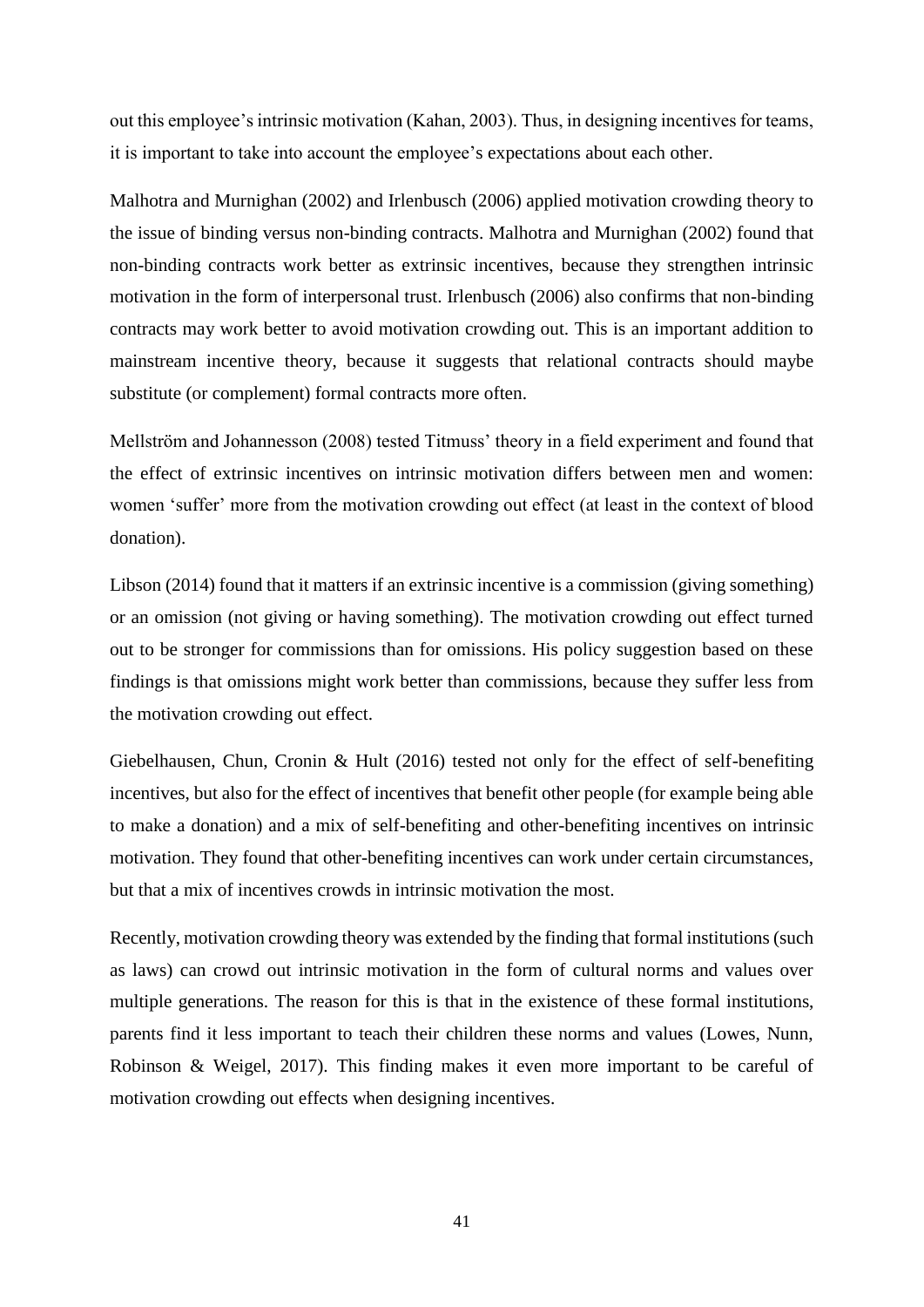out this employee's intrinsic motivation (Kahan, 2003). Thus, in designing incentives for teams, it is important to take into account the employee's expectations about each other.

Malhotra and Murnighan (2002) and Irlenbusch (2006) applied motivation crowding theory to the issue of binding versus non-binding contracts. Malhotra and Murnighan (2002) found that non-binding contracts work better as extrinsic incentives, because they strengthen intrinsic motivation in the form of interpersonal trust. Irlenbusch (2006) also confirms that non-binding contracts may work better to avoid motivation crowding out. This is an important addition to mainstream incentive theory, because it suggests that relational contracts should maybe substitute (or complement) formal contracts more often.

Mellström and Johannesson (2008) tested Titmuss' theory in a field experiment and found that the effect of extrinsic incentives on intrinsic motivation differs between men and women: women 'suffer' more from the motivation crowding out effect (at least in the context of blood donation).

Libson (2014) found that it matters if an extrinsic incentive is a commission (giving something) or an omission (not giving or having something). The motivation crowding out effect turned out to be stronger for commissions than for omissions. His policy suggestion based on these findings is that omissions might work better than commissions, because they suffer less from the motivation crowding out effect.

Giebelhausen, Chun, Cronin & Hult (2016) tested not only for the effect of self-benefiting incentives, but also for the effect of incentives that benefit other people (for example being able to make a donation) and a mix of self-benefiting and other-benefiting incentives on intrinsic motivation. They found that other-benefiting incentives can work under certain circumstances, but that a mix of incentives crowds in intrinsic motivation the most.

Recently, motivation crowding theory was extended by the finding that formal institutions (such as laws) can crowd out intrinsic motivation in the form of cultural norms and values over multiple generations. The reason for this is that in the existence of these formal institutions, parents find it less important to teach their children these norms and values (Lowes, Nunn, Robinson & Weigel, 2017). This finding makes it even more important to be careful of motivation crowding out effects when designing incentives.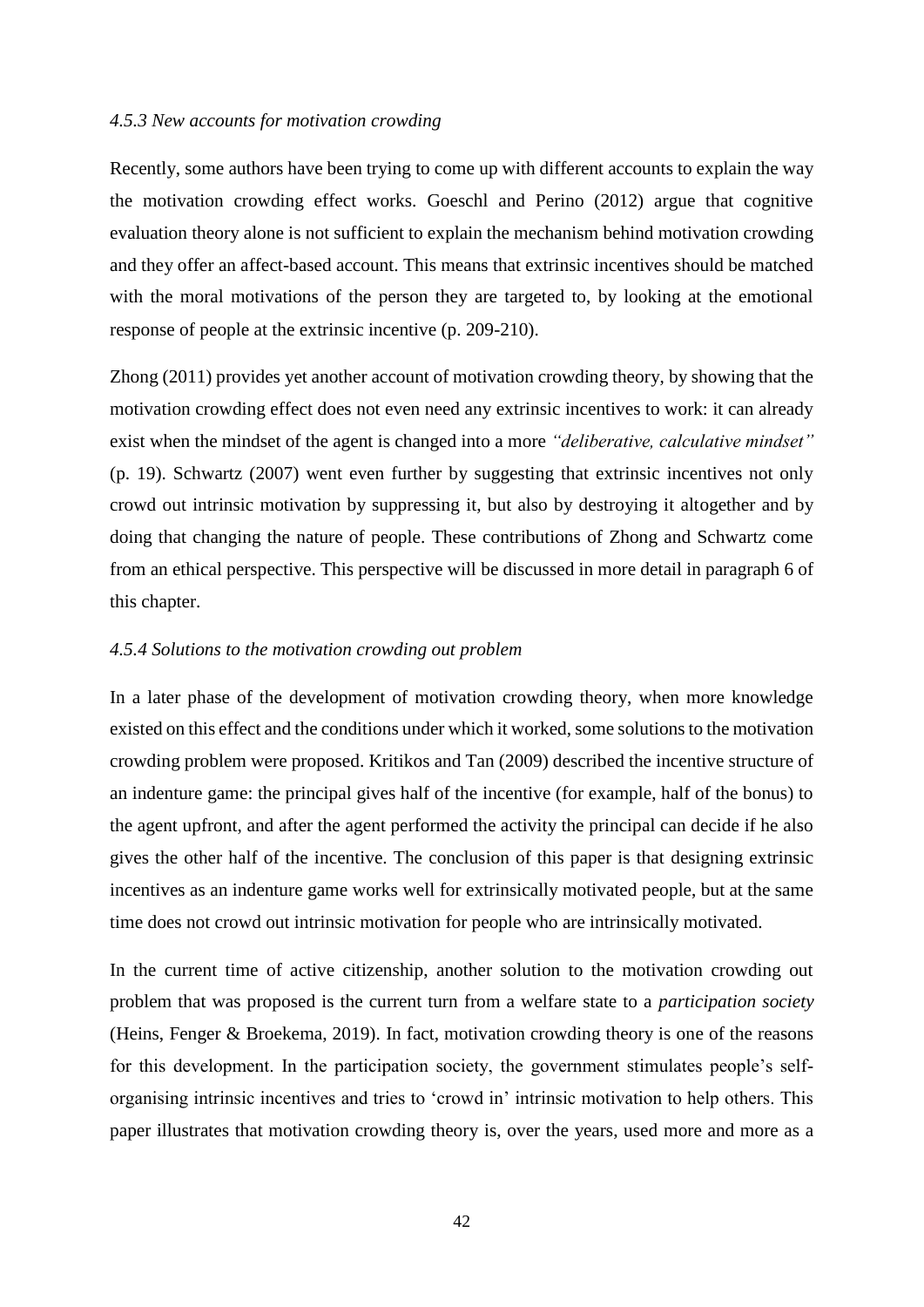*4.5.3 New accounts for motivation crowding*

Recently, some authors have been trying to come up with different accounts to explain the way the motivation crowding effect works. Goeschl and Perino (2012) argue that cognitive evaluation theory alone is not sufficient to explain the mechanism behind motivation crowding and they offer an affect-based account. This means that extrinsic incentives should be matched with the moral motivations of the person they are targeted to, by looking at the emotional response of people at the extrinsic incentive (p. 209-210).

Zhong (2011) provides yet another account of motivation crowding theory, by showing that the motivation crowding effect does not even need any extrinsic incentives to work: it can already exist when the mindset of the agent is changed into a more *"deliberative, calculative mindset"* (p. 19). Schwartz (2007) went even further by suggesting that extrinsic incentives not only crowd out intrinsic motivation by suppressing it, but also by destroying it altogether and by doing that changing the nature of people. These contributions of Zhong and Schwartz come from an ethical perspective. This perspective will be discussed in more detail in paragraph 6 of this chapter.

*4.5.4 Solutions to the motivation crowding out problem*

In a later phase of the development of motivation crowding theory, when more knowledge existed on this effect and the conditions under which it worked, some solutions to the motivation crowding problem were proposed. Kritikos and Tan (2009) described the incentive structure of an indenture game: the principal gives half of the incentive (for example, half of the bonus) to the agent upfront, and after the agent performed the activity the principal can decide if he also gives the other half of the incentive. The conclusion of this paper is that designing extrinsic incentives as an indenture game works well for extrinsically motivated people, but at the same time does not crowd out intrinsic motivation for people who are intrinsically motivated.

In the current time of active citizenship, another solution to the motivation crowding out problem that was proposed is the current turn from a welfare state to a *participation society* (Heins, Fenger & Broekema, 2019). In fact, motivation crowding theory is one of the reasons for this development. In the participation society, the government stimulates people's self-organising intrinsic incentives and tries to 'crowd in' intrinsic motivation to help others. This paper illustrates that motivation crowding theory is, over the years, used more and more as a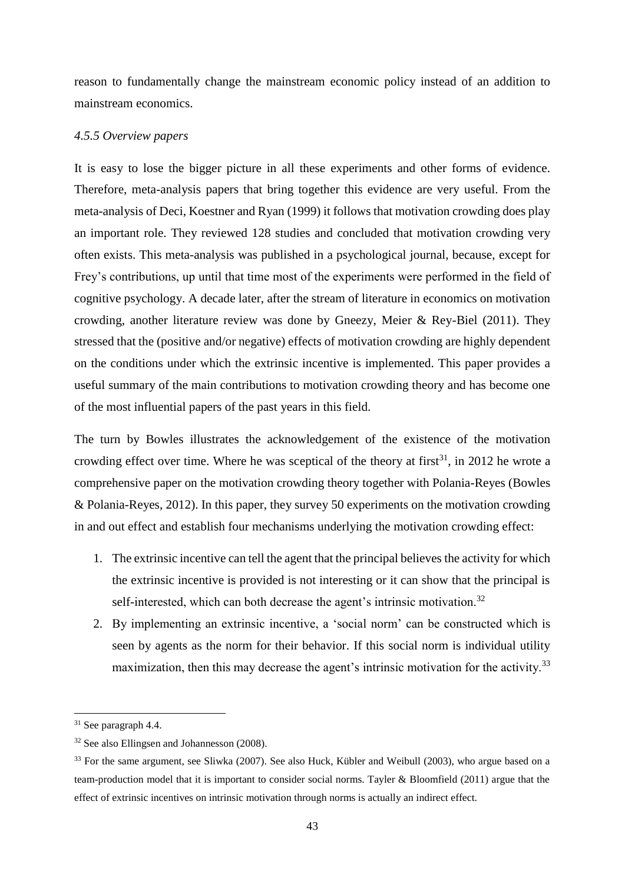reason to fundamentally change the mainstream economic policy instead of an addition to mainstream economics.

#### *4.5.5 Overview papers*

It is easy to lose the bigger picture in all these experiments and other forms of evidence. Therefore, meta-analysis papers that bring together this evidence are very useful. From the meta-analysis of Deci, Koestner and Ryan (1999) it follows that motivation crowding does play an important role. They reviewed 128 studies and concluded that motivation crowding very often exists. This meta-analysis was published in a psychological journal, because, except for Frey's contributions, up until that time most of the experiments were performed in the field of cognitive psychology. A decade later, after the stream of literature in economics on motivation crowding, another literature review was done by Gneezy, Meier & Rey-Biel (2011). They stressed that the (positive and/or negative) effects of motivation crowding are highly dependent on the conditions under which the extrinsic incentive is implemented. This paper provides a useful summary of the main contributions to motivation crowding theory and has become one of the most influential papers of the past years in this field.

The turn by Bowles illustrates the acknowledgement of the existence of the motivation crowding effect over time. Where he was sceptical of the theory at first[31], in 2012 he wrote a comprehensive paper on the motivation crowding theory together with Polania-Reyes (Bowles & Polania-Reyes, 2012). In this paper, they survey 50 experiments on the motivation crowding in and out effect and establish four mechanisms underlying the motivation crowding effect:

1. The extrinsic incentive can tell the agent that the principal believes the activity for which the extrinsic incentive is provided is not interesting or it can show that the principal is self-interested, which can both decrease the agent's intrinsic motivation.[32]
2. By implementing an extrinsic incentive, a 'social norm' can be constructed which is seen by agents as the norm for their behavior. If this social norm is individual utility maximization, then this may decrease the agent's intrinsic motivation for the activity.[33]

---

[31] See paragraph 4.4.

[32] See also Ellingsen and Johannesson (2008).

[33] For the same argument, see Sliwka (2007). See also Huck, Kübler and Weibull (2003), who argue based on a team-production model that it is important to consider social norms. Tayler & Bloomfield (2011) argue that the effect of extrinsic incentives on intrinsic motivation through norms is actually an indirect effect.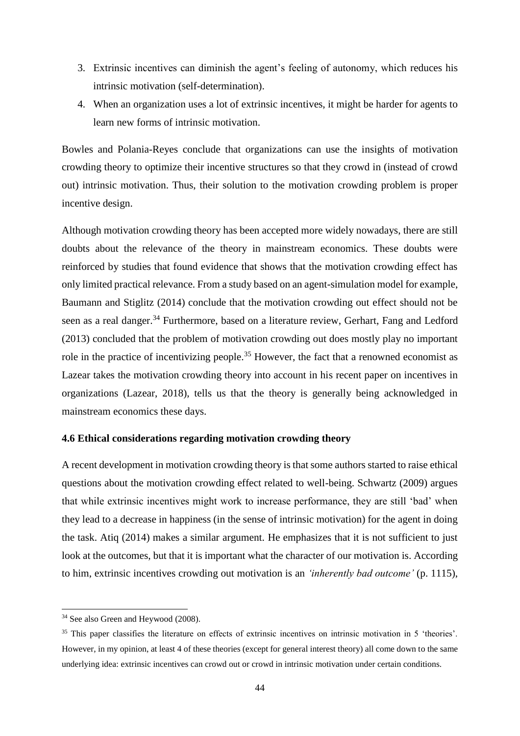3. Extrinsic incentives can diminish the agent's feeling of autonomy, which reduces his intrinsic motivation (self-determination).
4. When an organization uses a lot of extrinsic incentives, it might be harder for agents to learn new forms of intrinsic motivation.

Bowles and Polania-Reyes conclude that organizations can use the insights of motivation crowding theory to optimize their incentive structures so that they crowd in (instead of crowd out) intrinsic motivation. Thus, their solution to the motivation crowding problem is proper incentive design.

Although motivation crowding theory has been accepted more widely nowadays, there are still doubts about the relevance of the theory in mainstream economics. These doubts were reinforced by studies that found evidence that shows that the motivation crowding effect has only limited practical relevance. From a study based on an agent-simulation model for example, Baumann and Stiglitz (2014) conclude that the motivation crowding out effect should not be seen as a real danger.[34] Furthermore, based on a literature review, Gerhart, Fang and Ledford (2013) concluded that the problem of motivation crowding out does mostly play no important role in the practice of incentivizing people.[35] However, the fact that a renowned economist as Lazear takes the motivation crowding theory into account in his recent paper on incentives in organizations (Lazear, 2018), tells us that the theory is generally being acknowledged in mainstream economics these days.

### 4.6 Ethical considerations regarding motivation crowding theory

A recent development in motivation crowding theory is that some authors started to raise ethical questions about the motivation crowding effect related to well-being. Schwartz (2009) argues that while extrinsic incentives might work to increase performance, they are still 'bad' when they lead to a decrease in happiness (in the sense of intrinsic motivation) for the agent in doing the task. Atiq (2014) makes a similar argument. He emphasizes that it is not sufficient to just look at the outcomes, but that it is important what the character of our motivation is. According to him, extrinsic incentives crowding out motivation is an *'inherently bad outcome'* (p. 1115),

---

[34] See also Green and Heywood (2008).

[35] This paper classifies the literature on effects of extrinsic incentives on intrinsic motivation in 5 'theories'. However, in my opinion, at least 4 of these theories (except for general interest theory) all come down to the same underlying idea: extrinsic incentives can crowd out or crowd in intrinsic motivation under certain conditions.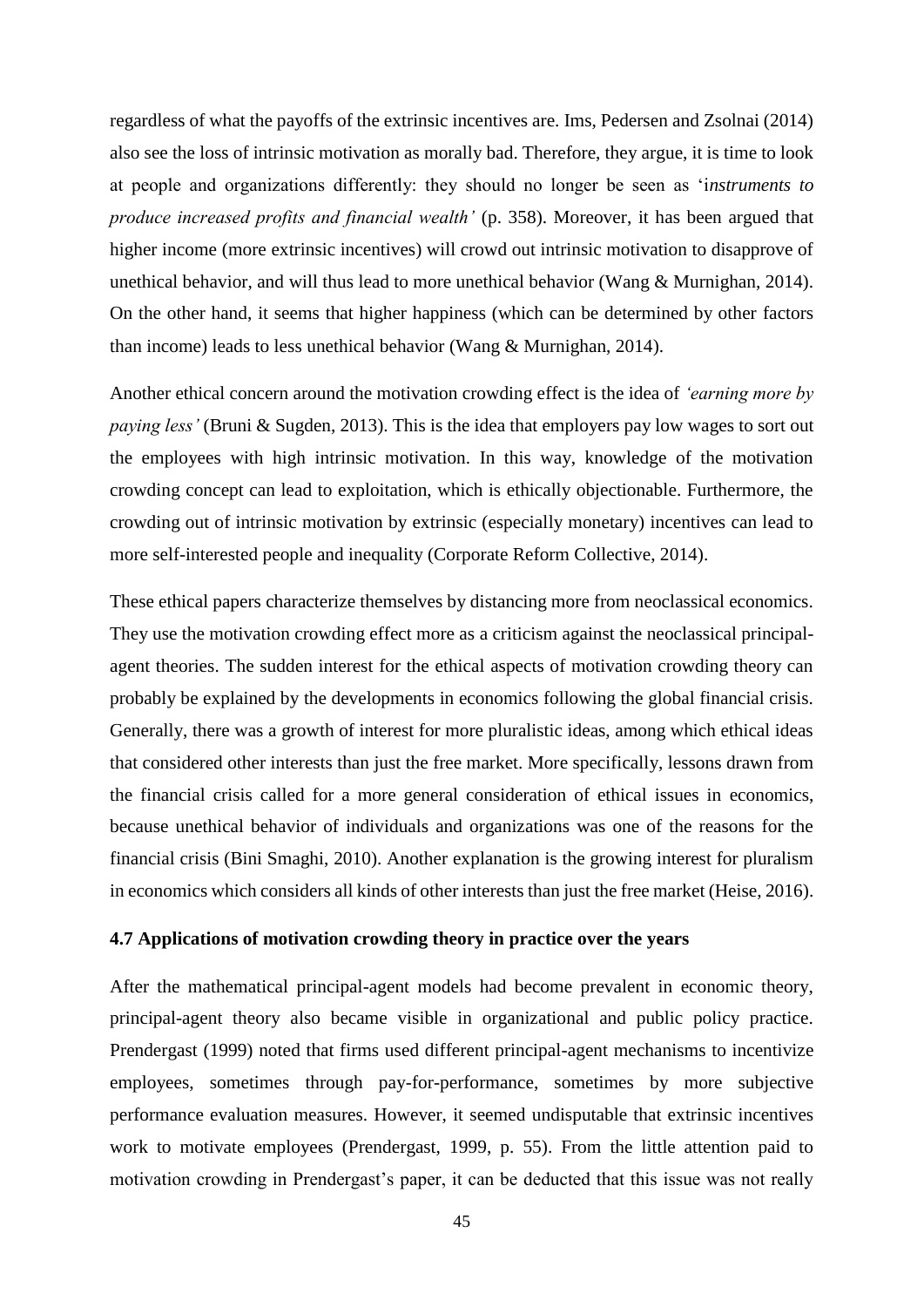regardless of what the payoffs of the extrinsic incentives are. Ims, Pedersen and Zsolnai (2014) also see the loss of intrinsic motivation as morally bad. Therefore, they argue, it is time to look at people and organizations differently: they should no longer be seen as '*instruments to produce increased profits and financial wealth'* (p. 358). Moreover, it has been argued that higher income (more extrinsic incentives) will crowd out intrinsic motivation to disapprove of unethical behavior, and will thus lead to more unethical behavior (Wang & Murnighan, 2014). On the other hand, it seems that higher happiness (which can be determined by other factors than income) leads to less unethical behavior (Wang & Murnighan, 2014).

Another ethical concern around the motivation crowding effect is the idea of *'earning more by paying less'* (Bruni & Sugden, 2013). This is the idea that employers pay low wages to sort out the employees with high intrinsic motivation. In this way, knowledge of the motivation crowding concept can lead to exploitation, which is ethically objectionable. Furthermore, the crowding out of intrinsic motivation by extrinsic (especially monetary) incentives can lead to more self-interested people and inequality (Corporate Reform Collective, 2014).

These ethical papers characterize themselves by distancing more from neoclassical economics. They use the motivation crowding effect more as a criticism against the neoclassical principal-agent theories. The sudden interest for the ethical aspects of motivation crowding theory can probably be explained by the developments in economics following the global financial crisis. Generally, there was a growth of interest for more pluralistic ideas, among which ethical ideas that considered other interests than just the free market. More specifically, lessons drawn from the financial crisis called for a more general consideration of ethical issues in economics, because unethical behavior of individuals and organizations was one of the reasons for the financial crisis (Bini Smaghi, 2010). Another explanation is the growing interest for pluralism in economics which considers all kinds of other interests than just the free market (Heise, 2016).

### 4.7 Applications of motivation crowding theory in practice over the years

After the mathematical principal-agent models had become prevalent in economic theory, principal-agent theory also became visible in organizational and public policy practice. Prendergast (1999) noted that firms used different principal-agent mechanisms to incentivize employees, sometimes through pay-for-performance, sometimes by more subjective performance evaluation measures. However, it seemed undisputable that extrinsic incentives work to motivate employees (Prendergast, 1999, p. 55). From the little attention paid to motivation crowding in Prendergast's paper, it can be deducted that this issue was not really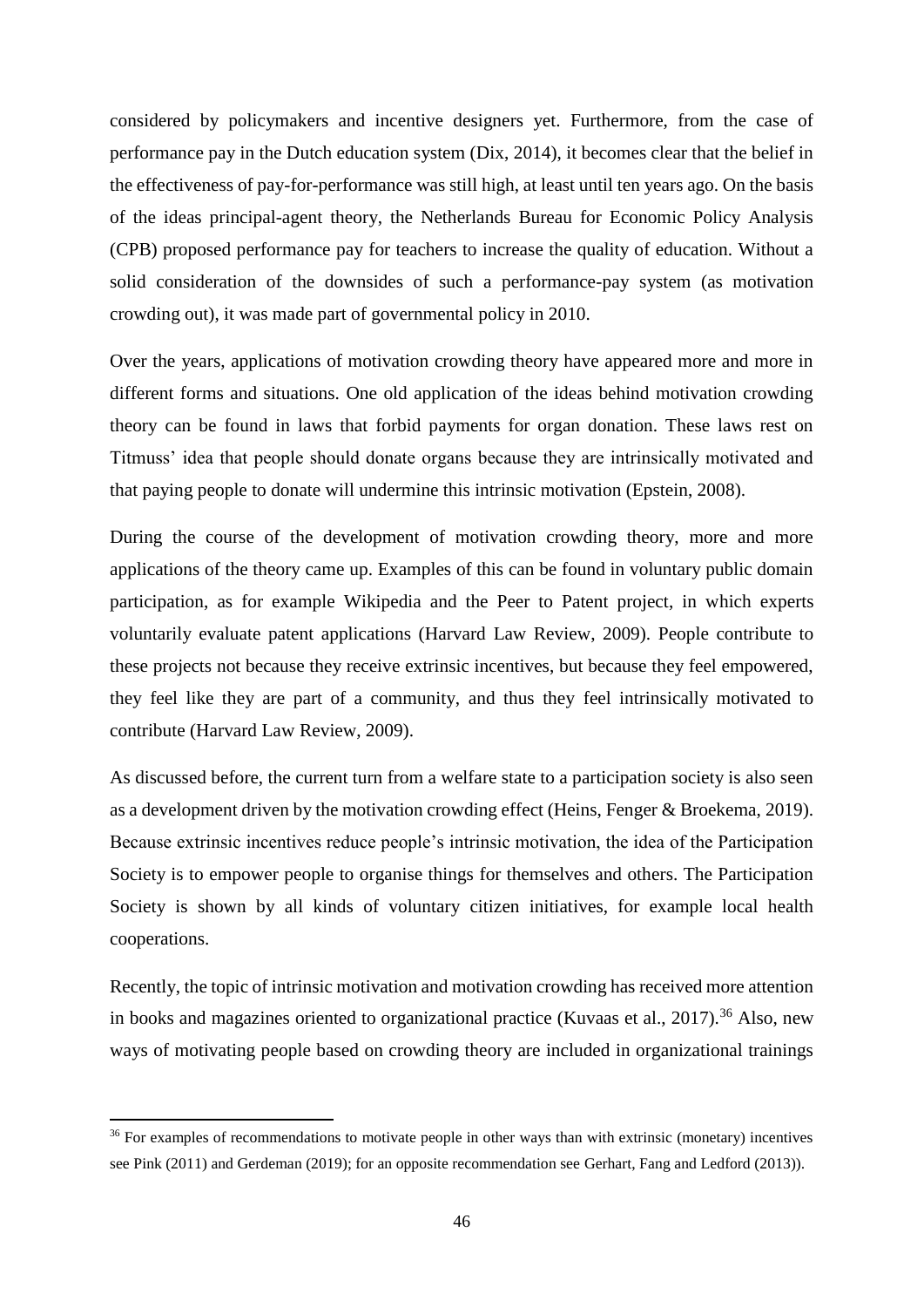considered by policymakers and incentive designers yet. Furthermore, from the case of performance pay in the Dutch education system (Dix, 2014), it becomes clear that the belief in the effectiveness of pay-for-performance was still high, at least until ten years ago. On the basis of the ideas principal-agent theory, the Netherlands Bureau for Economic Policy Analysis (CPB) proposed performance pay for teachers to increase the quality of education. Without a solid consideration of the downsides of such a performance-pay system (as motivation crowding out), it was made part of governmental policy in 2010.

Over the years, applications of motivation crowding theory have appeared more and more in different forms and situations. One old application of the ideas behind motivation crowding theory can be found in laws that forbid payments for organ donation. These laws rest on Titmuss' idea that people should donate organs because they are intrinsically motivated and that paying people to donate will undermine this intrinsic motivation (Epstein, 2008).

During the course of the development of motivation crowding theory, more and more applications of the theory came up. Examples of this can be found in voluntary public domain participation, as for example Wikipedia and the Peer to Patent project, in which experts voluntarily evaluate patent applications (Harvard Law Review, 2009). People contribute to these projects not because they receive extrinsic incentives, but because they feel empowered, they feel like they are part of a community, and thus they feel intrinsically motivated to contribute (Harvard Law Review, 2009).

As discussed before, the current turn from a welfare state to a participation society is also seen as a development driven by the motivation crowding effect (Heins, Fenger & Broekema, 2019). Because extrinsic incentives reduce people's intrinsic motivation, the idea of the Participation Society is to empower people to organise things for themselves and others. The Participation Society is shown by all kinds of voluntary citizen initiatives, for example local health cooperations.

Recently, the topic of intrinsic motivation and motivation crowding has received more attention in books and magazines oriented to organizational practice (Kuvaas et al., 2017).[36] Also, new ways of motivating people based on crowding theory are included in organizational trainings

[36] For examples of recommendations to motivate people in other ways than with extrinsic (monetary) incentives see Pink (2011) and Gerdeman (2019); for an opposite recommendation see Gerhart, Fang and Ledford (2013)).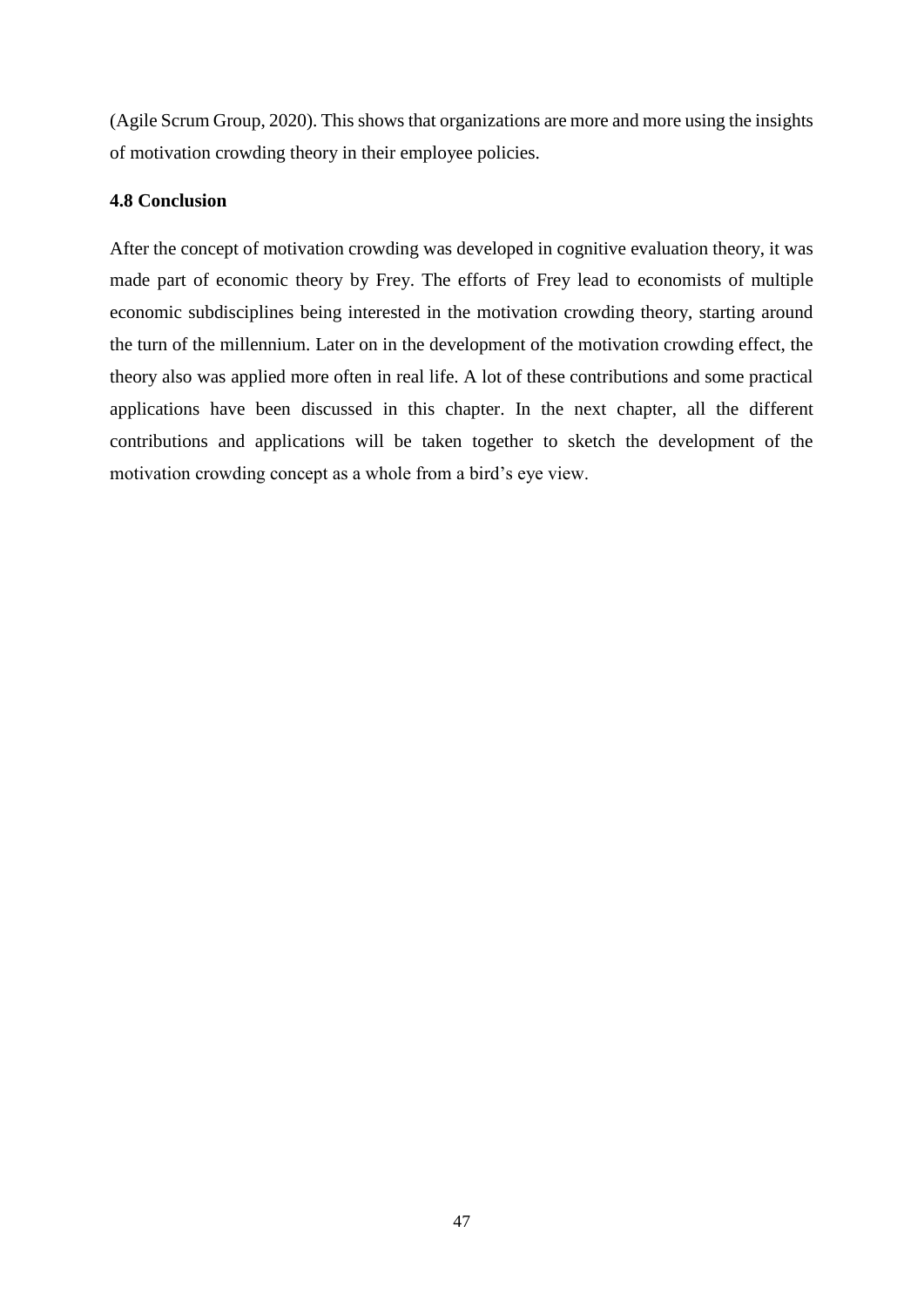(Agile Scrum Group, 2020). This shows that organizations are more and more using the insights of motivation crowding theory in their employee policies.

### 4.8 Conclusion

After the concept of motivation crowding was developed in cognitive evaluation theory, it was made part of economic theory by Frey. The efforts of Frey lead to economists of multiple economic subdisciplines being interested in the motivation crowding theory, starting around the turn of the millennium. Later on in the development of the motivation crowding effect, the theory also was applied more often in real life. A lot of these contributions and some practical applications have been discussed in this chapter. In the next chapter, all the different contributions and applications will be taken together to sketch the development of the motivation crowding concept as a whole from a bird's eye view.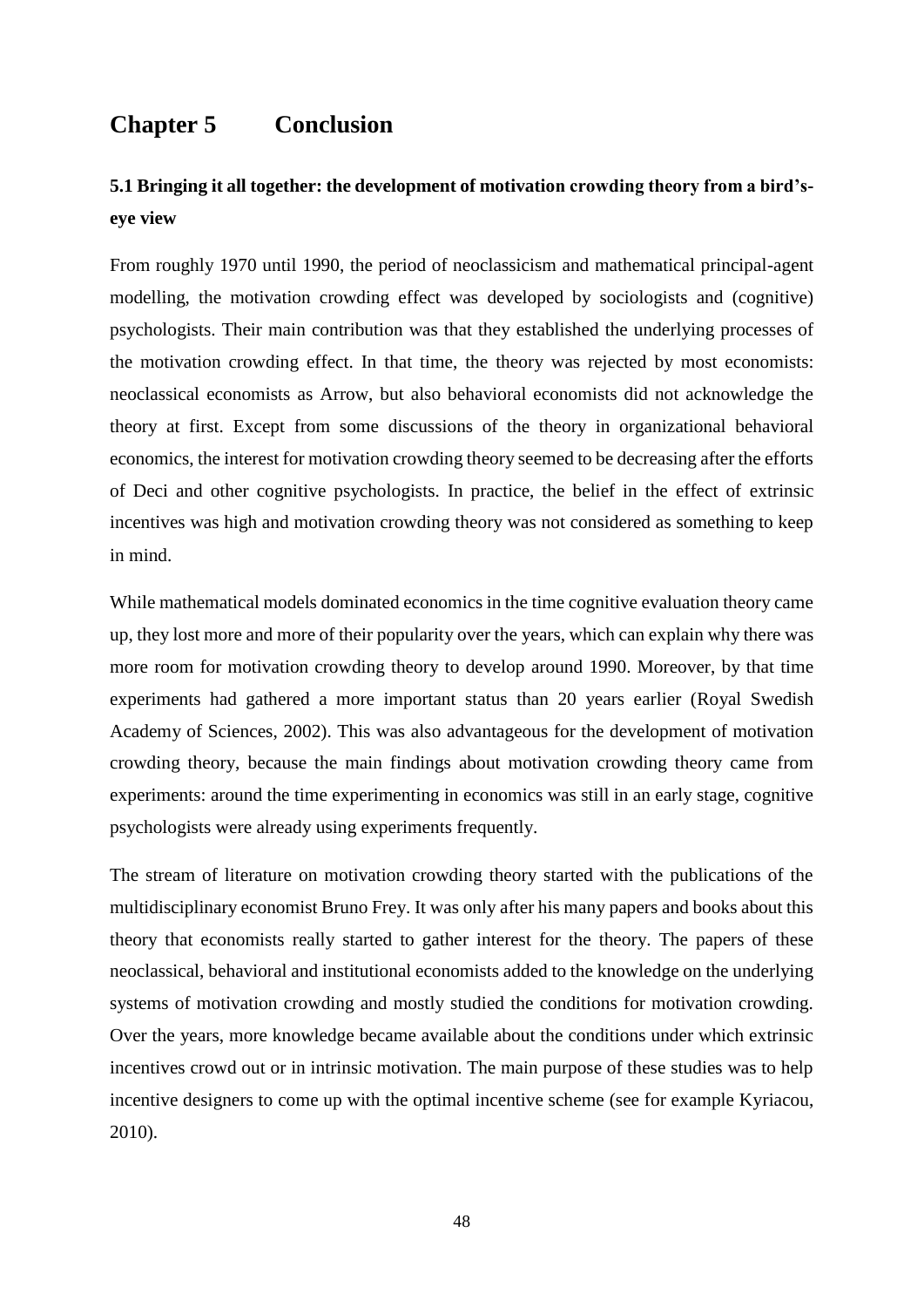# Chapter 5 Conclusion

## 5.1 Bringing it all together: the development of motivation crowding theory from a bird's-eye view

From roughly 1970 until 1990, the period of neoclassicism and mathematical principal-agent modelling, the motivation crowding effect was developed by sociologists and (cognitive) psychologists. Their main contribution was that they established the underlying processes of the motivation crowding effect. In that time, the theory was rejected by most economists: neoclassical economists as Arrow, but also behavioral economists did not acknowledge the theory at first. Except from some discussions of the theory in organizational behavioral economics, the interest for motivation crowding theory seemed to be decreasing after the efforts of Deci and other cognitive psychologists. In practice, the belief in the effect of extrinsic incentives was high and motivation crowding theory was not considered as something to keep in mind.

While mathematical models dominated economics in the time cognitive evaluation theory came up, they lost more and more of their popularity over the years, which can explain why there was more room for motivation crowding theory to develop around 1990. Moreover, by that time experiments had gathered a more important status than 20 years earlier (Royal Swedish Academy of Sciences, 2002). This was also advantageous for the development of motivation crowding theory, because the main findings about motivation crowding theory came from experiments: around the time experimenting in economics was still in an early stage, cognitive psychologists were already using experiments frequently.

The stream of literature on motivation crowding theory started with the publications of the multidisciplinary economist Bruno Frey. It was only after his many papers and books about this theory that economists really started to gather interest for the theory. The papers of these neoclassical, behavioral and institutional economists added to the knowledge on the underlying systems of motivation crowding and mostly studied the conditions for motivation crowding. Over the years, more knowledge became available about the conditions under which extrinsic incentives crowd out or in intrinsic motivation. The main purpose of these studies was to help incentive designers to come up with the optimal incentive scheme (see for example Kyriacou, 2010).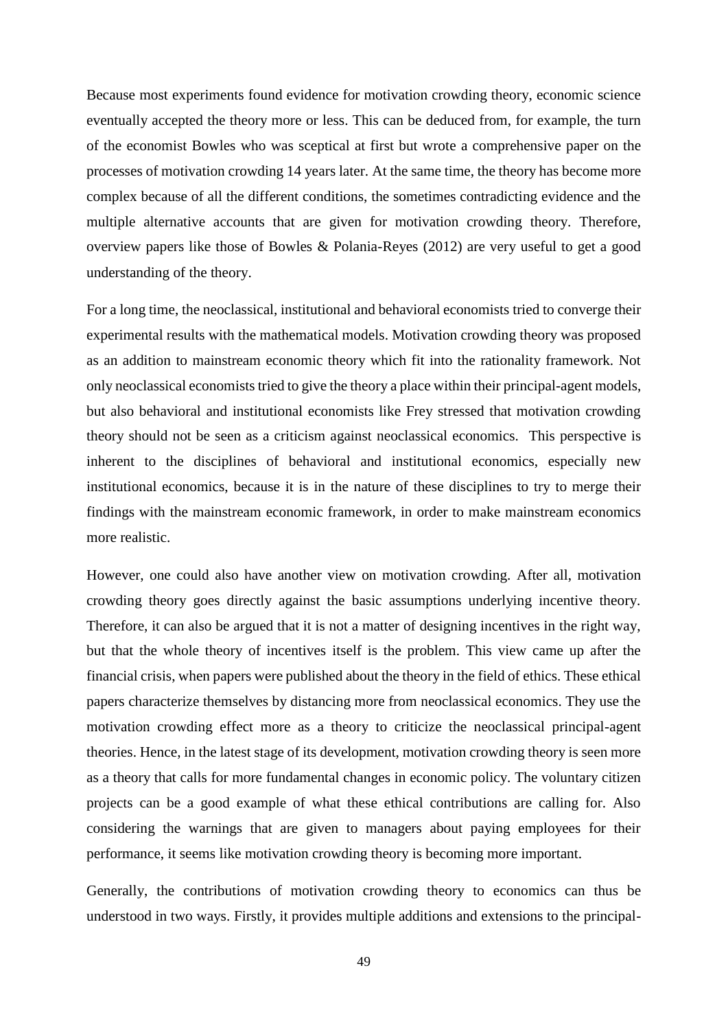Because most experiments found evidence for motivation crowding theory, economic science eventually accepted the theory more or less. This can be deduced from, for example, the turn of the economist Bowles who was sceptical at first but wrote a comprehensive paper on the processes of motivation crowding 14 years later. At the same time, the theory has become more complex because of all the different conditions, the sometimes contradicting evidence and the multiple alternative accounts that are given for motivation crowding theory. Therefore, overview papers like those of Bowles & Polania-Reyes (2012) are very useful to get a good understanding of the theory.

For a long time, the neoclassical, institutional and behavioral economists tried to converge their experimental results with the mathematical models. Motivation crowding theory was proposed as an addition to mainstream economic theory which fit into the rationality framework. Not only neoclassical economists tried to give the theory a place within their principal-agent models, but also behavioral and institutional economists like Frey stressed that motivation crowding theory should not be seen as a criticism against neoclassical economics. This perspective is inherent to the disciplines of behavioral and institutional economics, especially new institutional economics, because it is in the nature of these disciplines to try to merge their findings with the mainstream economic framework, in order to make mainstream economics more realistic.

However, one could also have another view on motivation crowding. After all, motivation crowding theory goes directly against the basic assumptions underlying incentive theory. Therefore, it can also be argued that it is not a matter of designing incentives in the right way, but that the whole theory of incentives itself is the problem. This view came up after the financial crisis, when papers were published about the theory in the field of ethics. These ethical papers characterize themselves by distancing more from neoclassical economics. They use the motivation crowding effect more as a theory to criticize the neoclassical principal-agent theories. Hence, in the latest stage of its development, motivation crowding theory is seen more as a theory that calls for more fundamental changes in economic policy. The voluntary citizen projects can be a good example of what these ethical contributions are calling for. Also considering the warnings that are given to managers about paying employees for their performance, it seems like motivation crowding theory is becoming more important.

Generally, the contributions of motivation crowding theory to economics can thus be understood in two ways. Firstly, it provides multiple additions and extensions to the principal-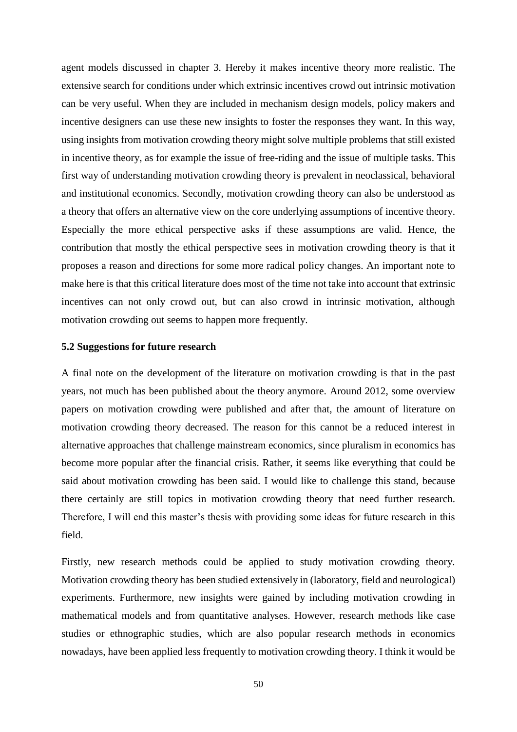agent models discussed in chapter 3. Hereby it makes incentive theory more realistic. The extensive search for conditions under which extrinsic incentives crowd out intrinsic motivation can be very useful. When they are included in mechanism design models, policy makers and incentive designers can use these new insights to foster the responses they want. In this way, using insights from motivation crowding theory might solve multiple problems that still existed in incentive theory, as for example the issue of free-riding and the issue of multiple tasks. This first way of understanding motivation crowding theory is prevalent in neoclassical, behavioral and institutional economics. Secondly, motivation crowding theory can also be understood as a theory that offers an alternative view on the core underlying assumptions of incentive theory. Especially the more ethical perspective asks if these assumptions are valid. Hence, the contribution that mostly the ethical perspective sees in motivation crowding theory is that it proposes a reason and directions for some more radical policy changes. An important note to make here is that this critical literature does most of the time not take into account that extrinsic incentives can not only crowd out, but can also crowd in intrinsic motivation, although motivation crowding out seems to happen more frequently.

### 5.2 Suggestions for future research

A final note on the development of the literature on motivation crowding is that in the past years, not much has been published about the theory anymore. Around 2012, some overview papers on motivation crowding were published and after that, the amount of literature on motivation crowding theory decreased. The reason for this cannot be a reduced interest in alternative approaches that challenge mainstream economics, since pluralism in economics has become more popular after the financial crisis. Rather, it seems like everything that could be said about motivation crowding has been said. I would like to challenge this stand, because there certainly are still topics in motivation crowding theory that need further research. Therefore, I will end this master's thesis with providing some ideas for future research in this field.

Firstly, new research methods could be applied to study motivation crowding theory. Motivation crowding theory has been studied extensively in (laboratory, field and neurological) experiments. Furthermore, new insights were gained by including motivation crowding in mathematical models and from quantitative analyses. However, research methods like case studies or ethnographic studies, which are also popular research methods in economics nowadays, have been applied less frequently to motivation crowding theory. I think it would be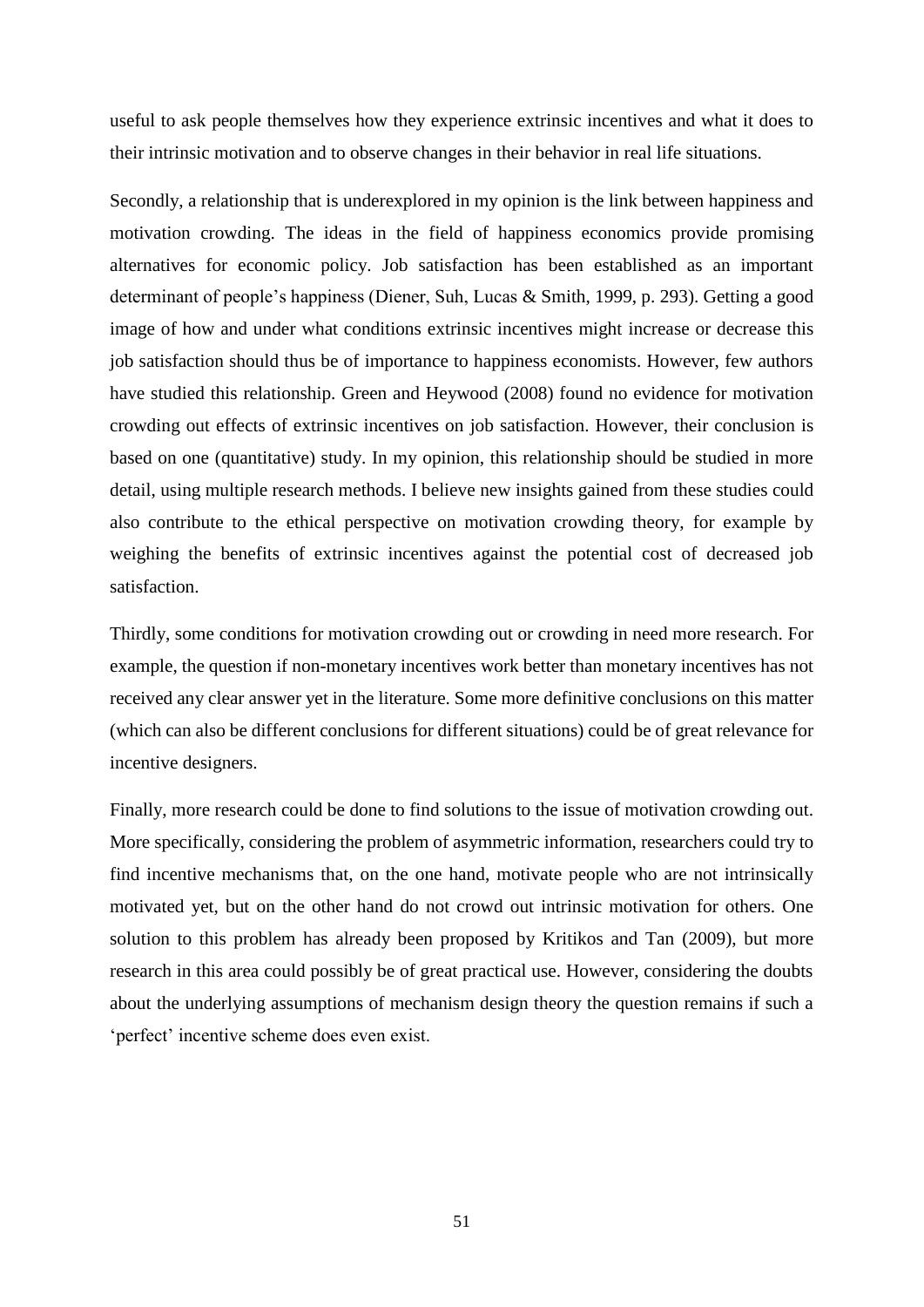useful to ask people themselves how they experience extrinsic incentives and what it does to their intrinsic motivation and to observe changes in their behavior in real life situations.

Secondly, a relationship that is underexplored in my opinion is the link between happiness and motivation crowding. The ideas in the field of happiness economics provide promising alternatives for economic policy. Job satisfaction has been established as an important determinant of people's happiness (Diener, Suh, Lucas & Smith, 1999, p. 293). Getting a good image of how and under what conditions extrinsic incentives might increase or decrease this job satisfaction should thus be of importance to happiness economists. However, few authors have studied this relationship. Green and Heywood (2008) found no evidence for motivation crowding out effects of extrinsic incentives on job satisfaction. However, their conclusion is based on one (quantitative) study. In my opinion, this relationship should be studied in more detail, using multiple research methods. I believe new insights gained from these studies could also contribute to the ethical perspective on motivation crowding theory, for example by weighing the benefits of extrinsic incentives against the potential cost of decreased job satisfaction.

Thirdly, some conditions for motivation crowding out or crowding in need more research. For example, the question if non-monetary incentives work better than monetary incentives has not received any clear answer yet in the literature. Some more definitive conclusions on this matter (which can also be different conclusions for different situations) could be of great relevance for incentive designers.

Finally, more research could be done to find solutions to the issue of motivation crowding out. More specifically, considering the problem of asymmetric information, researchers could try to find incentive mechanisms that, on the one hand, motivate people who are not intrinsically motivated yet, but on the other hand do not crowd out intrinsic motivation for others. One solution to this problem has already been proposed by Kritikos and Tan (2009), but more research in this area could possibly be of great practical use. However, considering the doubts about the underlying assumptions of mechanism design theory the question remains if such a 'perfect' incentive scheme does even exist.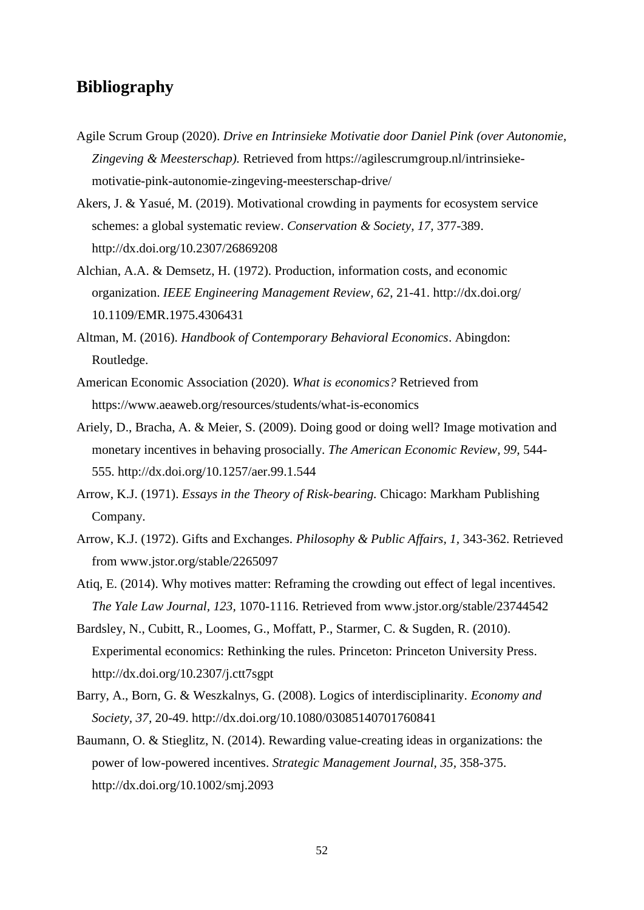## Bibliography

Agile Scrum Group (2020). *Drive en Intrinsieke Motivatie door Daniel Pink (over Autonomie, Zingeving & Meesterschap).* Retrieved from https://agilescrumgroup.nl/intrinsieke-motivatie-pink-autonomie-zingeving-meesterschap-drive/

Akers, J. & Yasué, M. (2019). Motivational crowding in payments for ecosystem service schemes: a global systematic review. *Conservation & Society, 17,* 377-389. http://dx.doi.org/10.2307/26869208

Alchian, A.A. & Demsetz, H. (1972). Production, information costs, and economic organization. *IEEE Engineering Management Review, 62,* 21-41. http://dx.doi.org/ 10.1109/EMR.1975.4306431

Altman, M. (2016). *Handbook of Contemporary Behavioral Economics*. Abingdon: Routledge.

American Economic Association (2020). *What is economics?* Retrieved from https://www.aeaweb.org/resources/students/what-is-economics

Ariely, D., Bracha, A. & Meier, S. (2009). Doing good or doing well? Image motivation and monetary incentives in behaving prosocially. *The American Economic Review, 99,* 544-555. http://dx.doi.org/10.1257/aer.99.1.544

Arrow, K.J. (1971). *Essays in the Theory of Risk-bearing.* Chicago: Markham Publishing Company.

Arrow, K.J. (1972). Gifts and Exchanges. *Philosophy & Public Affairs, 1,* 343-362. Retrieved from www.jstor.org/stable/2265097

Atiq, E. (2014). Why motives matter: Reframing the crowding out effect of legal incentives. *The Yale Law Journal, 123,* 1070-1116. Retrieved from www.jstor.org/stable/23744542

Bardsley, N., Cubitt, R., Loomes, G., Moffatt, P., Starmer, C. & Sugden, R. (2010). Experimental economics: Rethinking the rules. Princeton: Princeton University Press. http://dx.doi.org/10.2307/j.ctt7sgpt

Barry, A., Born, G. & Weszkalnys, G. (2008). Logics of interdisciplinarity. *Economy and Society, 37,* 20-49. http://dx.doi.org/10.1080/03085140701760841

Baumann, O. & Stieglitz, N. (2014). Rewarding value-creating ideas in organizations: the power of low-powered incentives. *Strategic Management Journal, 35,* 358-375. http://dx.doi.org/10.1002/smj.2093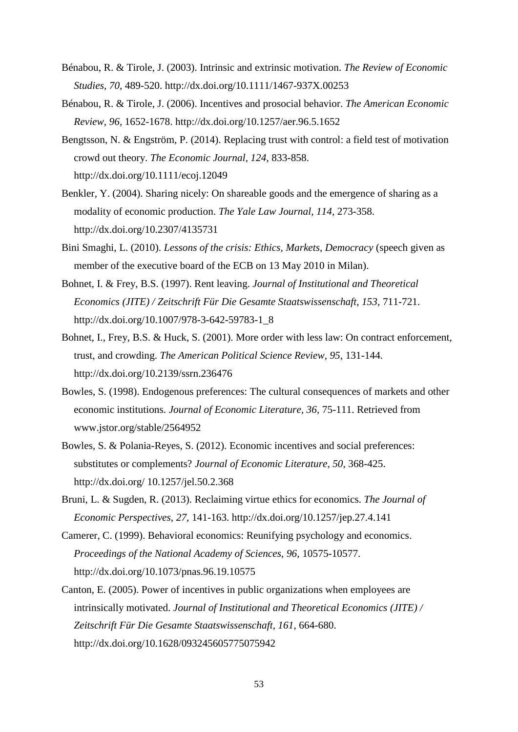Bénabou, R. & Tirole, J. (2003). Intrinsic and extrinsic motivation. *The Review of Economic Studies, 70,* 489-520. http://dx.doi.org/10.1111/1467-937X.00253

Bénabou, R. & Tirole, J. (2006). Incentives and prosocial behavior. *The American Economic Review, 96,* 1652-1678. http://dx.doi.org/10.1257/aer.96.5.1652

Bengtsson, N. & Engström, P. (2014). Replacing trust with control: a field test of motivation crowd out theory. *The Economic Journal, 124,* 833-858. http://dx.doi.org/10.1111/ecoj.12049

Benkler, Y. (2004). Sharing nicely: On shareable goods and the emergence of sharing as a modality of economic production. *The Yale Law Journal, 114,* 273-358. http://dx.doi.org/10.2307/4135731

Bini Smaghi, L. (2010). *Lessons of the crisis: Ethics, Markets, Democracy* (speech given as member of the executive board of the ECB on 13 May 2010 in Milan).

Bohnet, I. & Frey, B.S. (1997). Rent leaving. *Journal of Institutional and Theoretical Economics (JITE) / Zeitschrift Für Die Gesamte Staatswissenschaft, 153,* 711-721. http://dx.doi.org/10.1007/978-3-642-59783-1_8

Bohnet, I., Frey, B.S. & Huck, S. (2001). More order with less law: On contract enforcement, trust, and crowding. *The American Political Science Review, 95,* 131-144. http://dx.doi.org/10.2139/ssrn.236476

Bowles, S. (1998). Endogenous preferences: The cultural consequences of markets and other economic institutions. *Journal of Economic Literature, 36,* 75-111. Retrieved from www.jstor.org/stable/2564952

Bowles, S. & Polania-Reyes, S. (2012). Economic incentives and social preferences: substitutes or complements? *Journal of Economic Literature, 50,* 368-425. http://dx.doi.org/ 10.1257/jel.50.2.368

Bruni, L. & Sugden, R. (2013). Reclaiming virtue ethics for economics. *The Journal of Economic Perspectives, 27,* 141-163. http://dx.doi.org/10.1257/jep.27.4.141

Camerer, C. (1999). Behavioral economics: Reunifying psychology and economics. *Proceedings of the National Academy of Sciences, 96,* 10575-10577. http://dx.doi.org/10.1073/pnas.96.19.10575

Canton, E. (2005). Power of incentives in public organizations when employees are intrinsically motivated. *Journal of Institutional and Theoretical Economics (JITE) / Zeitschrift Für Die Gesamte Staatswissenschaft, 161,* 664-680. http://dx.doi.org/10.1628/093245605775075942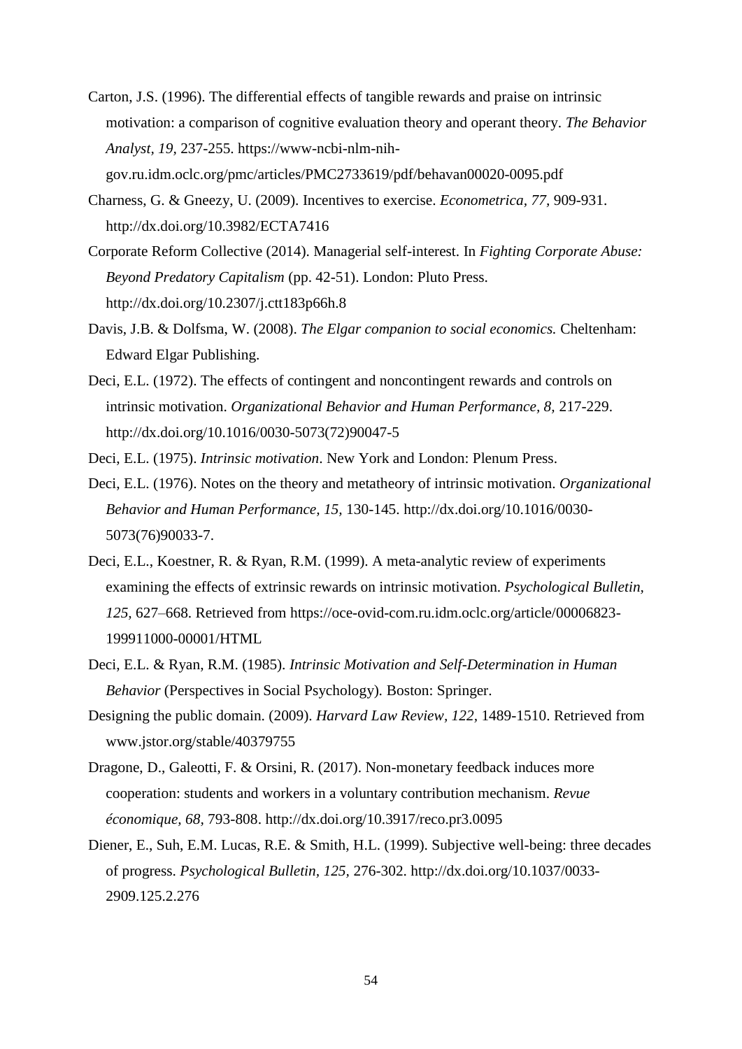Carton, J.S. (1996). The differential effects of tangible rewards and praise on intrinsic motivation: a comparison of cognitive evaluation theory and operant theory. *The Behavior Analyst, 19,* 237-255. https://www-ncbi-nlm-nih-gov.ru.idm.oclc.org/pmc/articles/PMC2733619/pdf/behavan00020-0095.pdf

Charness, G. & Gneezy, U. (2009). Incentives to exercise. *Econometrica, 77,* 909-931. http://dx.doi.org/10.3982/ECTA7416

Corporate Reform Collective (2014). Managerial self-interest. In *Fighting Corporate Abuse: Beyond Predatory Capitalism* (pp. 42-51). London: Pluto Press. http://dx.doi.org/10.2307/j.ctt183p66h.8

Davis, J.B. & Dolfsma, W. (2008). *The Elgar companion to social economics.* Cheltenham: Edward Elgar Publishing.

Deci, E.L. (1972). The effects of contingent and noncontingent rewards and controls on intrinsic motivation. *Organizational Behavior and Human Performance, 8,* 217-229. http://dx.doi.org/10.1016/0030-5073(72)90047-5

Deci, E.L. (1975). *Intrinsic motivation*. New York and London: Plenum Press.

Deci, E.L. (1976). Notes on the theory and metatheory of intrinsic motivation. *Organizational Behavior and Human Performance, 15,* 130-145. http://dx.doi.org/10.1016/0030-5073(76)90033-7.

Deci, E.L., Koestner, R. & Ryan, R.M. (1999). A meta-analytic review of experiments examining the effects of extrinsic rewards on intrinsic motivation. *Psychological Bulletin, 125,* 627–668. Retrieved from https://oce-ovid-com.ru.idm.oclc.org/article/00006823-199911000-00001/HTML

Deci, E.L. & Ryan, R.M. (1985). *Intrinsic Motivation and Self-Determination in Human Behavior* (Perspectives in Social Psychology). Boston: Springer.

Designing the public domain. (2009). *Harvard Law Review, 122,* 1489-1510. Retrieved from www.jstor.org/stable/40379755

Dragone, D., Galeotti, F. & Orsini, R. (2017). Non-monetary feedback induces more cooperation: students and workers in a voluntary contribution mechanism. *Revue économique, 68,* 793-808. http://dx.doi.org/10.3917/reco.pr3.0095

Diener, E., Suh, E.M. Lucas, R.E. & Smith, H.L. (1999). Subjective well-being: three decades of progress. *Psychological Bulletin, 125,* 276-302. http://dx.doi.org/10.1037/0033-2909.125.2.276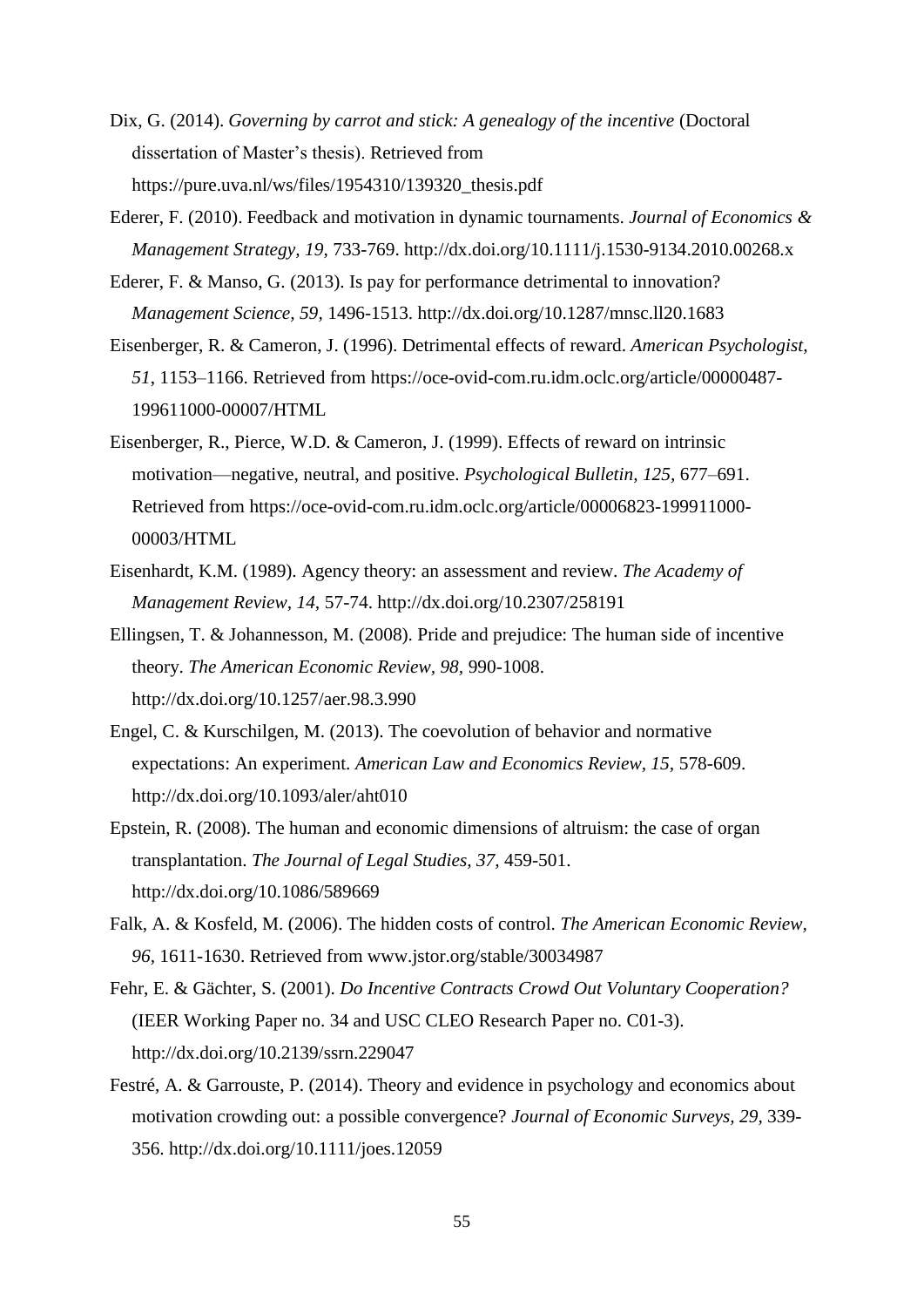Dix, G. (2014). *Governing by carrot and stick: A genealogy of the incentive* (Doctoral dissertation of Master's thesis). Retrieved from https://pure.uva.nl/ws/files/1954310/139320_thesis.pdf

Ederer, F. (2010). Feedback and motivation in dynamic tournaments. *Journal of Economics & Management Strategy, 19,* 733-769. http://dx.doi.org/10.1111/j.1530-9134.2010.00268.x

Ederer, F. & Manso, G. (2013). Is pay for performance detrimental to innovation? *Management Science, 59,* 1496-1513. http://dx.doi.org/10.1287/mnsc.ll20.1683

Eisenberger, R. & Cameron, J. (1996). Detrimental effects of reward. *American Psychologist, 51*, 1153–1166. Retrieved from https://oce-ovid-com.ru.idm.oclc.org/article/00000487-199611000-00007/HTML

Eisenberger, R., Pierce, W.D. & Cameron, J. (1999). Effects of reward on intrinsic motivation—negative, neutral, and positive. *Psychological Bulletin, 125*, 677–691. Retrieved from https://oce-ovid-com.ru.idm.oclc.org/article/00006823-199911000-00003/HTML

Eisenhardt, K.M. (1989). Agency theory: an assessment and review. *The Academy of Management Review, 14,* 57-74. http://dx.doi.org/10.2307/258191

Ellingsen, T. & Johannesson, M. (2008). Pride and prejudice: The human side of incentive theory. *The American Economic Review, 98*, 990-1008. http://dx.doi.org/10.1257/aer.98.3.990

Engel, C. & Kurschilgen, M. (2013). The coevolution of behavior and normative expectations: An experiment. *American Law and Economics Review, 15,* 578-609. http://dx.doi.org/10.1093/aler/aht010

Epstein, R. (2008). The human and economic dimensions of altruism: the case of organ transplantation. *The Journal of Legal Studies, 37,* 459-501. http://dx.doi.org/10.1086/589669

Falk, A. & Kosfeld, M. (2006). The hidden costs of control. *The American Economic Review, 96*, 1611-1630. Retrieved from www.jstor.org/stable/30034987

Fehr, E. & Gächter, S. (2001). *Do Incentive Contracts Crowd Out Voluntary Cooperation?* (IEER Working Paper no. 34 and USC CLEO Research Paper no. C01-3). http://dx.doi.org/10.2139/ssrn.229047

Festré, A. & Garrouste, P. (2014). Theory and evidence in psychology and economics about motivation crowding out: a possible convergence? *Journal of Economic Surveys, 29,* 339-356. http://dx.doi.org/10.1111/joes.12059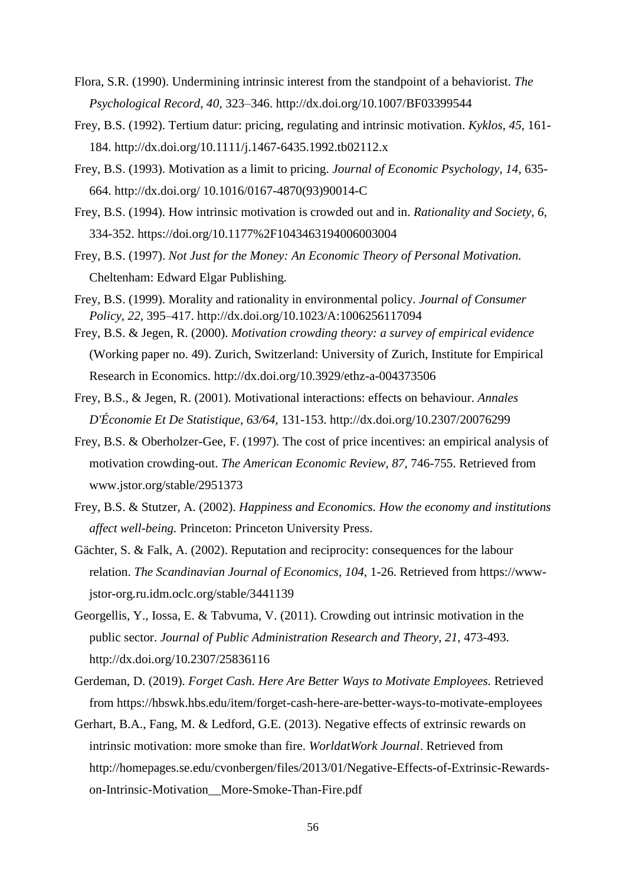Flora, S.R. (1990). Undermining intrinsic interest from the standpoint of a behaviorist. *The Psychological Record, 40,* 323–346. http://dx.doi.org/10.1007/BF03399544

Frey, B.S. (1992). Tertium datur: pricing, regulating and intrinsic motivation. *Kyklos, 45,* 161-184. http://dx.doi.org/10.1111/j.1467-6435.1992.tb02112.x

Frey, B.S. (1993). Motivation as a limit to pricing. *Journal of Economic Psychology, 14,* 635-664. http://dx.doi.org/ 10.1016/0167-4870(93)90014-C

Frey, B.S. (1994). How intrinsic motivation is crowded out and in. *Rationality and Society, 6,* 334-352. https://doi.org/10.1177%2F1043463194006003004

Frey, B.S. (1997). *Not Just for the Money: An Economic Theory of Personal Motivation.* Cheltenham: Edward Elgar Publishing.

Frey, B.S. (1999). Morality and rationality in environmental policy. *Journal of Consumer Policy, 22,* 395–417. http://dx.doi.org/10.1023/A:1006256117094

Frey, B.S. & Jegen, R. (2000). *Motivation crowding theory: a survey of empirical evidence* (Working paper no. 49). Zurich, Switzerland: University of Zurich, Institute for Empirical Research in Economics. http://dx.doi.org/10.3929/ethz-a-004373506

Frey, B.S., & Jegen, R. (2001). Motivational interactions: effects on behaviour. *Annales D'Économie Et De Statistique, 63/64,* 131-153. http://dx.doi.org/10.2307/20076299

Frey, B.S. & Oberholzer-Gee, F. (1997). The cost of price incentives: an empirical analysis of motivation crowding-out. *The American Economic Review, 87,* 746-755. Retrieved from www.jstor.org/stable/2951373

Frey, B.S. & Stutzer, A. (2002). *Happiness and Economics. How the economy and institutions affect well-being.* Princeton: Princeton University Press.

Gächter, S. & Falk, A. (2002). Reputation and reciprocity: consequences for the labour relation. *The Scandinavian Journal of Economics, 104,* 1-26. Retrieved from https://www-jstor-org.ru.idm.oclc.org/stable/3441139

Georgellis, Y., Iossa, E. & Tabvuma, V. (2011). Crowding out intrinsic motivation in the public sector. *Journal of Public Administration Research and Theory, 21,* 473-493. http://dx.doi.org/10.2307/25836116

Gerdeman, D. (2019). *Forget Cash. Here Are Better Ways to Motivate Employees.* Retrieved from https://hbswk.hbs.edu/item/forget-cash-here-are-better-ways-to-motivate-employees

Gerhart, B.A., Fang, M. & Ledford, G.E. (2013). Negative effects of extrinsic rewards on intrinsic motivation: more smoke than fire. *WorldatWork Journal*. Retrieved from http://homepages.se.edu/cvonbergen/files/2013/01/Negative-Effects-of-Extrinsic-Rewards-on-Intrinsic-Motivation__More-Smoke-Than-Fire.pdf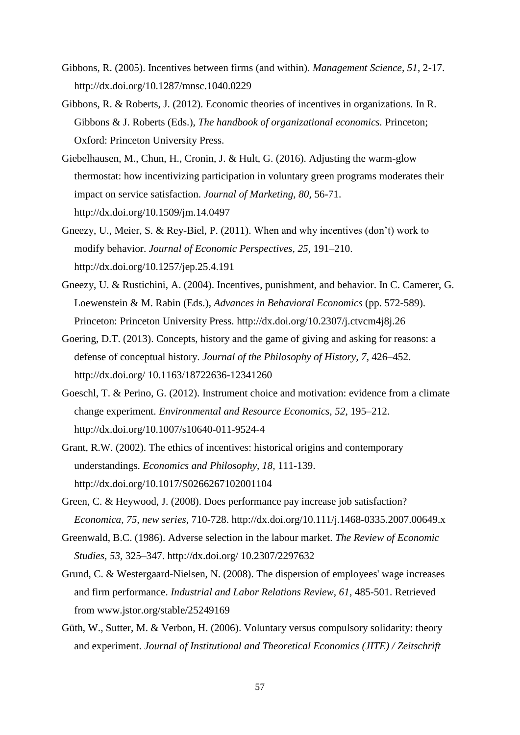Gibbons, R. (2005). Incentives between firms (and within). *Management Science, 51*, 2-17. http://dx.doi.org/10.1287/mnsc.1040.0229

Gibbons, R. & Roberts, J. (2012). Economic theories of incentives in organizations. In R. Gibbons & J. Roberts (Eds.), *The handbook of organizational economics.* Princeton; Oxford: Princeton University Press.

Giebelhausen, M., Chun, H., Cronin, J. & Hult, G. (2016). Adjusting the warm-glow thermostat: how incentivizing participation in voluntary green programs moderates their impact on service satisfaction. *Journal of Marketing, 80*, 56-71. http://dx.doi.org/10.1509/jm.14.0497

Gneezy, U., Meier, S. & Rey-Biel, P. (2011). When and why incentives (don't) work to modify behavior. *Journal of Economic Perspectives, 25*, 191–210. http://dx.doi.org/10.1257/jep.25.4.191

Gneezy, U. & Rustichini, A. (2004). Incentives, punishment, and behavior. In C. Camerer, G. Loewenstein & M. Rabin (Eds.), *Advances in Behavioral Economics* (pp. 572-589). Princeton: Princeton University Press. http://dx.doi.org/10.2307/j.ctvcm4j8j.26

Goering, D.T. (2013). Concepts, history and the game of giving and asking for reasons: a defense of conceptual history. *Journal of the Philosophy of History, 7*, 426–452. http://dx.doi.org/ 10.1163/18722636-12341260

Goeschl, T. & Perino, G. (2012). Instrument choice and motivation: evidence from a climate change experiment. *Environmental and Resource Economics, 52,* 195–212. http://dx.doi.org/10.1007/s10640-011-9524-4

Grant, R.W. (2002). The ethics of incentives: historical origins and contemporary understandings. *Economics and Philosophy, 18,* 111-139. http://dx.doi.org/10.1017/S0266267102001104

Green, C. & Heywood, J. (2008). Does performance pay increase job satisfaction? *Economica, 75, new series*, 710-728. http://dx.doi.org/10.111/j.1468-0335.2007.00649.x

Greenwald, B.C. (1986). Adverse selection in the labour market. *The Review of Economic Studies, 53,* 325–347. http://dx.doi.org/ 10.2307/2297632

Grund, C. & Westergaard-Nielsen, N. (2008). The dispersion of employees' wage increases and firm performance. *Industrial and Labor Relations Review, 61*, 485-501. Retrieved from www.jstor.org/stable/25249169

Güth, W., Sutter, M. & Verbon, H. (2006). Voluntary versus compulsory solidarity: theory and experiment. *Journal of Institutional and Theoretical Economics (JITE) / Zeitschrift*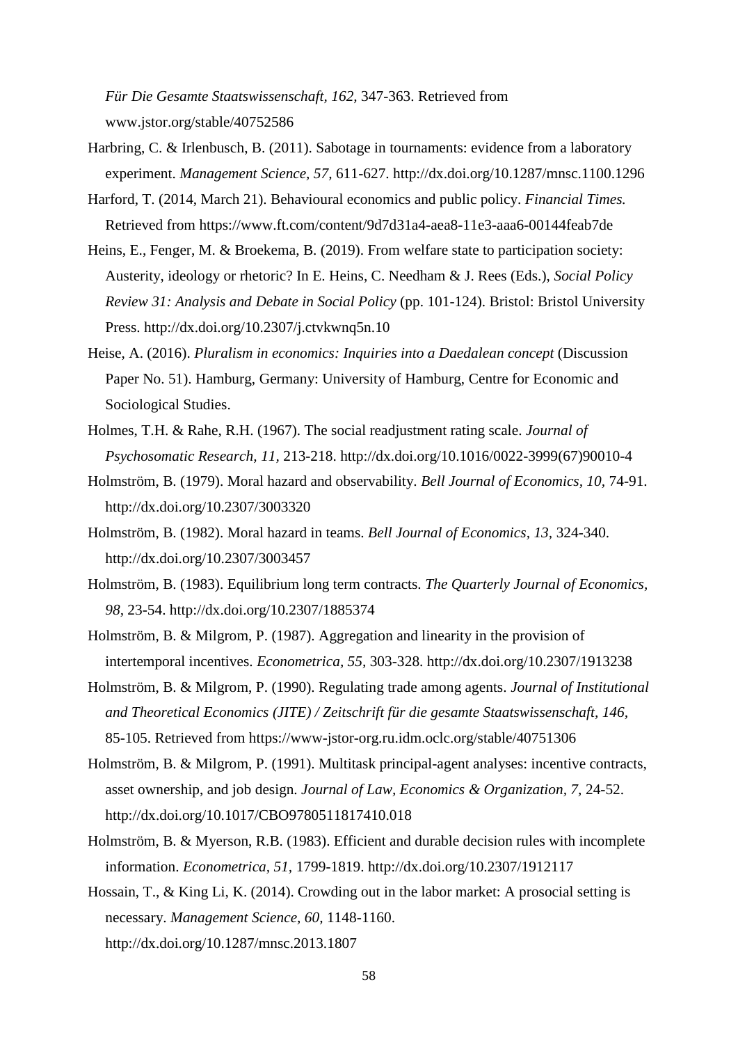*Für Die Gesamte Staatswissenschaft, 162,* 347-363. Retrieved from www.jstor.org/stable/40752586

Harbring, C. & Irlenbusch, B. (2011). Sabotage in tournaments: evidence from a laboratory experiment. *Management Science, 57,* 611-627. http://dx.doi.org/10.1287/mnsc.1100.1296

Harford, T. (2014, March 21). Behavioural economics and public policy. *Financial Times.* Retrieved from https://www.ft.com/content/9d7d31a4-aea8-11e3-aaa6-00144feab7de

Heins, E., Fenger, M. & Broekema, B. (2019). From welfare state to participation society: Austerity, ideology or rhetoric? In E. Heins, C. Needham & J. Rees (Eds.), *Social Policy Review 31: Analysis and Debate in Social Policy* (pp. 101-124). Bristol: Bristol University Press. http://dx.doi.org/10.2307/j.ctvkwnq5n.10

Heise, A. (2016). *Pluralism in economics: Inquiries into a Daedalean concept* (Discussion Paper No. 51). Hamburg, Germany: University of Hamburg, Centre for Economic and Sociological Studies.

Holmes, T.H. & Rahe, R.H. (1967). The social readjustment rating scale. *Journal of Psychosomatic Research, 11,* 213-218. http://dx.doi.org/10.1016/0022-3999(67)90010-4

Holmström, B. (1979). Moral hazard and observability. *Bell Journal of Economics, 10,* 74-91. http://dx.doi.org/10.2307/3003320

Holmström, B. (1982). Moral hazard in teams. *Bell Journal of Economics, 13,* 324-340. http://dx.doi.org/10.2307/3003457

Holmström, B. (1983). Equilibrium long term contracts. *The Quarterly Journal of Economics, 98,* 23-54. http://dx.doi.org/10.2307/1885374

Holmström, B. & Milgrom, P. (1987). Aggregation and linearity in the provision of intertemporal incentives. *Econometrica, 55,* 303-328. http://dx.doi.org/10.2307/1913238

Holmström, B. & Milgrom, P. (1990). Regulating trade among agents. *Journal of Institutional and Theoretical Economics (JITE) / Zeitschrift für die gesamte Staatswissenschaft, 146,* 85-105. Retrieved from https://www-jstor-org.ru.idm.oclc.org/stable/40751306

Holmström, B. & Milgrom, P. (1991). Multitask principal-agent analyses: incentive contracts, asset ownership, and job design. *Journal of Law, Economics & Organization, 7,* 24-52. http://dx.doi.org/10.1017/CBO9780511817410.018

Holmström, B. & Myerson, R.B. (1983). Efficient and durable decision rules with incomplete information. *Econometrica, 51,* 1799-1819. http://dx.doi.org/10.2307/1912117

Hossain, T., & King Li, K. (2014). Crowding out in the labor market: A prosocial setting is necessary. *Management Science, 60,* 1148-1160. http://dx.doi.org/10.1287/mnsc.2013.1807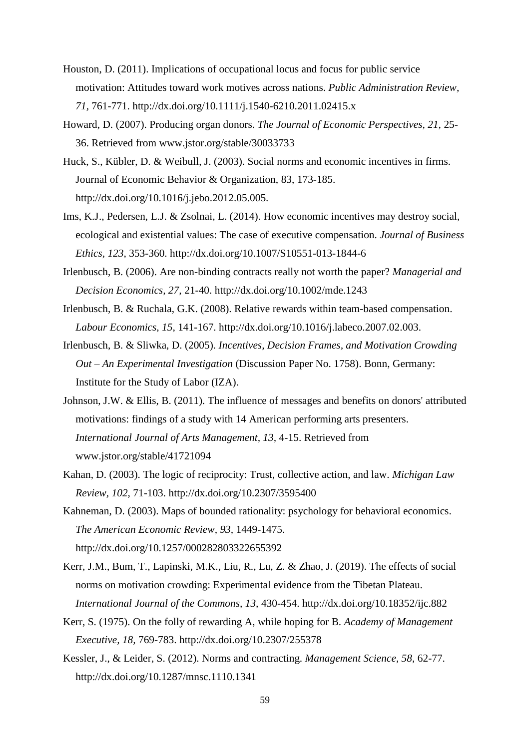Houston, D. (2011). Implications of occupational locus and focus for public service motivation: Attitudes toward work motives across nations. *Public Administration Review, 71,* 761-771. http://dx.doi.org/10.1111/j.1540-6210.2011.02415.x

Howard, D. (2007). Producing organ donors. *The Journal of Economic Perspectives, 21,* 25-36. Retrieved from www.jstor.org/stable/30033733

Huck, S., Kübler, D. & Weibull, J. (2003). Social norms and economic incentives in firms. Journal of Economic Behavior & Organization, 83, 173-185. http://dx.doi.org/10.1016/j.jebo.2012.05.005.

Ims, K.J., Pedersen, L.J. & Zsolnai, L. (2014). How economic incentives may destroy social, ecological and existential values: The case of executive compensation. *Journal of Business Ethics, 123,* 353-360. http://dx.doi.org/10.1007/S10551-013-1844-6

Irlenbusch, B. (2006). Are non-binding contracts really not worth the paper? *Managerial and Decision Economics, 27,* 21-40. http://dx.doi.org/10.1002/mde.1243

Irlenbusch, B. & Ruchala, G.K. (2008). Relative rewards within team-based compensation. *Labour Economics, 15,* 141-167. http://dx.doi.org/10.1016/j.labeco.2007.02.003.

Irlenbusch, B. & Sliwka, D. (2005). *Incentives, Decision Frames, and Motivation Crowding Out – An Experimental Investigation* (Discussion Paper No. 1758). Bonn, Germany: Institute for the Study of Labor (IZA).

Johnson, J.W. & Ellis, B. (2011). The influence of messages and benefits on donors' attributed motivations: findings of a study with 14 American performing arts presenters. *International Journal of Arts Management, 13,* 4-15. Retrieved from www.jstor.org/stable/41721094

Kahan, D. (2003). The logic of reciprocity: Trust, collective action, and law. *Michigan Law Review, 102,* 71-103. http://dx.doi.org/10.2307/3595400

Kahneman, D. (2003). Maps of bounded rationality: psychology for behavioral economics. *The American Economic Review, 93,* 1449-1475. http://dx.doi.org/10.1257/000282803322655392

Kerr, J.M., Bum, T., Lapinski, M.K., Liu, R., Lu, Z. & Zhao, J. (2019). The effects of social norms on motivation crowding: Experimental evidence from the Tibetan Plateau. *International Journal of the Commons, 13,* 430-454. http://dx.doi.org/10.18352/ijc.882

Kerr, S. (1975). On the folly of rewarding A, while hoping for B. *Academy of Management Executive, 18,* 769-783. http://dx.doi.org/10.2307/255378

Kessler, J., & Leider, S. (2012). Norms and contracting. *Management Science, 58,* 62-77. http://dx.doi.org/10.1287/mnsc.1110.1341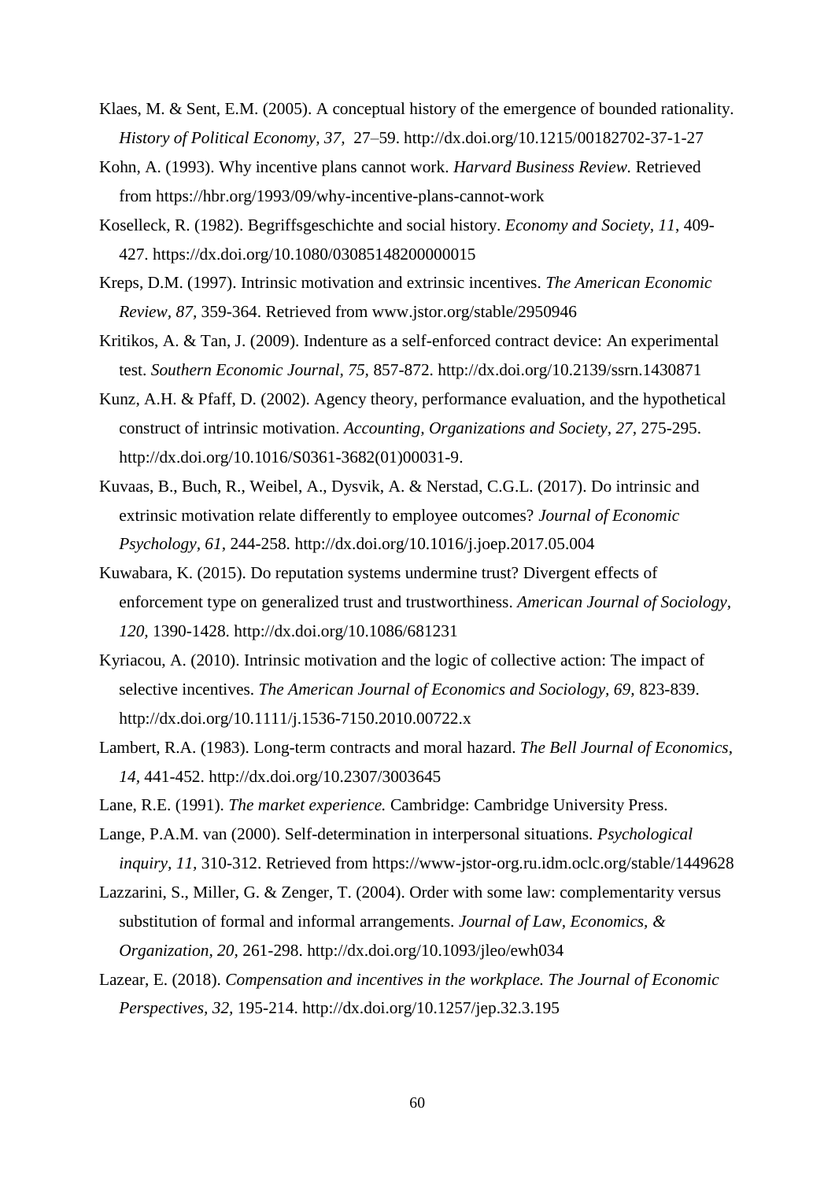Klaes, M. & Sent, E.M. (2005). A conceptual history of the emergence of bounded rationality. *History of Political Economy, 37,* 27–59. http://dx.doi.org/10.1215/00182702-37-1-27

Kohn, A. (1993). Why incentive plans cannot work. *Harvard Business Review.* Retrieved from https://hbr.org/1993/09/why-incentive-plans-cannot-work

Koselleck, R. (1982). Begriffsgeschichte and social history. *Economy and Society, 11,* 409-427. https://dx.doi.org/10.1080/03085148200000015

Kreps, D.M. (1997). Intrinsic motivation and extrinsic incentives. *The American Economic Review, 87,* 359-364. Retrieved from www.jstor.org/stable/2950946

Kritikos, A. & Tan, J. (2009). Indenture as a self-enforced contract device: An experimental test. *Southern Economic Journal, 75,* 857-872. http://dx.doi.org/10.2139/ssrn.1430871

Kunz, A.H. & Pfaff, D. (2002). Agency theory, performance evaluation, and the hypothetical construct of intrinsic motivation. *Accounting, Organizations and Society, 27,* 275-295. http://dx.doi.org/10.1016/S0361-3682(01)00031-9.

Kuvaas, B., Buch, R., Weibel, A., Dysvik, A. & Nerstad, C.G.L. (2017). Do intrinsic and extrinsic motivation relate differently to employee outcomes? *Journal of Economic Psychology, 61,* 244-258. http://dx.doi.org/10.1016/j.joep.2017.05.004

Kuwabara, K. (2015). Do reputation systems undermine trust? Divergent effects of enforcement type on generalized trust and trustworthiness. *American Journal of Sociology, 120,* 1390-1428. http://dx.doi.org/10.1086/681231

Kyriacou, A. (2010). Intrinsic motivation and the logic of collective action: The impact of selective incentives. *The American Journal of Economics and Sociology, 69,* 823-839. http://dx.doi.org/10.1111/j.1536-7150.2010.00722.x

Lambert, R.A. (1983). Long-term contracts and moral hazard. *The Bell Journal of Economics, 14,* 441-452. http://dx.doi.org/10.2307/3003645

Lane, R.E. (1991). *The market experience.* Cambridge: Cambridge University Press.

Lange, P.A.M. van (2000). Self-determination in interpersonal situations. *Psychological inquiry, 11,* 310-312. Retrieved from https://www-jstor-org.ru.idm.oclc.org/stable/1449628

Lazzarini, S., Miller, G. & Zenger, T. (2004). Order with some law: complementarity versus substitution of formal and informal arrangements. *Journal of Law, Economics, & Organization, 20,* 261-298. http://dx.doi.org/10.1093/jleo/ewh034

Lazear, E. (2018). *Compensation and incentives in the workplace. The Journal of Economic Perspectives, 32,* 195-214. http://dx.doi.org/10.1257/jep.32.3.195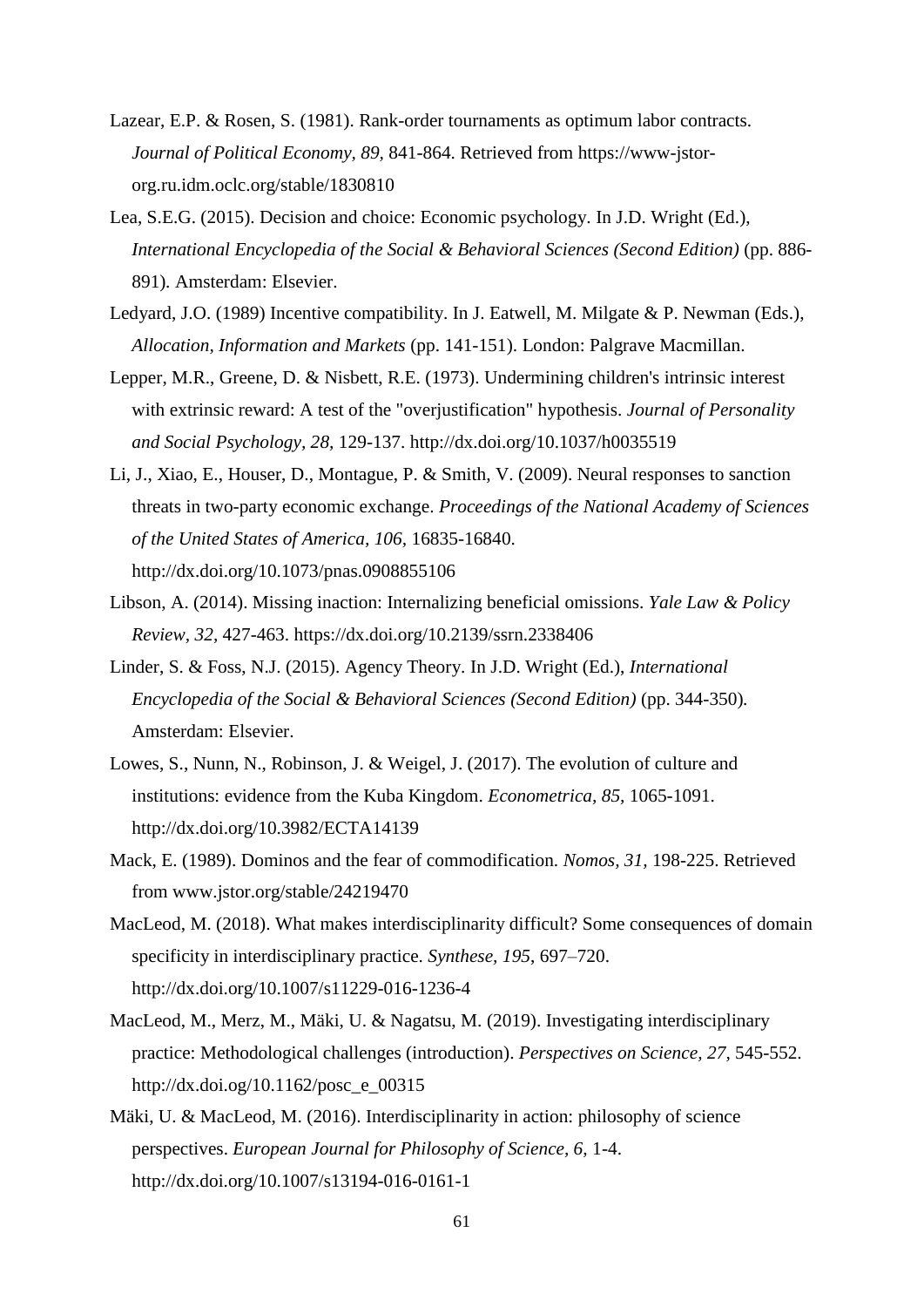Lazear, E.P. & Rosen, S. (1981). Rank-order tournaments as optimum labor contracts. *Journal of Political Economy, 89,* 841-864. Retrieved from https://www-jstor-org.ru.idm.oclc.org/stable/1830810

Lea, S.E.G. (2015). Decision and choice: Economic psychology. In J.D. Wright (Ed.), *International Encyclopedia of the Social & Behavioral Sciences (Second Edition)* (pp. 886-891). Amsterdam: Elsevier.

Ledyard, J.O. (1989) Incentive compatibility. In J. Eatwell, M. Milgate & P. Newman (Eds.), *Allocation, Information and Markets* (pp. 141-151). London: Palgrave Macmillan.

Lepper, M.R., Greene, D. & Nisbett, R.E. (1973). Undermining children's intrinsic interest with extrinsic reward: A test of the "overjustification" hypothesis. *Journal of Personality and Social Psychology*, *28*, 129-137. http://dx.doi.org/10.1037/h0035519

Li, J., Xiao, E., Houser, D., Montague, P. & Smith, V. (2009). Neural responses to sanction threats in two-party economic exchange. *Proceedings of the National Academy of Sciences of the United States of America, 106*, 16835-16840. http://dx.doi.org/10.1073/pnas.0908855106

Libson, A. (2014). Missing inaction: Internalizing beneficial omissions. *Yale Law & Policy Review, 32,* 427-463. https://dx.doi.org/10.2139/ssrn.2338406

Linder, S. & Foss, N.J. (2015). Agency Theory. In J.D. Wright (Ed.), *International Encyclopedia of the Social & Behavioral Sciences (Second Edition)* (pp. 344-350). Amsterdam: Elsevier.

Lowes, S., Nunn, N., Robinson, J. & Weigel, J. (2017). The evolution of culture and institutions: evidence from the Kuba Kingdom. *Econometrica, 85,* 1065-1091. http://dx.doi.org/10.3982/ECTA14139

Mack, E. (1989). Dominos and the fear of commodification. *Nomos, 31,* 198-225. Retrieved from www.jstor.org/stable/24219470

MacLeod, M. (2018). What makes interdisciplinarity difficult? Some consequences of domain specificity in interdisciplinary practice. *Synthese, 195*, 697–720. http://dx.doi.org/10.1007/s11229-016-1236-4

MacLeod, M., Merz, M., Mäki, U. & Nagatsu, M. (2019). Investigating interdisciplinary practice: Methodological challenges (introduction). *Perspectives on Science, 27,* 545-552. http://dx.doi.og/10.1162/posc_e_00315

Mäki, U. & MacLeod, M. (2016). Interdisciplinarity in action: philosophy of science perspectives. *European Journal for Philosophy of Science*, *6,* 1-4. http://dx.doi.org/10.1007/s13194-016-0161-1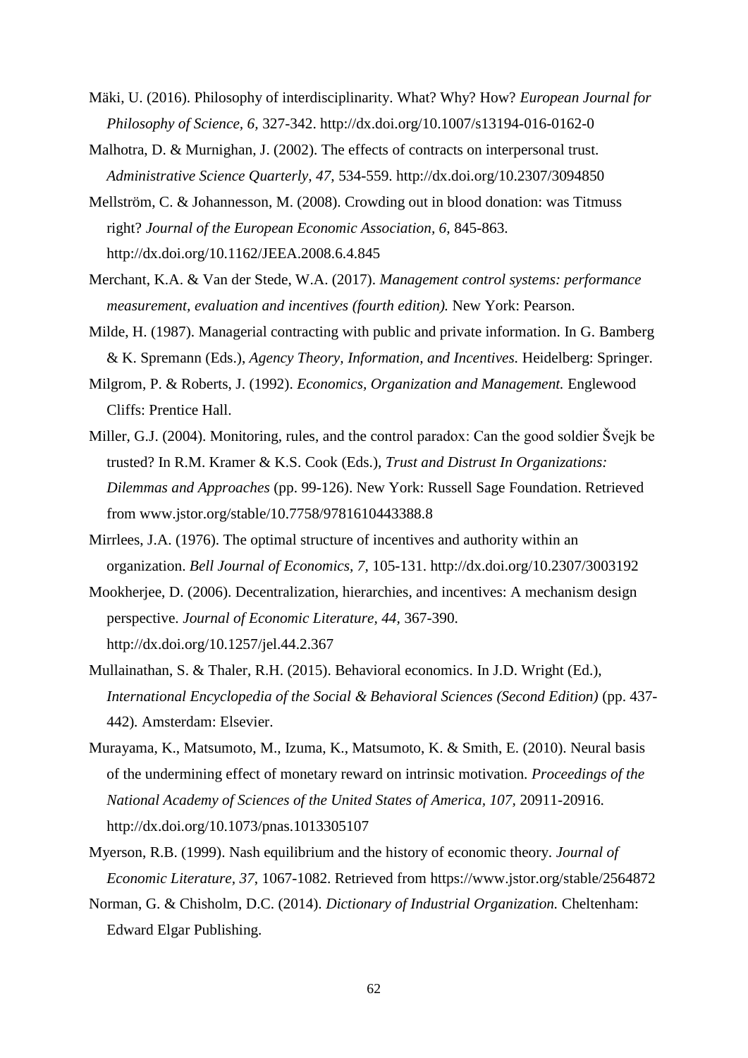Mäki, U. (2016). Philosophy of interdisciplinarity. What? Why? How? *European Journal for Philosophy of Science, 6,* 327-342. http://dx.doi.org/10.1007/s13194-016-0162-0

Malhotra, D. & Murnighan, J. (2002). The effects of contracts on interpersonal trust. *Administrative Science Quarterly, 47,* 534-559. http://dx.doi.org/10.2307/3094850

Mellström, C. & Johannesson, M. (2008). Crowding out in blood donation: was Titmuss right? *Journal of the European Economic Association, 6,* 845-863. http://dx.doi.org/10.1162/JEEA.2008.6.4.845

Merchant, K.A. & Van der Stede, W.A. (2017). *Management control systems: performance measurement, evaluation and incentives (fourth edition).* New York: Pearson.

Milde, H. (1987). Managerial contracting with public and private information. In G. Bamberg & K. Spremann (Eds.), *Agency Theory, Information, and Incentives.* Heidelberg: Springer.

Milgrom, P. & Roberts, J. (1992). *Economics, Organization and Management.* Englewood Cliffs: Prentice Hall.

Miller, G.J. (2004). Monitoring, rules, and the control paradox: Can the good soldier Švejk be trusted? In R.M. Kramer & K.S. Cook (Eds.), *Trust and Distrust In Organizations: Dilemmas and Approaches* (pp. 99-126). New York: Russell Sage Foundation. Retrieved from www.jstor.org/stable/10.7758/9781610443388.8

Mirrlees, J.A. (1976). The optimal structure of incentives and authority within an organization. *Bell Journal of Economics, 7,* 105-131. http://dx.doi.org/10.2307/3003192

Mookherjee, D. (2006). Decentralization, hierarchies, and incentives: A mechanism design perspective. *Journal of Economic Literature, 44,* 367-390. http://dx.doi.org/10.1257/jel.44.2.367

Mullainathan, S. & Thaler, R.H. (2015). Behavioral economics. In J.D. Wright (Ed.), *International Encyclopedia of the Social & Behavioral Sciences (Second Edition)* (pp. 437-442). Amsterdam: Elsevier.

Murayama, K., Matsumoto, M., Izuma, K., Matsumoto, K. & Smith, E. (2010). Neural basis of the undermining effect of monetary reward on intrinsic motivation. *Proceedings of the National Academy of Sciences of the United States of America, 107,* 20911-20916. http://dx.doi.org/10.1073/pnas.1013305107

Myerson, R.B. (1999). Nash equilibrium and the history of economic theory. *Journal of Economic Literature, 37,* 1067-1082. Retrieved from https://www.jstor.org/stable/2564872

Norman, G. & Chisholm, D.C. (2014). *Dictionary of Industrial Organization.* Cheltenham: Edward Elgar Publishing.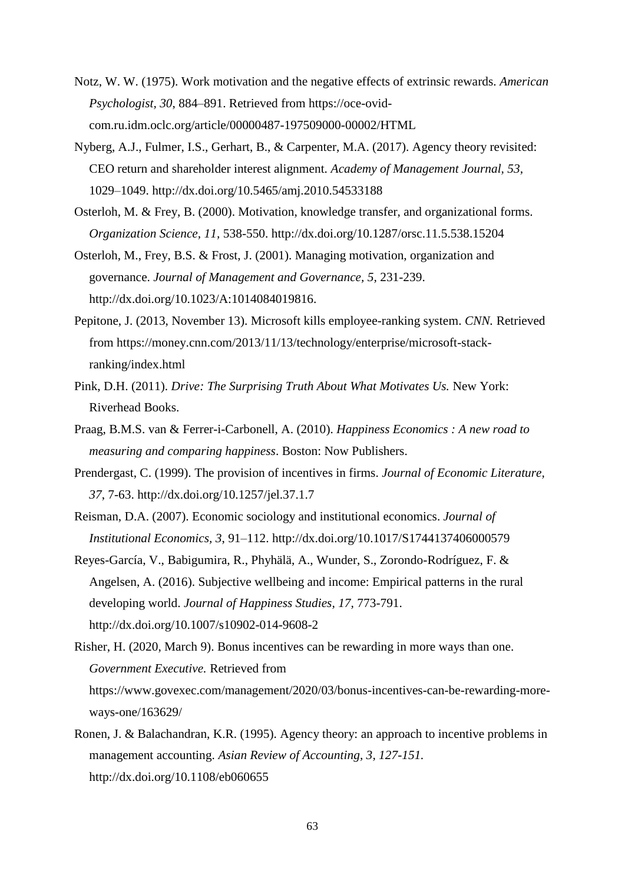Notz, W. W. (1975). Work motivation and the negative effects of extrinsic rewards. *American Psychologist, 30,* 884–891. Retrieved from https://oce-ovid-com.ru.idm.oclc.org/article/00000487-197509000-00002/HTML

Nyberg, A.J., Fulmer, I.S., Gerhart, B., & Carpenter, M.A. (2017). Agency theory revisited: CEO return and shareholder interest alignment. *Academy of Management Journal, 53,* 1029–1049. http://dx.doi.org/10.5465/amj.2010.54533188

Osterloh, M. & Frey, B. (2000). Motivation, knowledge transfer, and organizational forms. *Organization Science, 11,* 538-550. http://dx.doi.org/10.1287/orsc.11.5.538.15204

Osterloh, M., Frey, B.S. & Frost, J. (2001). Managing motivation, organization and governance. *Journal of Management and Governance, 5,* 231-239. http://dx.doi.org/10.1023/A:1014084019816.

Pepitone, J. (2013, November 13). Microsoft kills employee-ranking system. *CNN.* Retrieved from https://money.cnn.com/2013/11/13/technology/enterprise/microsoft-stack-ranking/index.html

Pink, D.H. (2011). *Drive: The Surprising Truth About What Motivates Us.* New York: Riverhead Books.

Praag, B.M.S. van & Ferrer-i-Carbonell, A. (2010). *Happiness Economics : A new road to measuring and comparing happiness*. Boston: Now Publishers.

Prendergast, C. (1999). The provision of incentives in firms. *Journal of Economic Literature, 37*, 7-63. http://dx.doi.org/10.1257/jel.37.1.7

Reisman, D.A. (2007). Economic sociology and institutional economics. *Journal of Institutional Economics, 3,* 91–112. http://dx.doi.org/10.1017/S1744137406000579

Reyes-García, V., Babigumira, R., Phyhälä, A., Wunder, S., Zorondo-Rodríguez, F. & Angelsen, A. (2016). Subjective wellbeing and income: Empirical patterns in the rural developing world. *Journal of Happiness Studies, 17,* 773-791. http://dx.doi.org/10.1007/s10902-014-9608-2

Risher, H. (2020, March 9). Bonus incentives can be rewarding in more ways than one. *Government Executive.* Retrieved from https://www.govexec.com/management/2020/03/bonus-incentives-can-be-rewarding-more-ways-one/163629/

Ronen, J. & Balachandran, K.R. (1995). Agency theory: an approach to incentive problems in management accounting. *Asian Review of Accounting, 3, 127-151.* http://dx.doi.org/10.1108/eb060655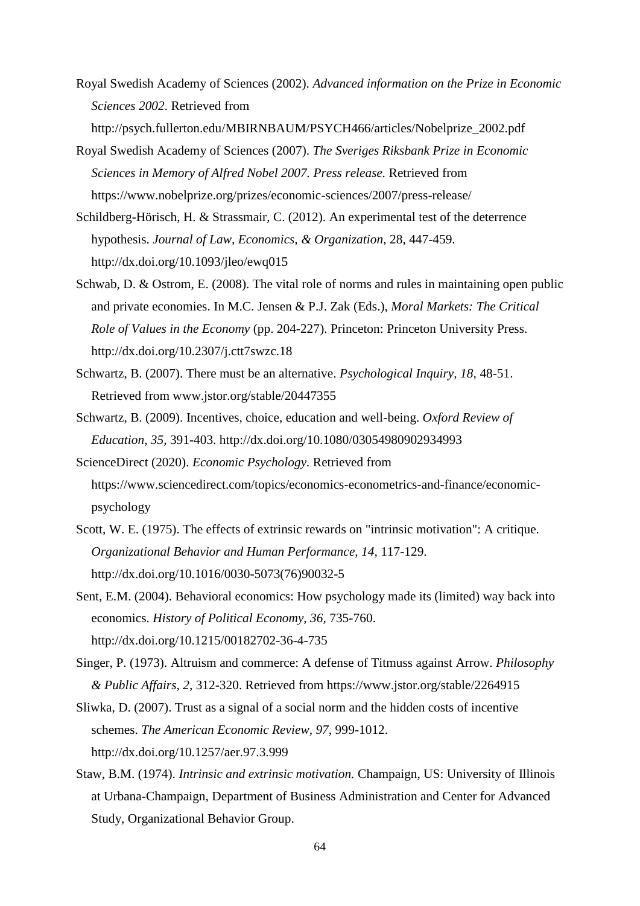Royal Swedish Academy of Sciences (2002). *Advanced information on the Prize in Economic Sciences 2002*. Retrieved from http://psych.fullerton.edu/MBIRNBAUM/PSYCH466/articles/Nobelprize_2002.pdf

Royal Swedish Academy of Sciences (2007). *The Sveriges Riksbank Prize in Economic Sciences in Memory of Alfred Nobel 2007. Press release.* Retrieved from https://www.nobelprize.org/prizes/economic-sciences/2007/press-release/

Schildberg-Hörisch, H. & Strassmair, C. (2012). An experimental test of the deterrence hypothesis. *Journal of Law, Economics, & Organization,* 28, 447-459. http://dx.doi.org/10.1093/jleo/ewq015

Schwab, D. & Ostrom, E. (2008). The vital role of norms and rules in maintaining open public and private economies. In M.C. Jensen & P.J. Zak (Eds.), *Moral Markets: The Critical Role of Values in the Economy* (pp. 204-227). Princeton: Princeton University Press. http://dx.doi.org/10.2307/j.ctt7swzc.18

Schwartz, B. (2007). There must be an alternative. *Psychological Inquiry, 18*, 48-51. Retrieved from www.jstor.org/stable/20447355

Schwartz, B. (2009). Incentives, choice, education and well-being. *Oxford Review of Education, 35,* 391-403. http://dx.doi.org/10.1080/03054980902934993

ScienceDirect (2020). *Economic Psychology.* Retrieved from https://www.sciencedirect.com/topics/economics-econometrics-and-finance/economic-psychology

Scott, W. E. (1975). The effects of extrinsic rewards on "intrinsic motivation": A critique. *Organizational Behavior and Human Performance, 14,* 117-129. http://dx.doi.org/10.1016/0030-5073(76)90032-5

Sent, E.M. (2004). Behavioral economics: How psychology made its (limited) way back into economics. *History of Political Economy, 36,* 735-760. http://dx.doi.org/10.1215/00182702-36-4-735

Singer, P. (1973). Altruism and commerce: A defense of Titmuss against Arrow. *Philosophy & Public Affairs, 2,* 312-320. Retrieved from https://www.jstor.org/stable/2264915

Sliwka, D. (2007). Trust as a signal of a social norm and the hidden costs of incentive schemes. *The American Economic Review, 97*, 999-1012. http://dx.doi.org/10.1257/aer.97.3.999

Staw, B.M. (1974). *Intrinsic and extrinsic motivation.* Champaign, US: University of Illinois at Urbana-Champaign, Department of Business Administration and Center for Advanced Study, Organizational Behavior Group.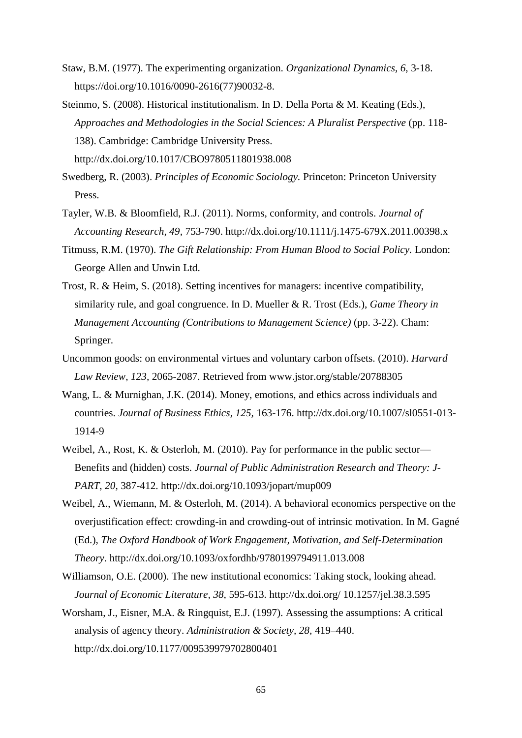Staw, B.M. (1977). The experimenting organization. *Organizational Dynamics, 6,* 3-18. https://doi.org/10.1016/0090-2616(77)90032-8.

Steinmo, S. (2008). Historical institutionalism. In D. Della Porta & M. Keating (Eds.), *Approaches and Methodologies in the Social Sciences: A Pluralist Perspective* (pp. 118-138). Cambridge: Cambridge University Press. http://dx.doi.org/10.1017/CBO9780511801938.008

Swedberg, R. (2003). *Principles of Economic Sociology.* Princeton: Princeton University Press.

Tayler, W.B. & Bloomfield, R.J. (2011). Norms, conformity, and controls. *Journal of Accounting Research, 49,* 753-790. http://dx.doi.org/10.1111/j.1475-679X.2011.00398.x

Titmuss, R.M. (1970). *The Gift Relationship: From Human Blood to Social Policy.* London: George Allen and Unwin Ltd.

Trost, R. & Heim, S. (2018). Setting incentives for managers: incentive compatibility, similarity rule, and goal congruence. In D. Mueller & R. Trost (Eds.), *Game Theory in Management Accounting (Contributions to Management Science)* (pp. 3-22). Cham: Springer.

Uncommon goods: on environmental virtues and voluntary carbon offsets. (2010). *Harvard Law Review, 123,* 2065-2087. Retrieved from www.jstor.org/stable/20788305

Wang, L. & Murnighan, J.K. (2014). Money, emotions, and ethics across individuals and countries. *Journal of Business Ethics, 125,* 163-176. http://dx.doi.org/10.1007/sl0551-013-1914-9

Weibel, A., Rost, K. & Osterloh, M. (2010). Pay for performance in the public sector—Benefits and (hidden) costs. *Journal of Public Administration Research and Theory: J-PART, 20,* 387-412. http://dx.doi.org/10.1093/jopart/mup009

Weibel, A., Wiemann, M. & Osterloh, M. (2014). A behavioral economics perspective on the overjustification effect: crowding-in and crowding-out of intrinsic motivation. In M. Gagné (Ed.), *The Oxford Handbook of Work Engagement, Motivation, and Self-Determination Theory*. http://dx.doi.org/10.1093/oxfordhb/9780199794911.013.008

Williamson, O.E. (2000). The new institutional economics: Taking stock, looking ahead. *Journal of Economic Literature, 38,* 595-613. http://dx.doi.org/ 10.1257/jel.38.3.595

Worsham, J., Eisner, M.A. & Ringquist, E.J. (1997). Assessing the assumptions: A critical analysis of agency theory. *Administration & Society, 28,* 419–440. http://dx.doi.org/10.1177/009539979702800401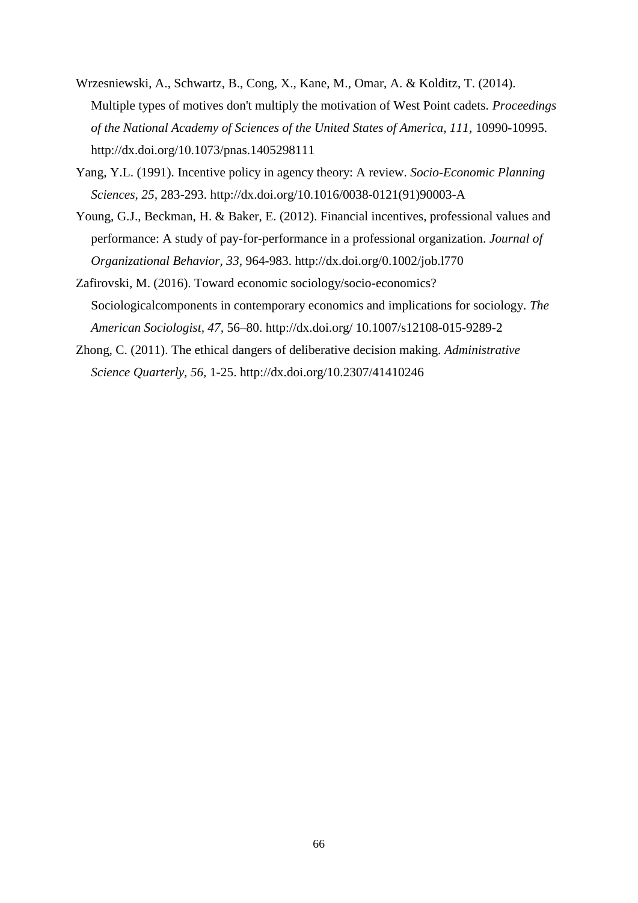Wrzesniewski, A., Schwartz, B., Cong, X., Kane, M., Omar, A. & Kolditz, T. (2014). Multiple types of motives don't multiply the motivation of West Point cadets. *Proceedings of the National Academy of Sciences of the United States of America, 111*, 10990-10995. http://dx.doi.org/10.1073/pnas.1405298111

Yang, Y.L. (1991). Incentive policy in agency theory: A review. *Socio-Economic Planning Sciences, 25*, 283-293. http://dx.doi.org/10.1016/0038-0121(91)90003-A

Young, G.J., Beckman, H. & Baker, E. (2012). Financial incentives, professional values and performance: A study of pay-for-performance in a professional organization. *Journal of Organizational Behavior, 33*, 964-983. http://dx.doi.org/0.1002/job.l770

Zafirovski, M. (2016). Toward economic sociology/socio-economics? Sociologicalcomponents in contemporary economics and implications for sociology. *The American Sociologist, 47*, 56–80. http://dx.doi.org/ 10.1007/s12108-015-9289-2

Zhong, C. (2011). The ethical dangers of deliberative decision making. *Administrative Science Quarterly, 56*, 1-25. http://dx.doi.org/10.2307/41410246